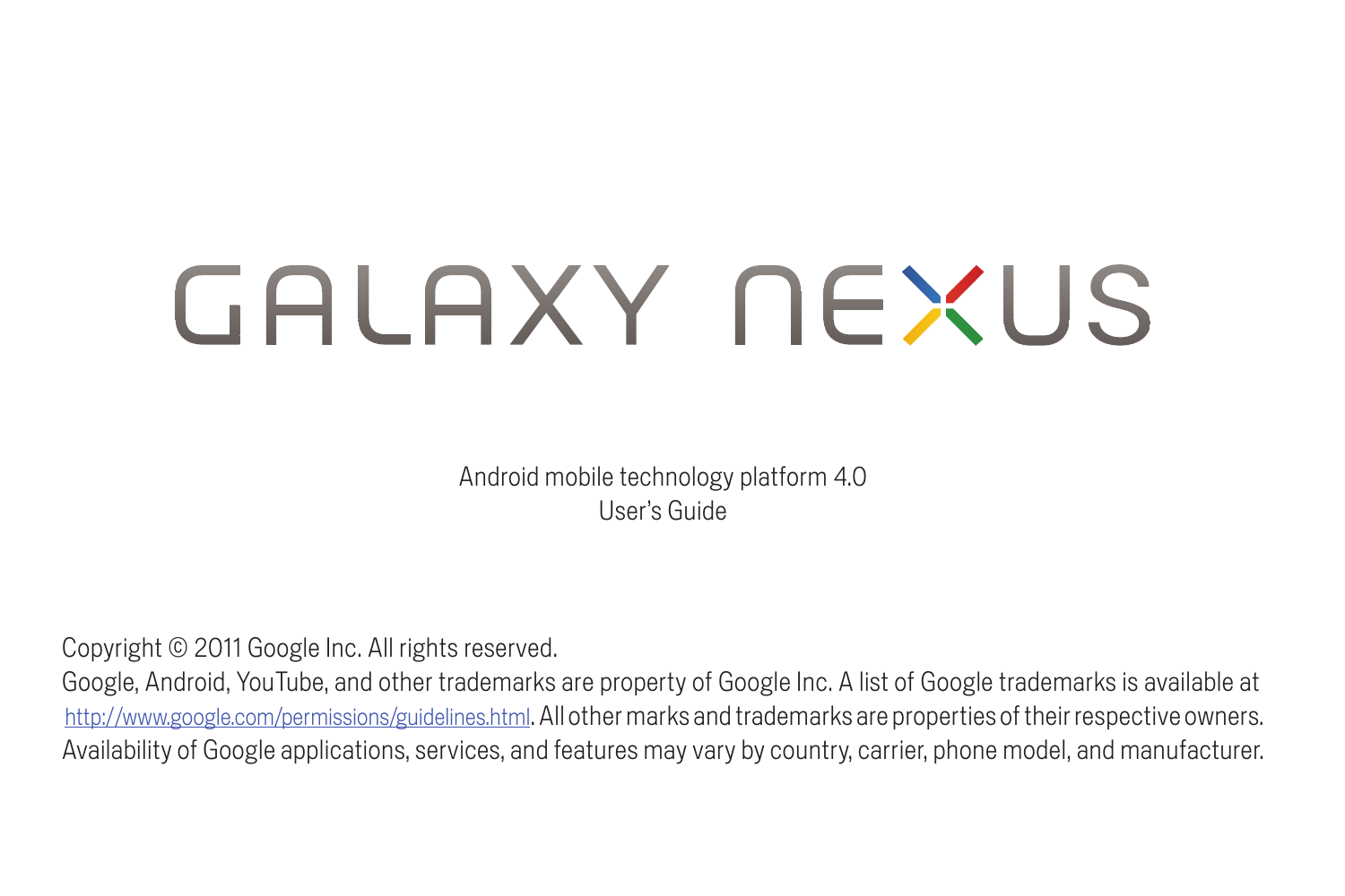# GALAXY NEXUS

Android mobile technology platform 4.0
User's Guide

Copyright © 2011 Google Inc. All rights reserved.

Google, Android, YouTube, and other trademarks are property of Google Inc. A list of Google trademarks is available at http://www.google.com/permissions/guidelines.html. All other marks and trademarks are properties of their respective owners. Availability of Google applications, services, and features may vary by country, carrier, phone model, and manufacturer.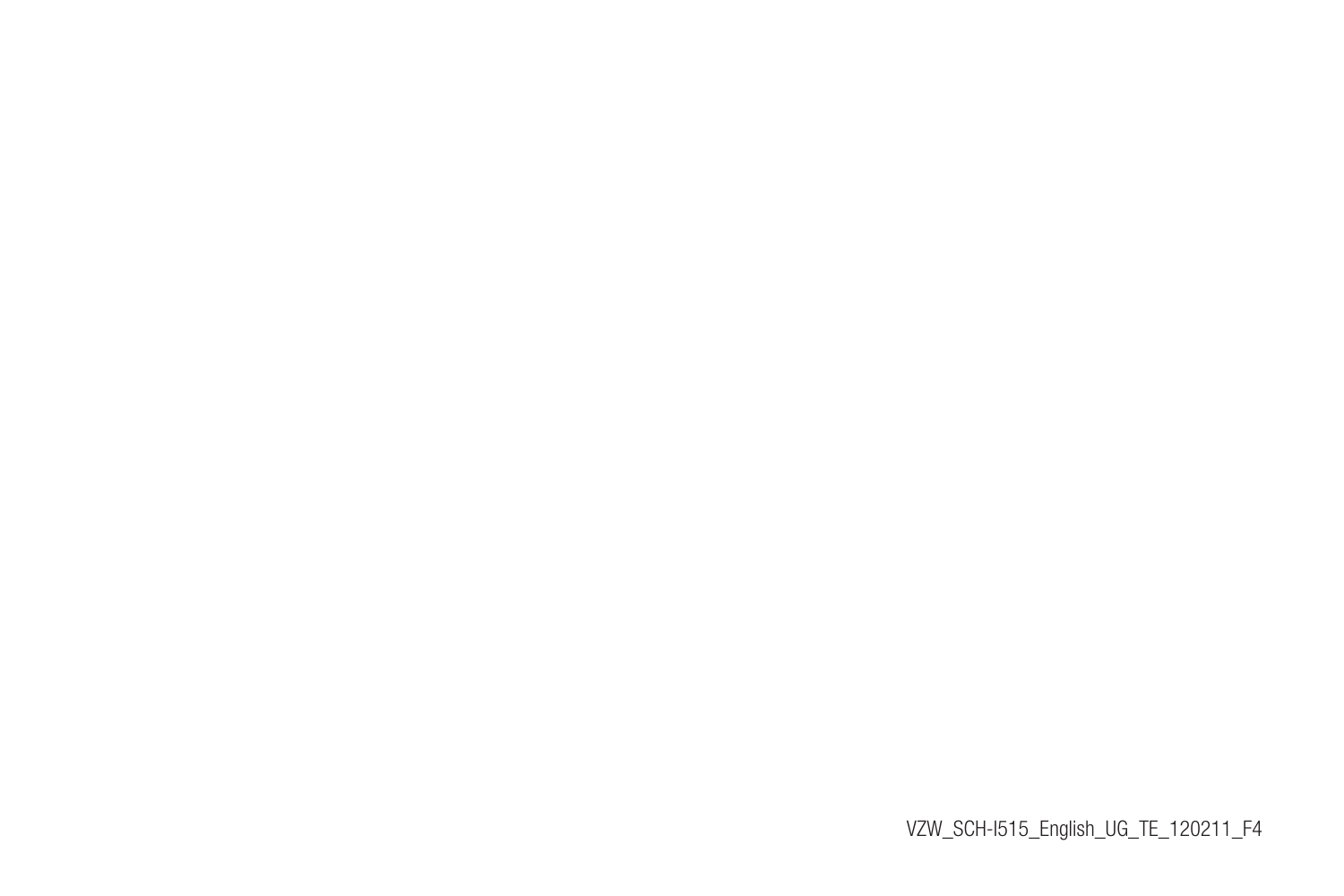VZW_SCH-I515_English_UG_TE_120211_F4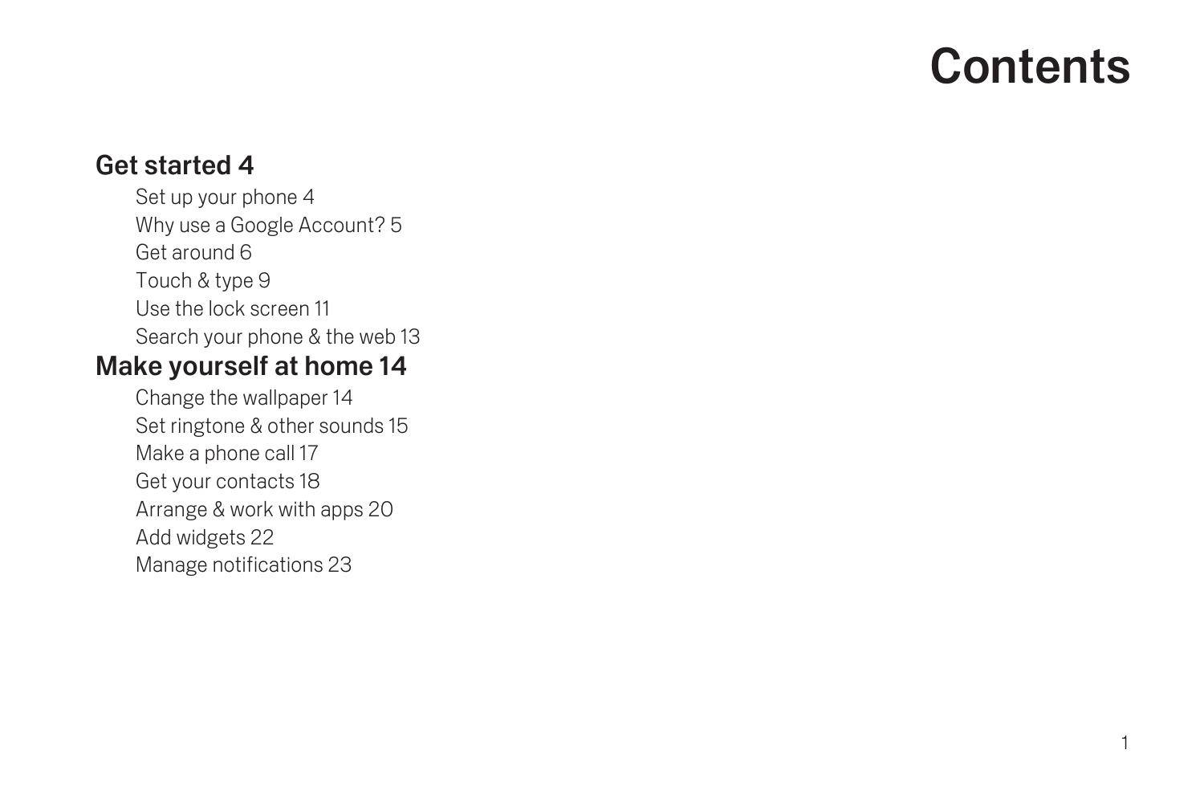# Contents

## Get started 4

- Set up your phone 4
- Why use a Google Account? 5
- Get around 6
- Touch & type 9
- Use the lock screen 11
- Search your phone & the web 13

## Make yourself at home 14

- Change the wallpaper 14
- Set ringtone & other sounds 15
- Make a phone call 17
- Get your contacts 18
- Arrange & work with apps 20
- Add widgets 22
- Manage notifications 23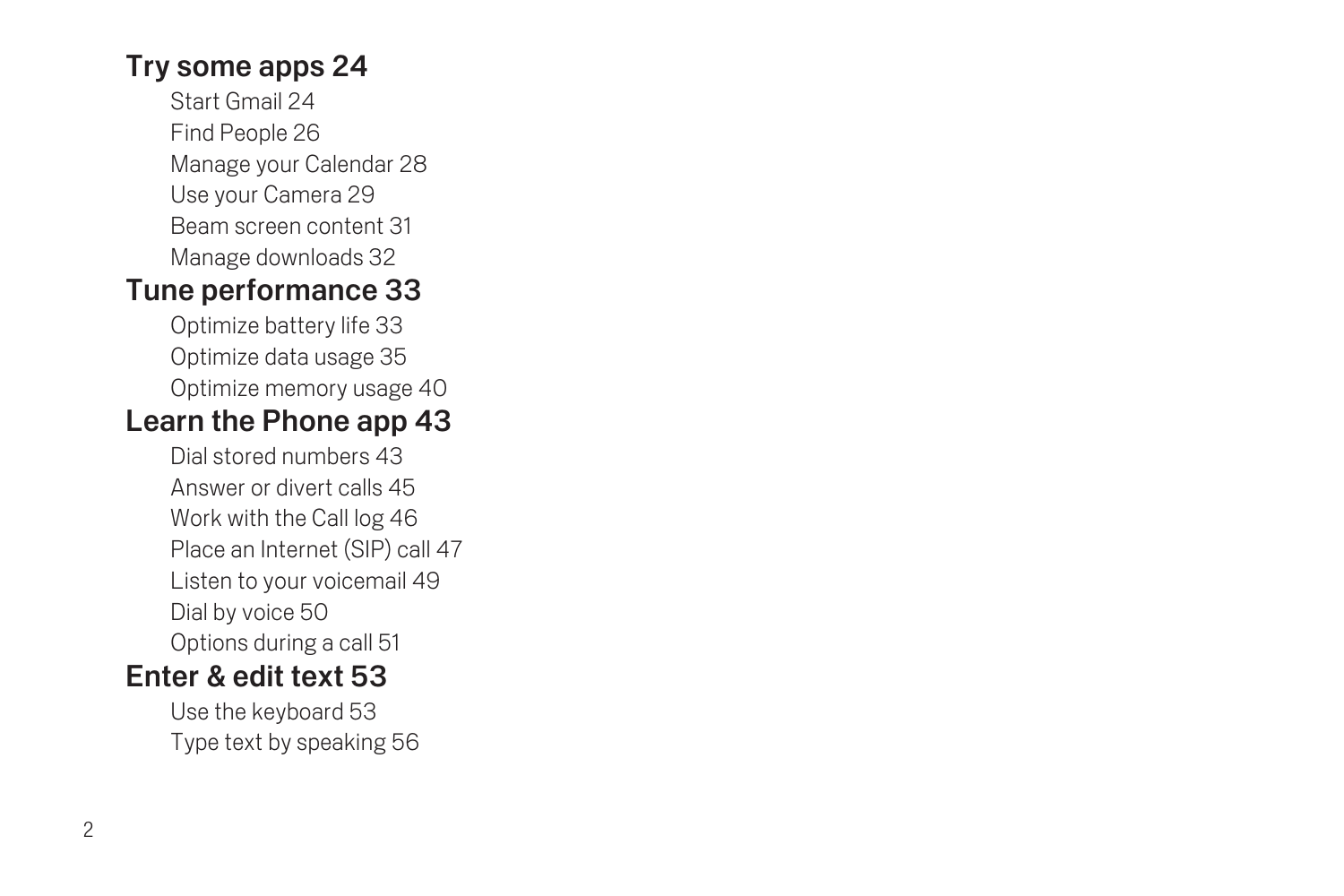## Try some apps 24

- Start Gmail 24
- Find People 26
- Manage your Calendar 28
- Use your Camera 29
- Beam screen content 31
- Manage downloads 32

## Tune performance 33

- Optimize battery life 33
- Optimize data usage 35
- Optimize memory usage 40

## Learn the Phone app 43

- Dial stored numbers 43
- Answer or divert calls 45
- Work with the Call log 46
- Place an Internet (SIP) call 47
- Listen to your voicemail 49
- Dial by voice 50
- Options during a call 51

## Enter & edit text 53

- Use the keyboard 53
- Type text by speaking 56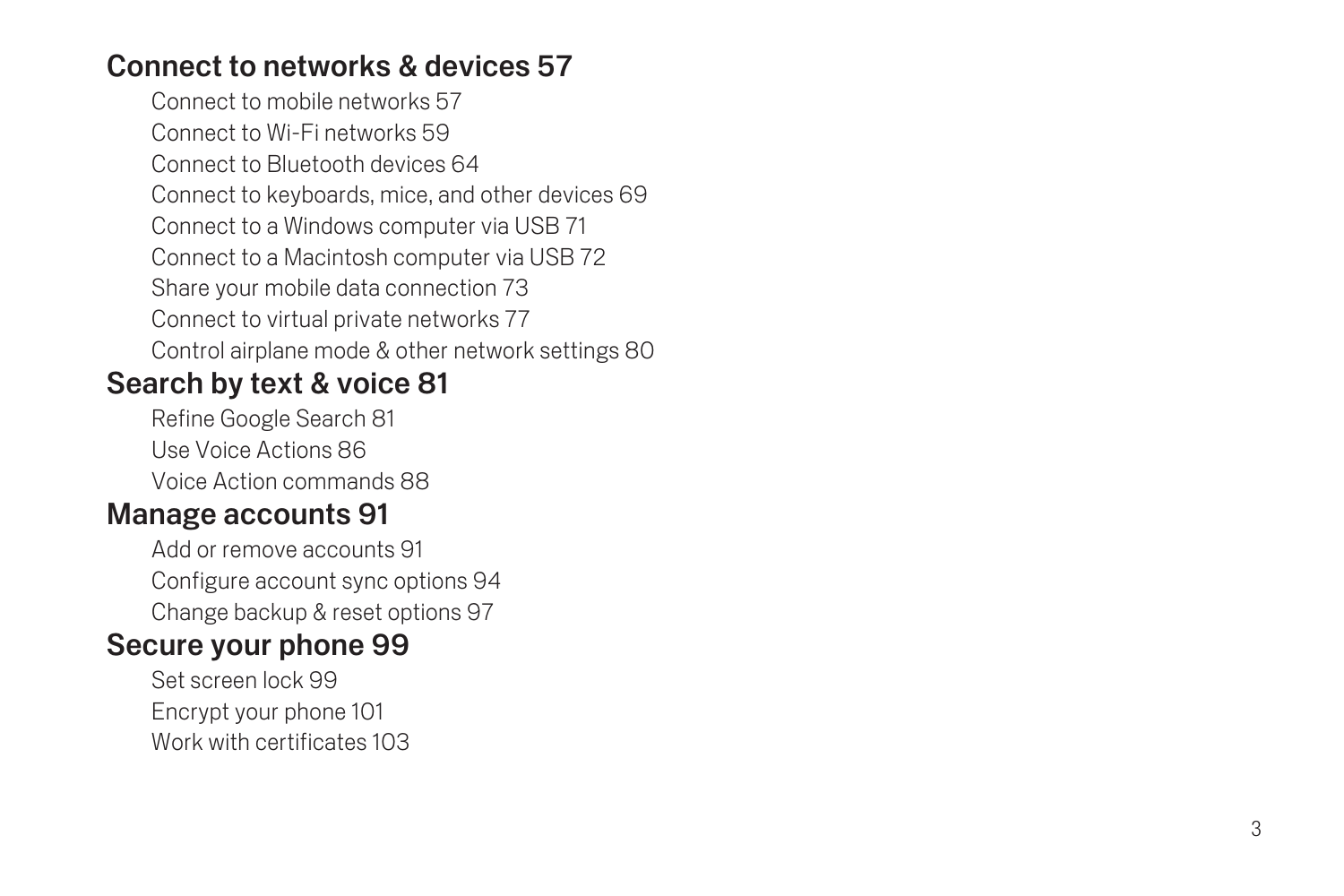## Connect to networks & devices 57

- Connect to mobile networks 57
- Connect to Wi-Fi networks 59
- Connect to Bluetooth devices 64
- Connect to keyboards, mice, and other devices 69
- Connect to a Windows computer via USB 71
- Connect to a Macintosh computer via USB 72
- Share your mobile data connection 73
- Connect to virtual private networks 77
- Control airplane mode & other network settings 80

## Search by text & voice 81

- Refine Google Search 81
- Use Voice Actions 86
- Voice Action commands 88

## Manage accounts 91

- Add or remove accounts 91
- Configure account sync options 94
- Change backup & reset options 97

## Secure your phone 99

- Set screen lock 99
- Encrypt your phone 101
- Work with certificates 103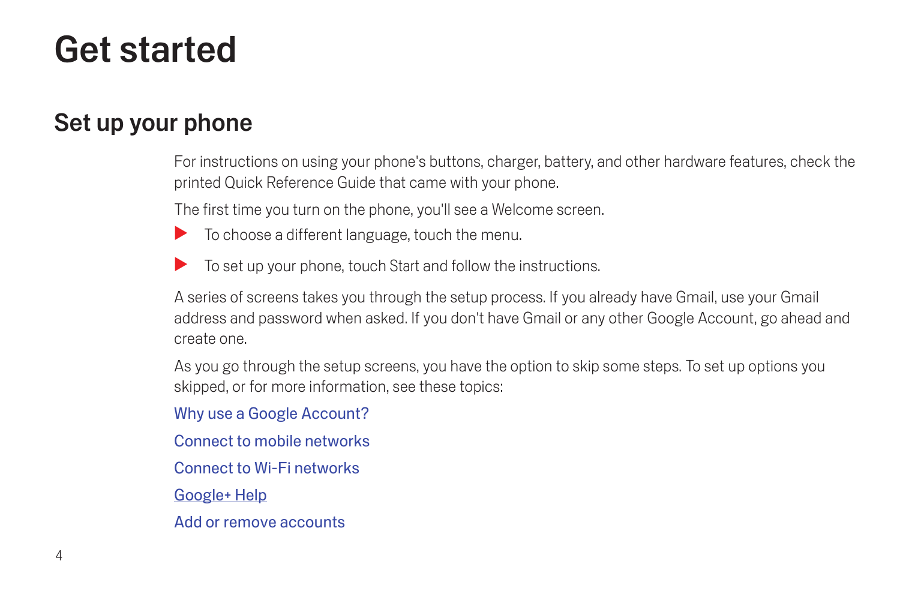# Get started

## Set up your phone

For instructions on using your phone's buttons, charger, battery, and other hardware features, check the printed Quick Reference Guide that came with your phone.

The first time you turn on the phone, you'll see a Welcome screen.

- To choose a different language, touch the menu.
- To set up your phone, touch Start and follow the instructions.

A series of screens takes you through the setup process. If you already have Gmail, use your Gmail address and password when asked. If you don't have Gmail or any other Google Account, go ahead and create one.

As you go through the setup screens, you have the option to skip some steps. To set up options you skipped, or for more information, see these topics:

Why use a Google Account?

Connect to mobile networks

Connect to Wi-Fi networks

Google+ Help

Add or remove accounts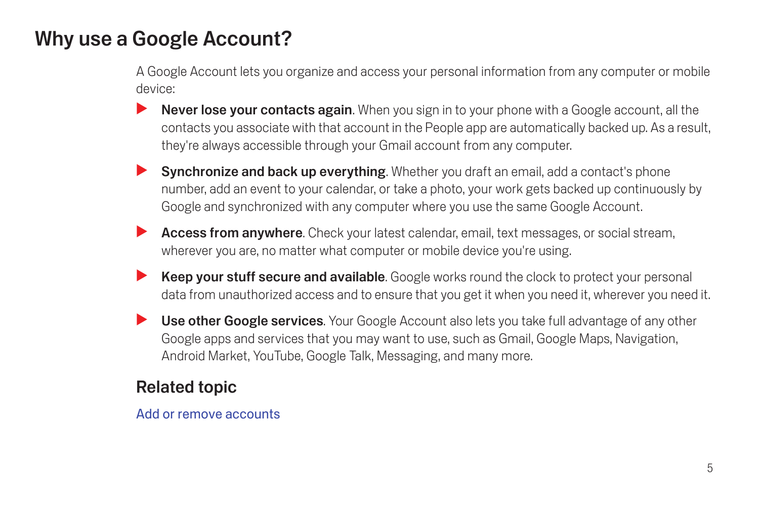# Why use a Google Account?

A Google Account lets you organize and access your personal information from any computer or mobile device:

- **Never lose your contacts again**. When you sign in to your phone with a Google account, all the contacts you associate with that account in the People app are automatically backed up. As a result, they're always accessible through your Gmail account from any computer.
- **Synchronize and back up everything**. Whether you draft an email, add a contact's phone number, add an event to your calendar, or take a photo, your work gets backed up continuously by Google and synchronized with any computer where you use the same Google Account.
- **Access from anywhere**. Check your latest calendar, email, text messages, or social stream, wherever you are, no matter what computer or mobile device you're using.
- **Keep your stuff secure and available**. Google works round the clock to protect your personal data from unauthorized access and to ensure that you get it when you need it, wherever you need it.
- **Use other Google services**. Your Google Account also lets you take full advantage of any other Google apps and services that you may want to use, such as Gmail, Google Maps, Navigation, Android Market, YouTube, Google Talk, Messaging, and many more.

## Related topic

Add or remove accounts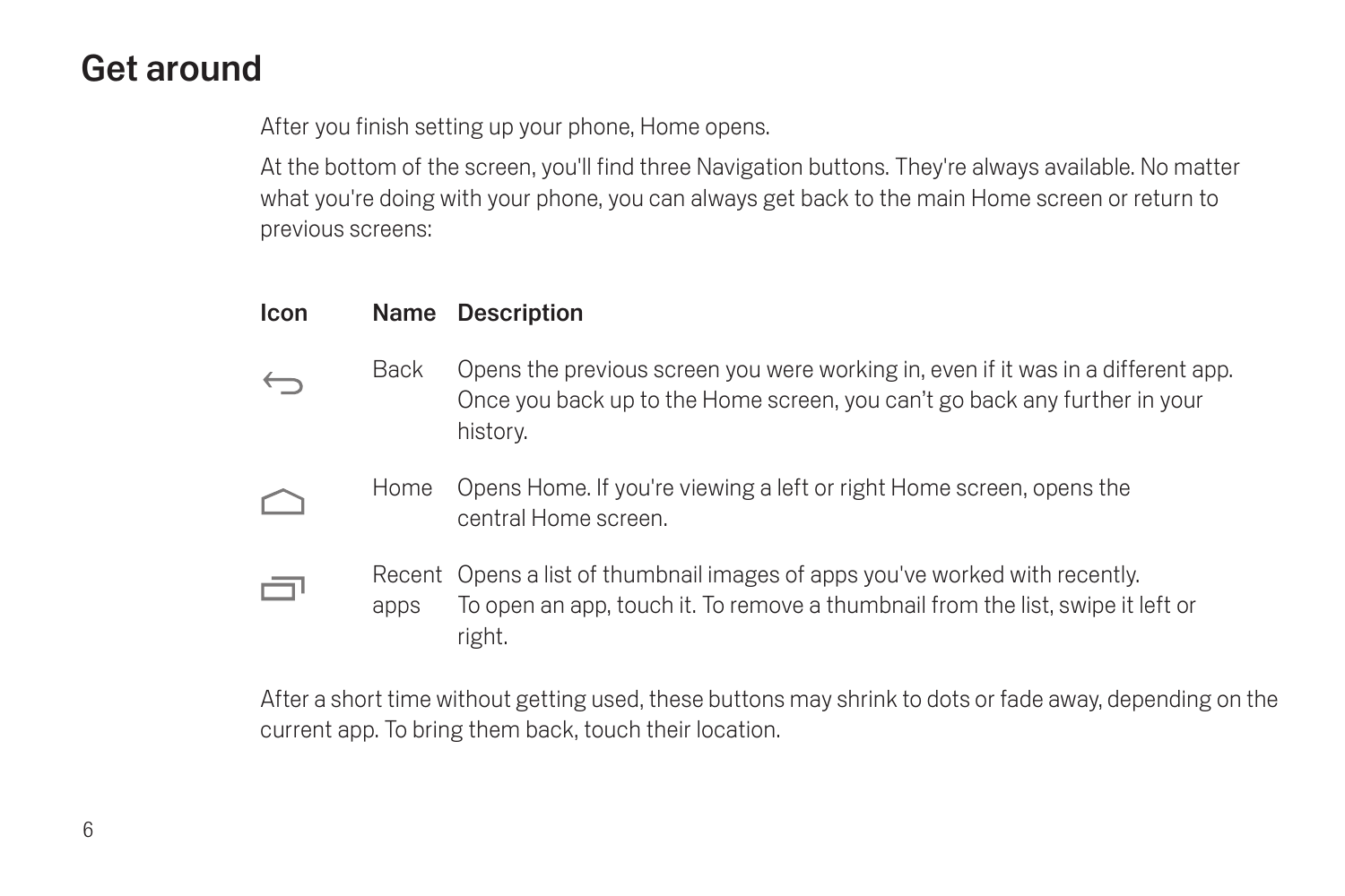# Get around

After you finish setting up your phone, Home opens.

At the bottom of the screen, you'll find three Navigation buttons. They're always available. No matter what you're doing with your phone, you can always get back to the main Home screen or return to previous screens:

| Icon | Name | Description |
|---|---|---|
| | Back | Opens the previous screen you were working in, even if it was in a different app. Once you back up to the Home screen, you can't go back any further in your history. |
| | Home | Opens Home. If you're viewing a left or right Home screen, opens the central Home screen. |
| | Recent apps | Opens a list of thumbnail images of apps you've worked with recently. To open an app, touch it. To remove a thumbnail from the list, swipe it left or right. |

After a short time without getting used, these buttons may shrink to dots or fade away, depending on the current app. To bring them back, touch their location.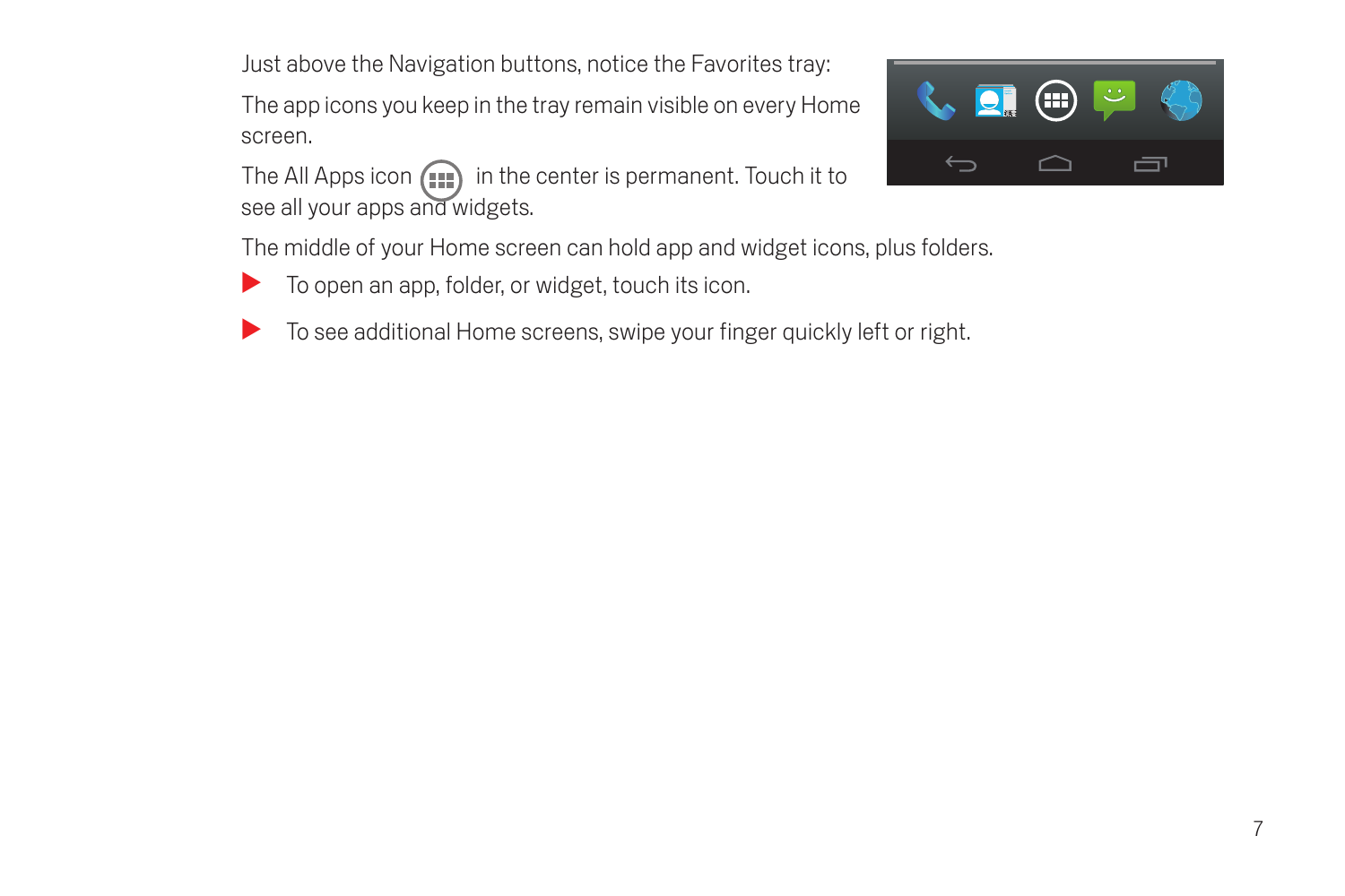Just above the Navigation buttons, notice the Favorites tray:

The app icons you keep in the tray remain visible on every Home screen.

The All Apps icon in the center is permanent. Touch it to see all your apps and widgets.

The middle of your Home screen can hold app and widget icons, plus folders.

- To open an app, folder, or widget, touch its icon.
- To see additional Home screens, swipe your finger quickly left or right.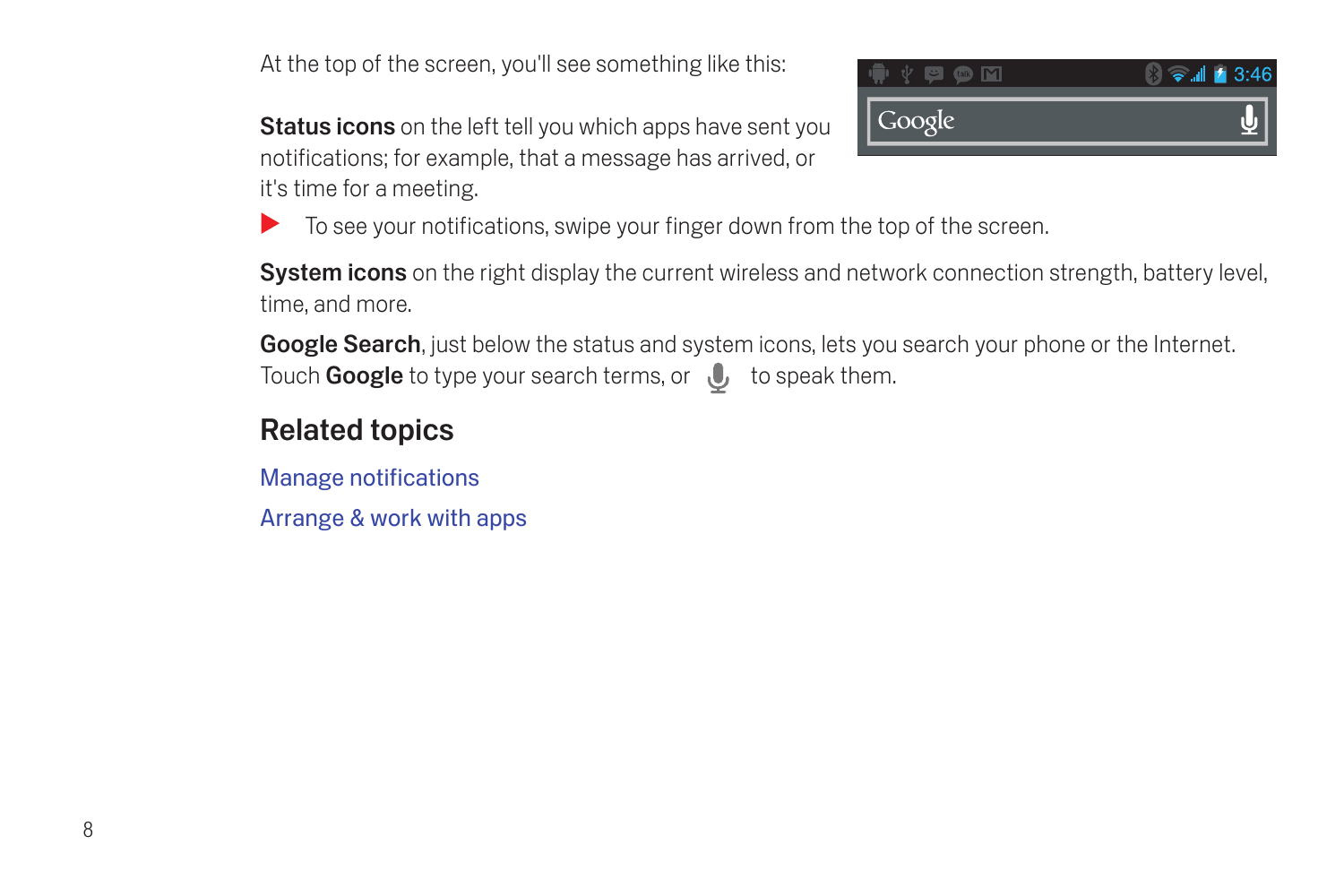At the top of the screen, you'll see something like this:

**Status icons** on the left tell you which apps have sent you notifications; for example, that a message has arrived, or it's time for a meeting.

- To see your notifications, swipe your finger down from the top of the screen.

**System icons** on the right display the current wireless and network connection strength, battery level, time, and more.

**Google Search**, just below the status and system icons, lets you search your phone or the Internet. Touch **Google** to type your search terms, or to speak them.

## Related topics

Manage notifications

Arrange & work with apps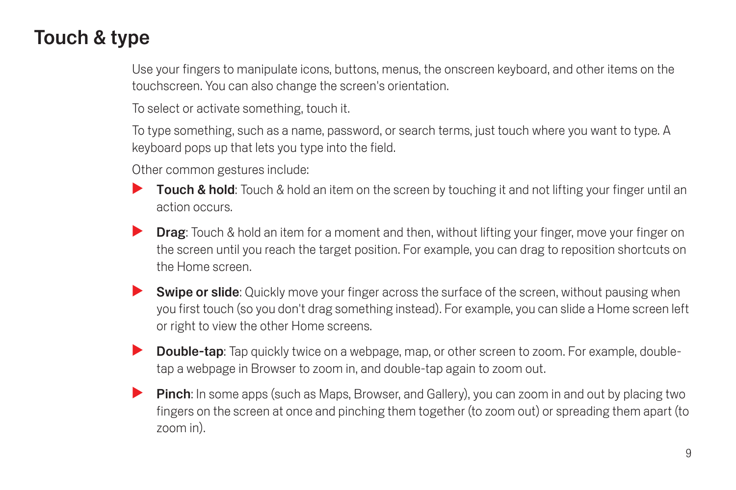# Touch & type

Use your fingers to manipulate icons, buttons, menus, the onscreen keyboard, and other items on the touchscreen. You can also change the screen's orientation.

To select or activate something, touch it.

To type something, such as a name, password, or search terms, just touch where you want to type. A keyboard pops up that lets you type into the field.

Other common gestures include:

- **Touch & hold**: Touch & hold an item on the screen by touching it and not lifting your finger until an action occurs.
- **Drag**: Touch & hold an item for a moment and then, without lifting your finger, move your finger on the screen until you reach the target position. For example, you can drag to reposition shortcuts on the Home screen.
- **Swipe or slide**: Quickly move your finger across the surface of the screen, without pausing when you first touch (so you don't drag something instead). For example, you can slide a Home screen left or right to view the other Home screens.
- **Double-tap**: Tap quickly twice on a webpage, map, or other screen to zoom. For example, double-tap a webpage in Browser to zoom in, and double-tap again to zoom out.
- **Pinch**: In some apps (such as Maps, Browser, and Gallery), you can zoom in and out by placing two fingers on the screen at once and pinching them together (to zoom out) or spreading them apart (to zoom in).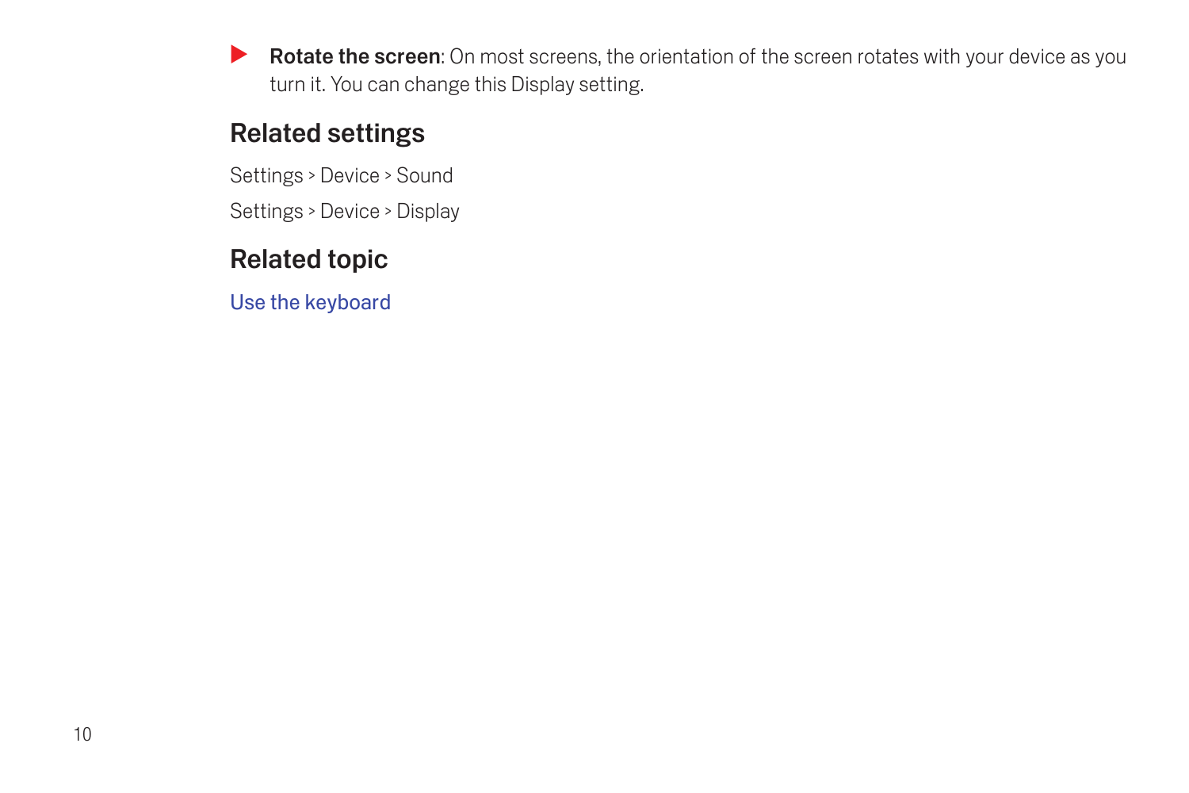- **Rotate the screen**: On most screens, the orientation of the screen rotates with your device as you turn it. You can change this Display setting.

## Related settings

Settings > Device > Sound

Settings > Device > Display

## Related topic

Use the keyboard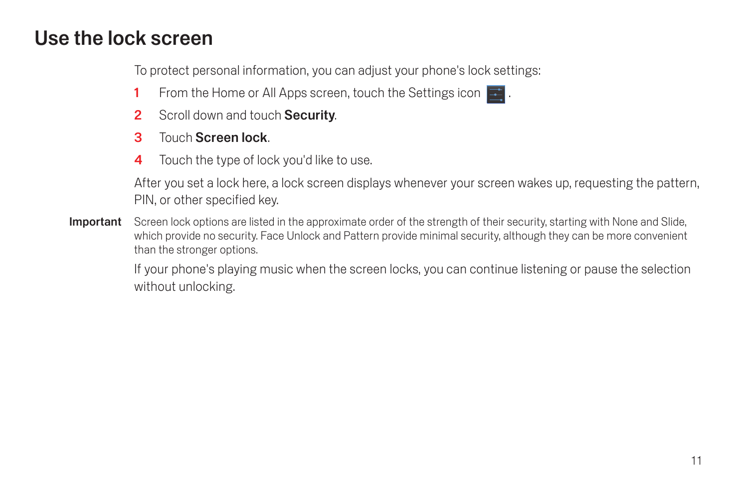# Use the lock screen

To protect personal information, you can adjust your phone's lock settings:

1. From the Home or All Apps screen, touch the Settings icon .
2. Scroll down and touch **Security**.
3. Touch **Screen lock**.
4. Touch the type of lock you'd like to use.

After you set a lock here, a lock screen displays whenever your screen wakes up, requesting the pattern, PIN, or other specified key.

**Important** Screen lock options are listed in the approximate order of the strength of their security, starting with None and Slide, which provide no security. Face Unlock and Pattern provide minimal security, although they can be more convenient than the stronger options.

If your phone's playing music when the screen locks, you can continue listening or pause the selection without unlocking.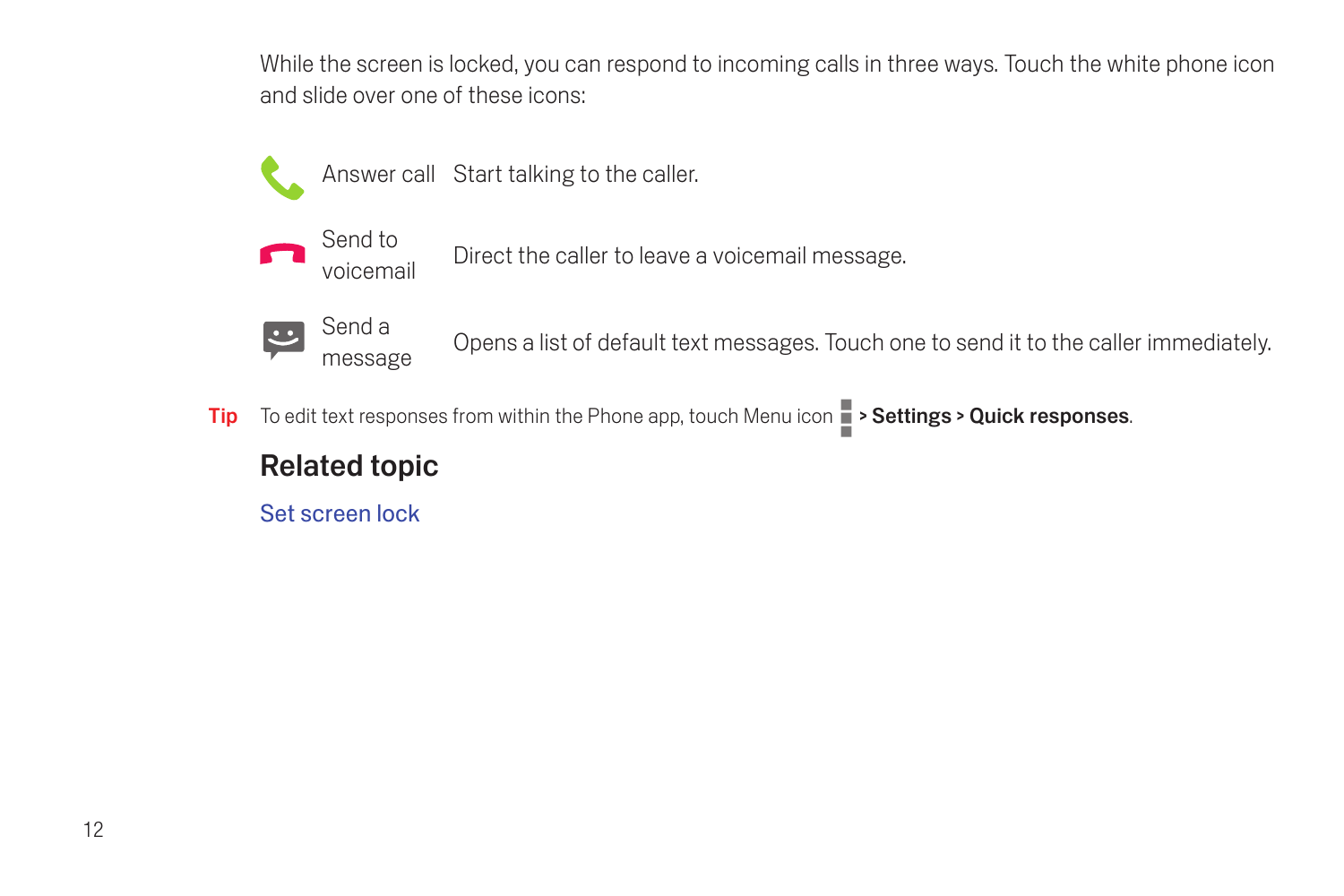While the screen is locked, you can respond to incoming calls in three ways. Touch the white phone icon and slide over one of these icons:

| | | |
|---|---|---|
| | Answer call | Start talking to the caller. |
| | Send to voicemail | Direct the caller to leave a voicemail message. |
| | Send a message | Opens a list of default text messages. Touch one to send it to the caller immediately. |

**Tip** To edit text responses from within the Phone app, touch Menu icon > **Settings** > **Quick responses**.

## Related topic

Set screen lock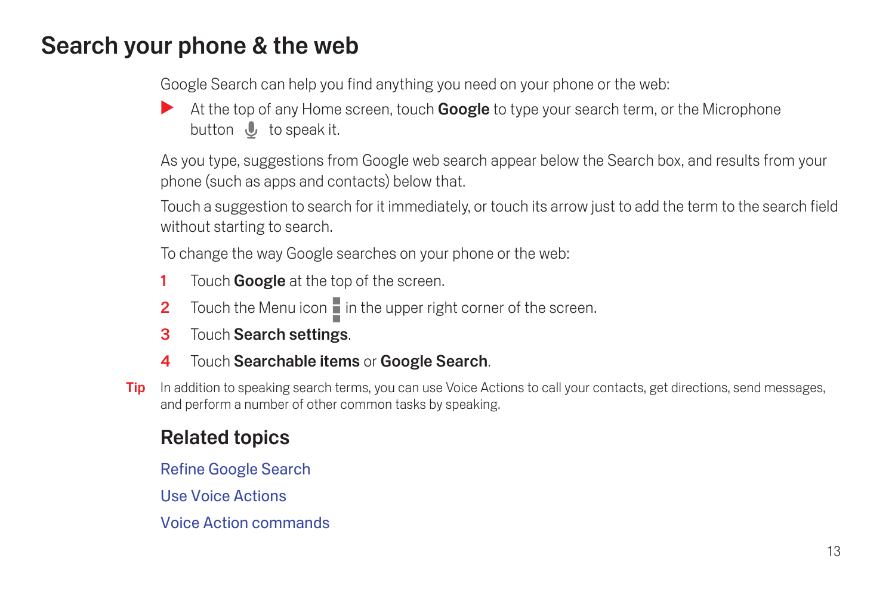# Search your phone & the web

Google Search can help you find anything you need on your phone or the web:

- At the top of any Home screen, touch **Google** to type your search term, or the Microphone button to speak it.

As you type, suggestions from Google web search appear below the Search box, and results from your phone (such as apps and contacts) below that.

Touch a suggestion to search for it immediately, or touch its arrow just to add the term to the search field without starting to search.

To change the way Google searches on your phone or the web:

1. Touch **Google** at the top of the screen.
2. Touch the Menu icon in the upper right corner of the screen.
3. Touch **Search settings**.
4. Touch **Searchable items** or **Google Search**.

**Tip** In addition to speaking search terms, you can use Voice Actions to call your contacts, get directions, send messages, and perform a number of other common tasks by speaking.

## Related topics

Refine Google Search

Use Voice Actions

Voice Action commands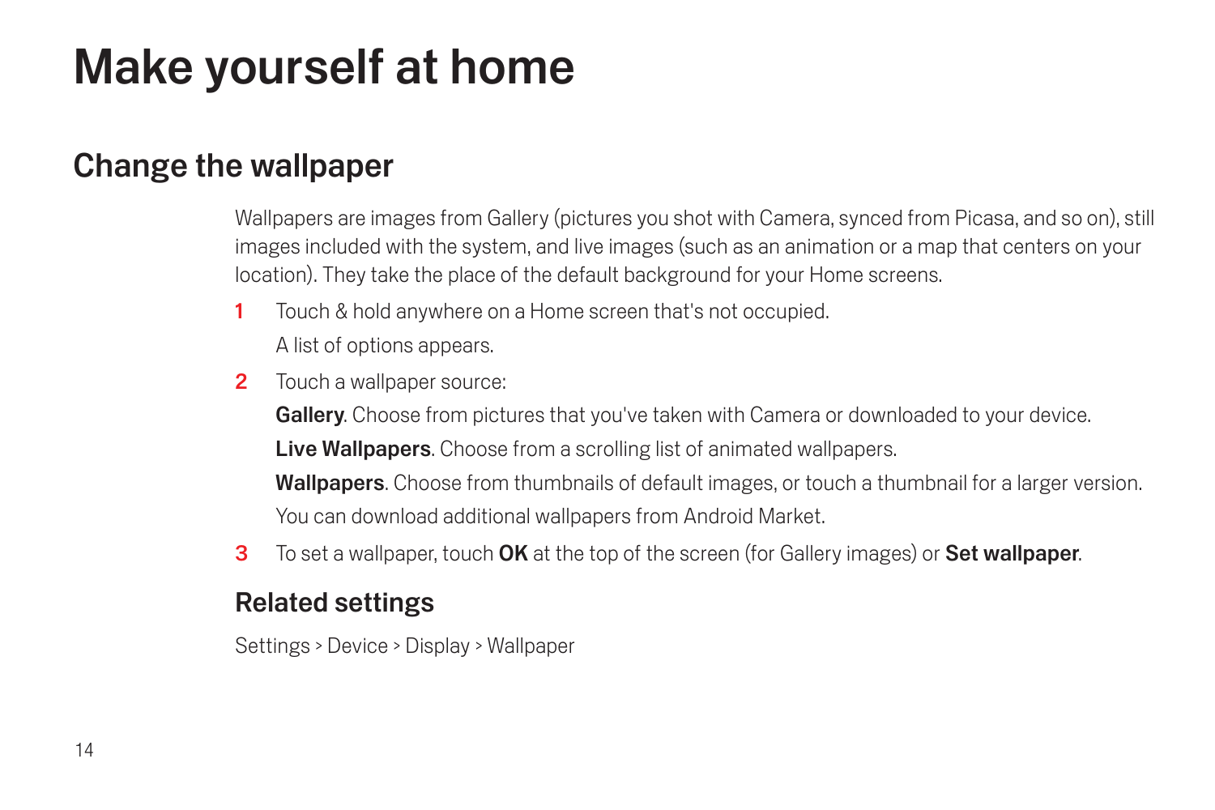# Make yourself at home

## Change the wallpaper

Wallpapers are images from Gallery (pictures you shot with Camera, synced from Picasa, and so on), still images included with the system, and live images (such as an animation or a map that centers on your location). They take the place of the default background for your Home screens.

1. Touch & hold anywhere on a Home screen that's not occupied.

   A list of options appears.

2. Touch a wallpaper source:

   **Gallery**. Choose from pictures that you've taken with Camera or downloaded to your device.

   **Live Wallpapers**. Choose from a scrolling list of animated wallpapers.

   **Wallpapers**. Choose from thumbnails of default images, or touch a thumbnail for a larger version. You can download additional wallpapers from Android Market.

3. To set a wallpaper, touch **OK** at the top of the screen (for Gallery images) or **Set wallpaper**.

### Related settings

Settings > Device > Display > Wallpaper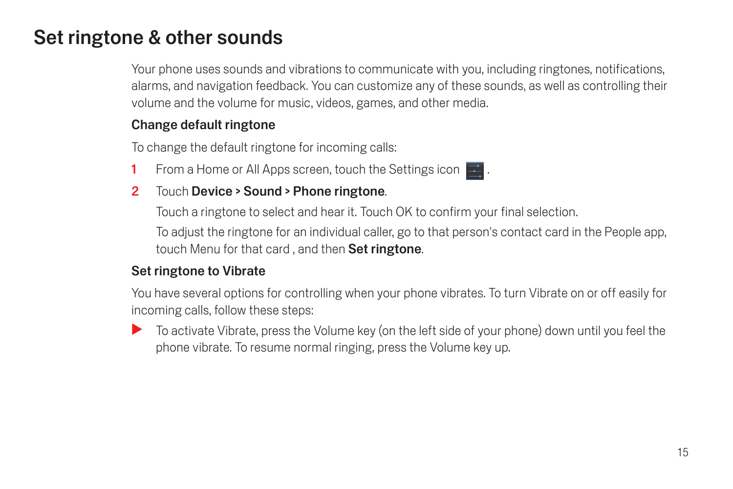# Set ringtone & other sounds

Your phone uses sounds and vibrations to communicate with you, including ringtones, notifications, alarms, and navigation feedback. You can customize any of these sounds, as well as controlling their volume and the volume for music, videos, games, and other media.

### Change default ringtone

To change the default ringtone for incoming calls:

1. From a Home or All Apps screen, touch the Settings icon .
2. Touch **Device > Sound > Phone ringtone**.

   Touch a ringtone to select and hear it. Touch OK to confirm your final selection.

   To adjust the ringtone for an individual caller, go to that person's contact card in the People app, touch Menu for that card , and then **Set ringtone**.

### Set ringtone to Vibrate

You have several options for controlling when your phone vibrates. To turn Vibrate on or off easily for incoming calls, follow these steps:

- To activate Vibrate, press the Volume key (on the left side of your phone) down until you feel the phone vibrate. To resume normal ringing, press the Volume key up.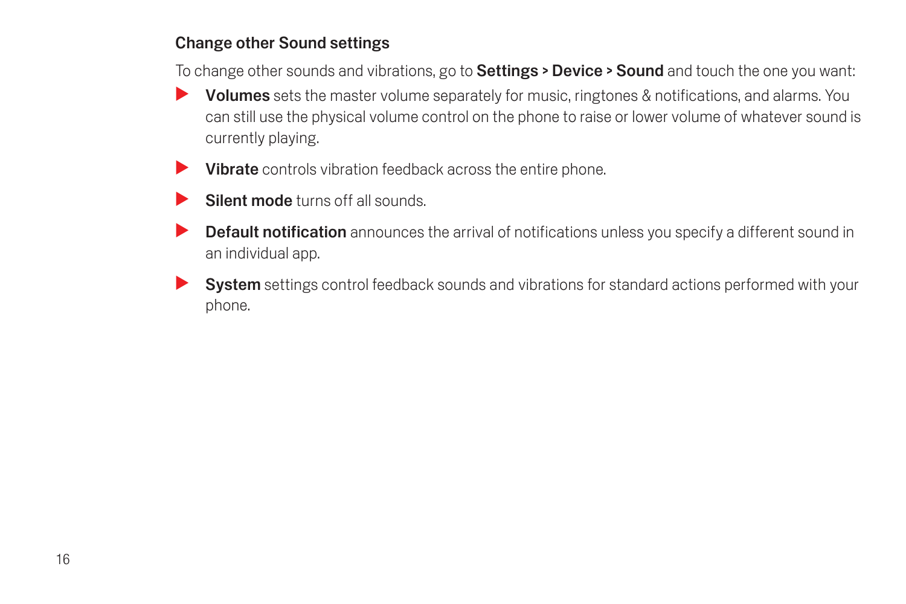### Change other Sound settings

To change other sounds and vibrations, go to **Settings > Device > Sound** and touch the one you want:

- **Volumes** sets the master volume separately for music, ringtones & notifications, and alarms. You can still use the physical volume control on the phone to raise or lower volume of whatever sound is currently playing.
- **Vibrate** controls vibration feedback across the entire phone.
- **Silent mode** turns off all sounds.
- **Default notification** announces the arrival of notifications unless you specify a different sound in an individual app.
- **System** settings control feedback sounds and vibrations for standard actions performed with your phone.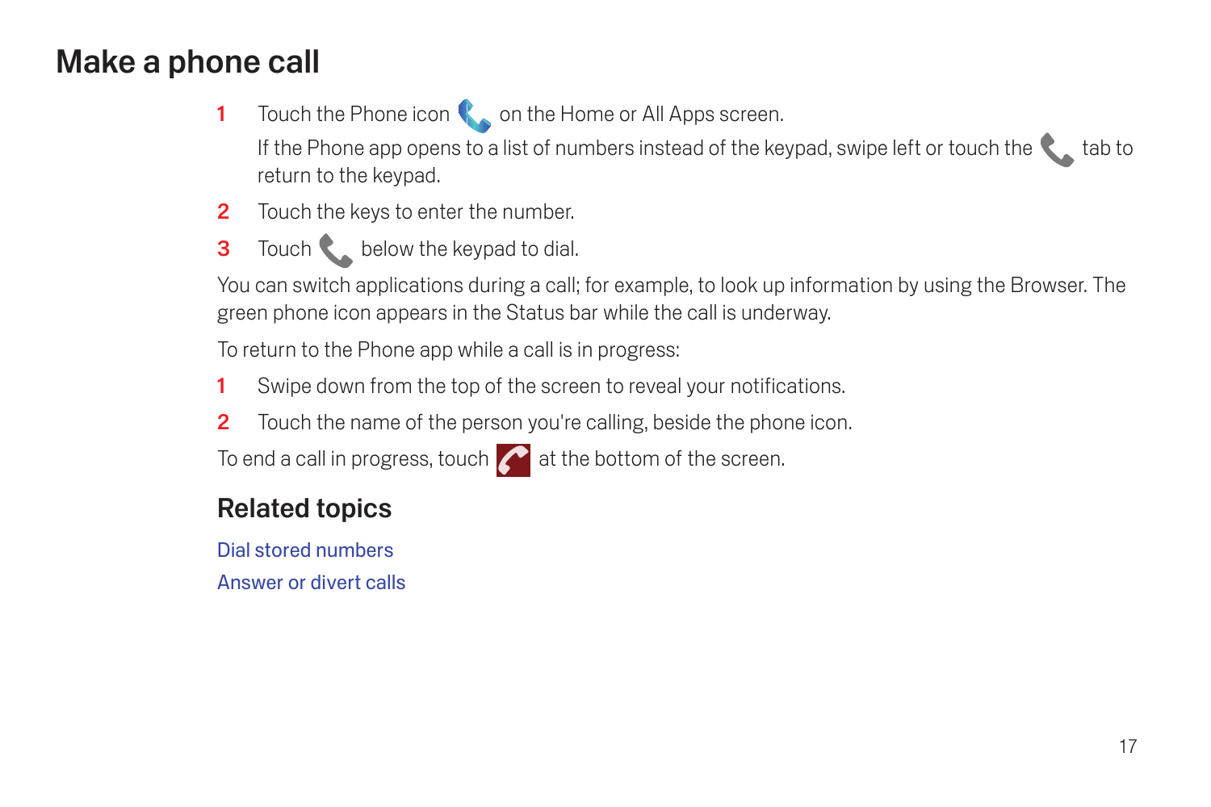# Make a phone call

1. Touch the Phone icon on the Home or All Apps screen.

   If the Phone app opens to a list of numbers instead of the keypad, swipe left or touch the tab to return to the keypad.

2. Touch the keys to enter the number.
3. Touch below the keypad to dial.

You can switch applications during a call; for example, to look up information by using the Browser. The green phone icon appears in the Status bar while the call is underway.

To return to the Phone app while a call is in progress:

1. Swipe down from the top of the screen to reveal your notifications.
2. Touch the name of the person you're calling, beside the phone icon.

To end a call in progress, touch at the bottom of the screen.

## Related topics

Dial stored numbers

Answer or divert calls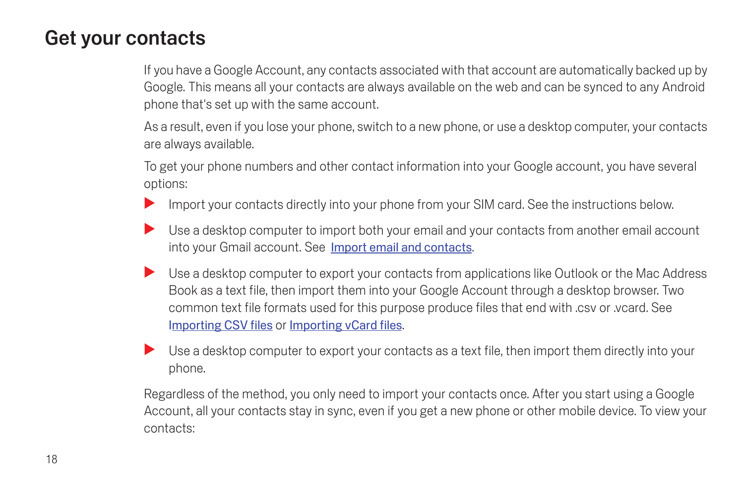# Get your contacts

If you have a Google Account, any contacts associated with that account are automatically backed up by Google. This means all your contacts are always available on the web and can be synced to any Android phone that's set up with the same account.

As a result, even if you lose your phone, switch to a new phone, or use a desktop computer, your contacts are always available.

To get your phone numbers and other contact information into your Google account, you have several options:

- Import your contacts directly into your phone from your SIM card. See the instructions below.
- Use a desktop computer to import both your email and your contacts from another email account into your Gmail account. See Import email and contacts.
- Use a desktop computer to export your contacts from applications like Outlook or the Mac Address Book as a text file, then import them into your Google Account through a desktop browser. Two common text file formats used for this purpose produce files that end with .csv or .vcard. See Importing CSV files or Importing vCard files.
- Use a desktop computer to export your contacts as a text file, then import them directly into your phone.

Regardless of the method, you only need to import your contacts once. After you start using a Google Account, all your contacts stay in sync, even if you get a new phone or other mobile device. To view your contacts: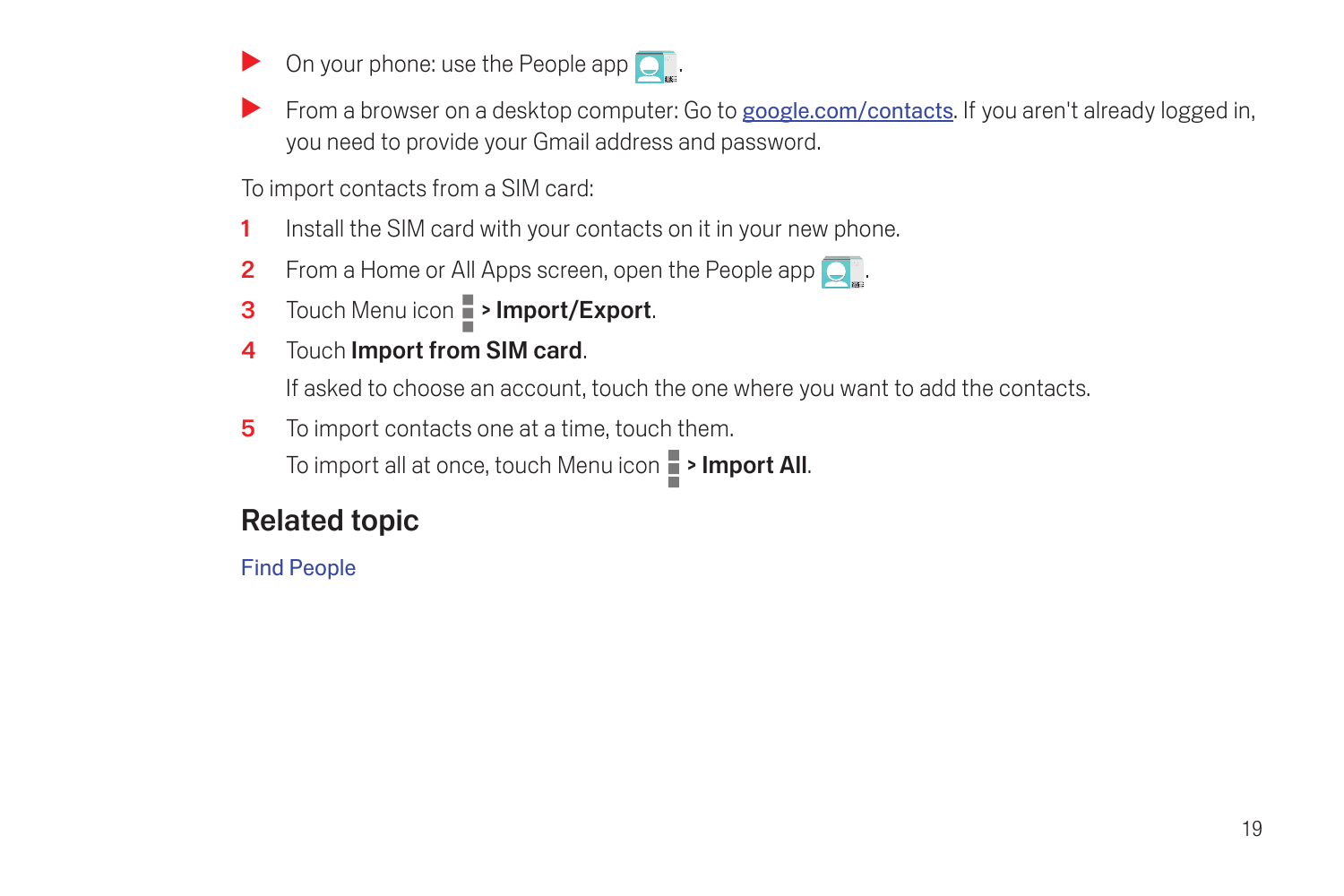- On your phone: use the People app .
- From a browser on a desktop computer: Go to google.com/contacts. If you aren't already logged in, you need to provide your Gmail address and password.

To import contacts from a SIM card:

1. Install the SIM card with your contacts on it in your new phone.
2. From a Home or All Apps screen, open the People app .
3. Touch Menu icon > **Import/Export**.
4. Touch **Import from SIM card**.

   If asked to choose an account, touch the one where you want to add the contacts.
5. To import contacts one at a time, touch them.

   To import all at once, touch Menu icon > **Import All**.

## Related topic

Find People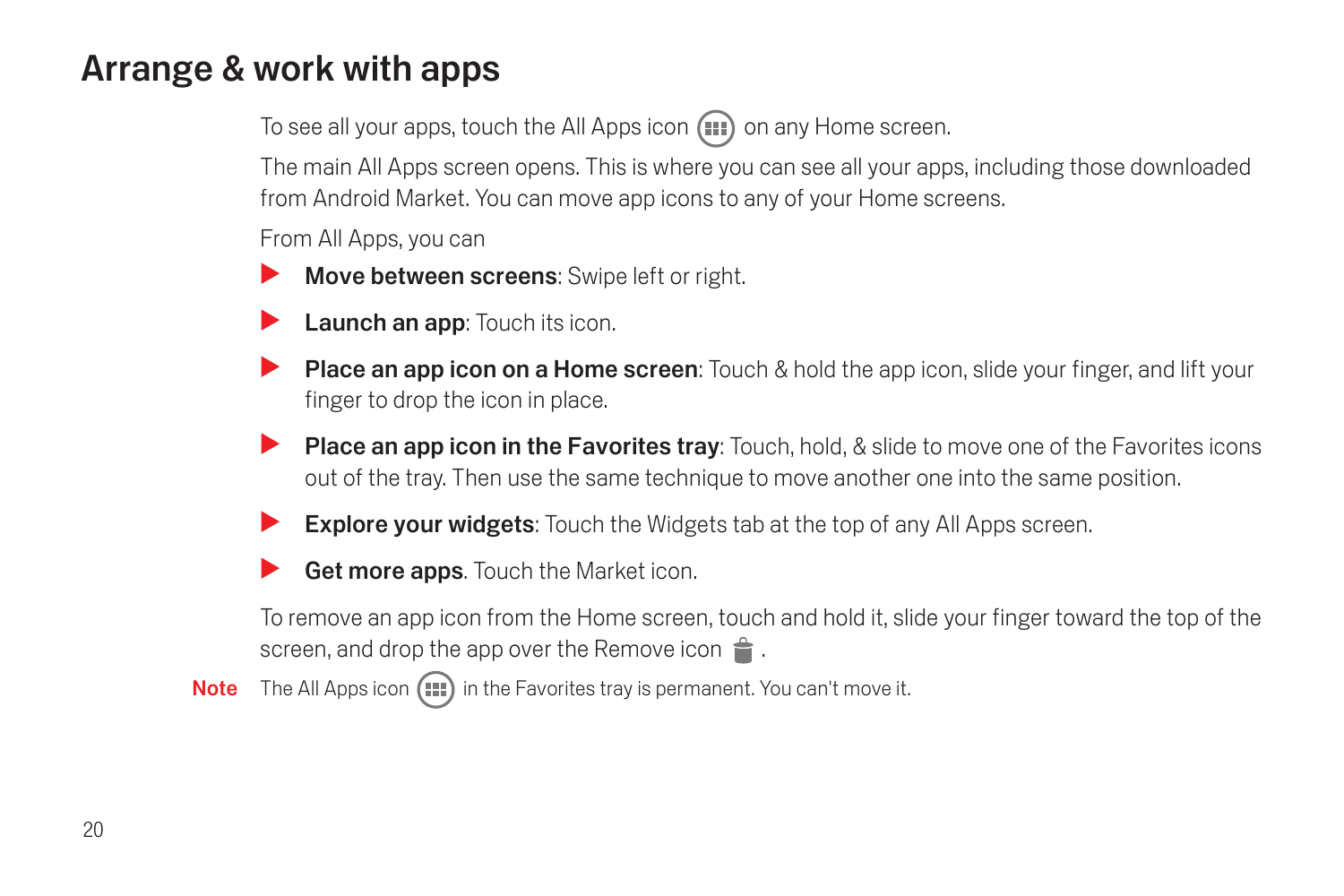# Arrange & work with apps

To see all your apps, touch the All Apps icon on any Home screen.

The main All Apps screen opens. This is where you can see all your apps, including those downloaded from Android Market. You can move app icons to any of your Home screens.

From All Apps, you can

- **Move between screens**: Swipe left or right.
- **Launch an app**: Touch its icon.
- **Place an app icon on a Home screen**: Touch & hold the app icon, slide your finger, and lift your finger to drop the icon in place.
- **Place an app icon in the Favorites tray**: Touch, hold, & slide to move one of the Favorites icons out of the tray. Then use the same technique to move another one into the same position.
- **Explore your widgets**: Touch the Widgets tab at the top of any All Apps screen.
- **Get more apps**. Touch the Market icon.

To remove an app icon from the Home screen, touch and hold it, slide your finger toward the top of the screen, and drop the app over the Remove icon .

**Note** The All Apps icon in the Favorites tray is permanent. You can't move it.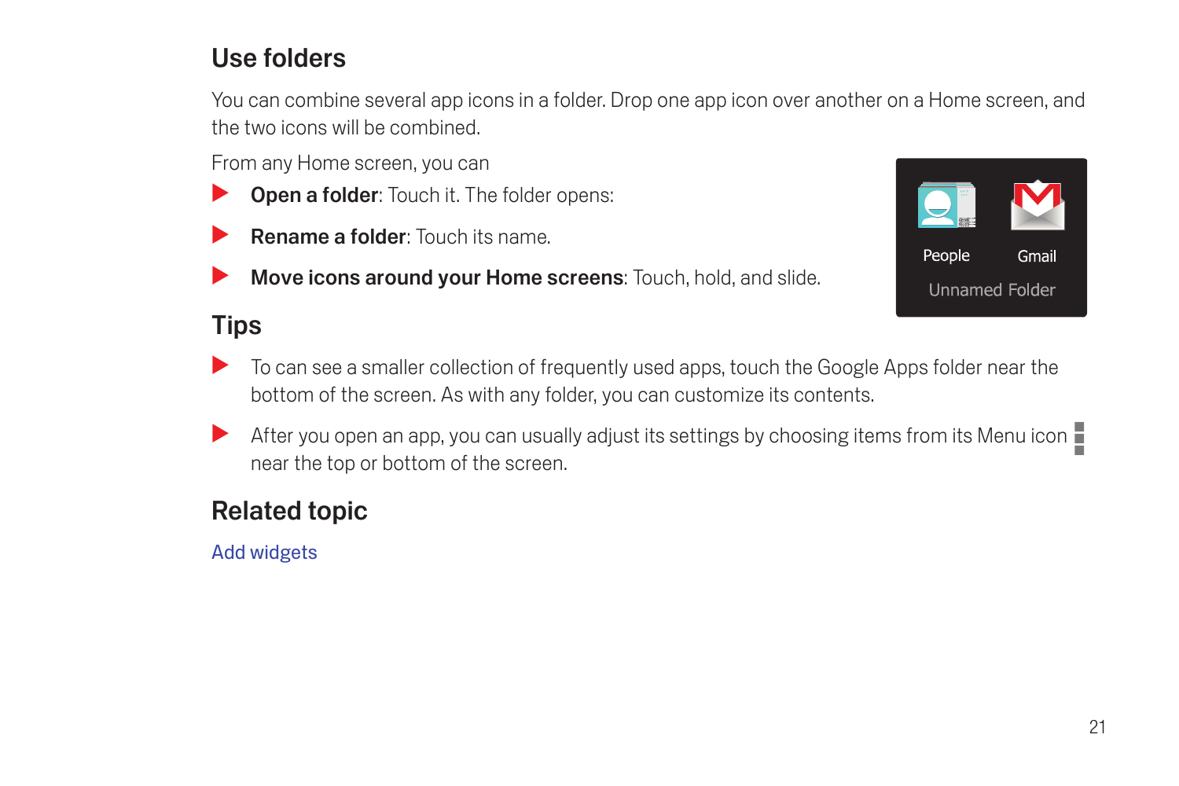## Use folders

You can combine several app icons in a folder. Drop one app icon over another on a Home screen, and the two icons will be combined.

From any Home screen, you can

- **Open a folder**: Touch it. The folder opens:
- **Rename a folder**: Touch its name.
- **Move icons around your Home screens**: Touch, hold, and slide.

## Tips

- To can see a smaller collection of frequently used apps, touch the Google Apps folder near the bottom of the screen. As with any folder, you can customize its contents.
- After you open an app, you can usually adjust its settings by choosing items from its Menu icon near the top or bottom of the screen.

## Related topic

Add widgets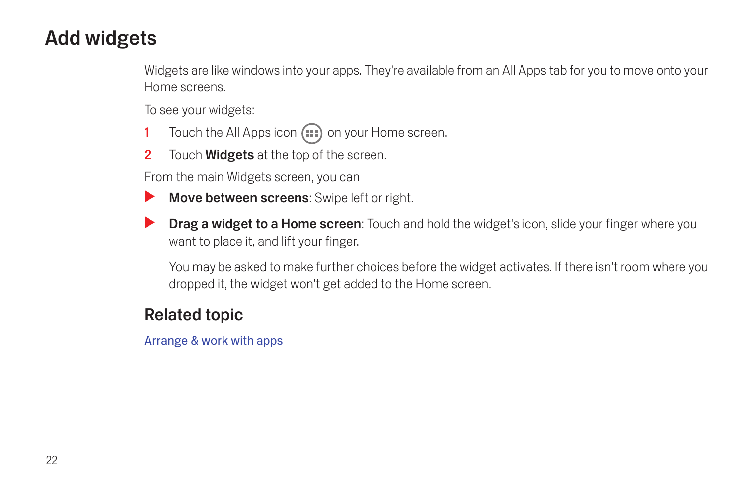# Add widgets

Widgets are like windows into your apps. They're available from an All Apps tab for you to move onto your Home screens.

To see your widgets:

1. Touch the All Apps icon on your Home screen.
2. Touch **Widgets** at the top of the screen.

From the main Widgets screen, you can

- **Move between screens**: Swipe left or right.
- **Drag a widget to a Home screen**: Touch and hold the widget's icon, slide your finger where you want to place it, and lift your finger.

  You may be asked to make further choices before the widget activates. If there isn't room where you dropped it, the widget won't get added to the Home screen.

## Related topic

Arrange & work with apps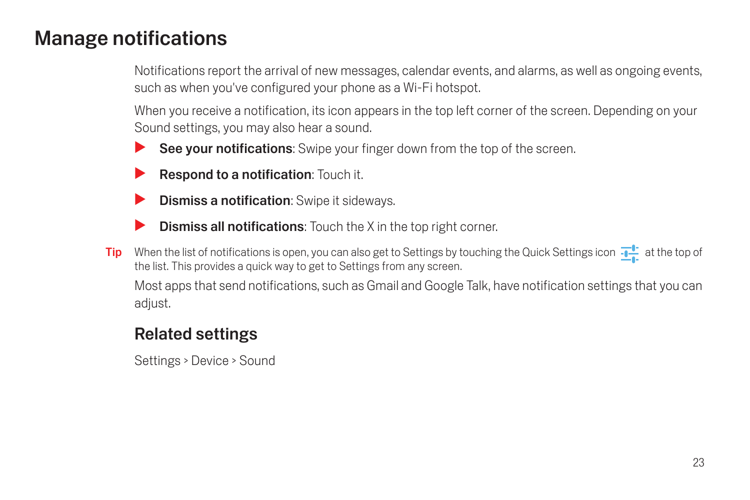# Manage notifications

Notifications report the arrival of new messages, calendar events, and alarms, as well as ongoing events, such as when you've configured your phone as a Wi-Fi hotspot.

When you receive a notification, its icon appears in the top left corner of the screen. Depending on your Sound settings, you may also hear a sound.

- **See your notifications**: Swipe your finger down from the top of the screen.
- **Respond to a notification**: Touch it.
- **Dismiss a notification**: Swipe it sideways.
- **Dismiss all notifications**: Touch the X in the top right corner.

**Tip** When the list of notifications is open, you can also get to Settings by touching the Quick Settings icon at the top of the list. This provides a quick way to get to Settings from any screen.

Most apps that send notifications, such as Gmail and Google Talk, have notification settings that you can adjust.

## Related settings

Settings > Device > Sound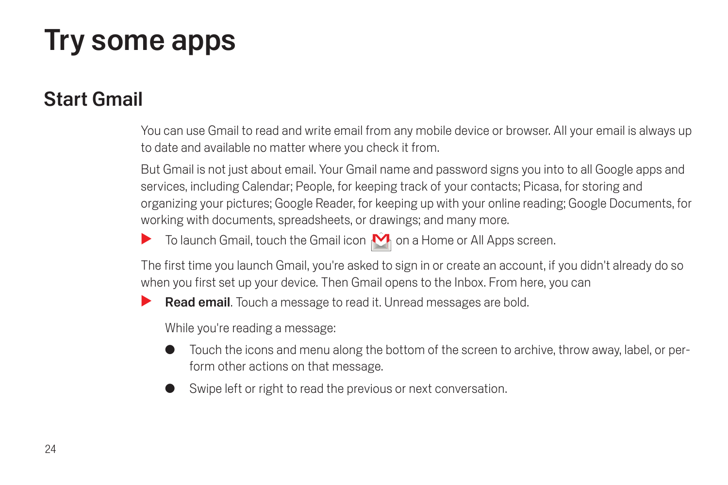# Try some apps

## Start Gmail

You can use Gmail to read and write email from any mobile device or browser. All your email is always up to date and available no matter where you check it from.

But Gmail is not just about email. Your Gmail name and password signs you into to all Google apps and services, including Calendar; People, for keeping track of your contacts; Picasa, for storing and organizing your pictures; Google Reader, for keeping up with your online reading; Google Documents, for working with documents, spreadsheets, or drawings; and many more.

- To launch Gmail, touch the Gmail icon on a Home or All Apps screen.

The first time you launch Gmail, you're asked to sign in or create an account, if you didn't already do so when you first set up your device. Then Gmail opens to the Inbox. From here, you can

- **Read email**. Touch a message to read it. Unread messages are bold.

  While you're reading a message:

  - Touch the icons and menu along the bottom of the screen to archive, throw away, label, or perform other actions on that message.
  - Swipe left or right to read the previous or next conversation.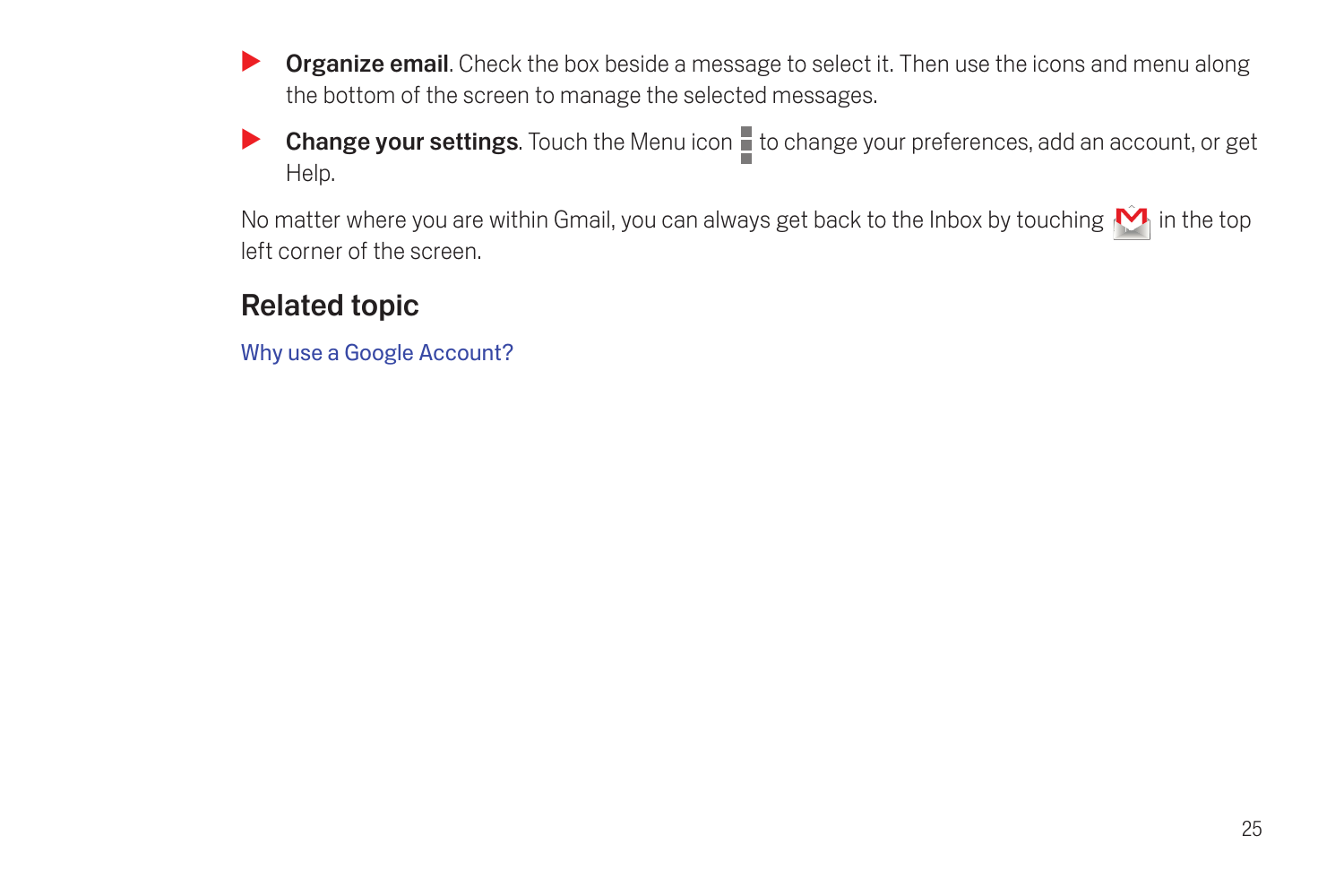- **Organize email**. Check the box beside a message to select it. Then use the icons and menu along the bottom of the screen to manage the selected messages.
- **Change your settings**. Touch the Menu icon to change your preferences, add an account, or get Help.

No matter where you are within Gmail, you can always get back to the Inbox by touching in the top left corner of the screen.

## Related topic

Why use a Google Account?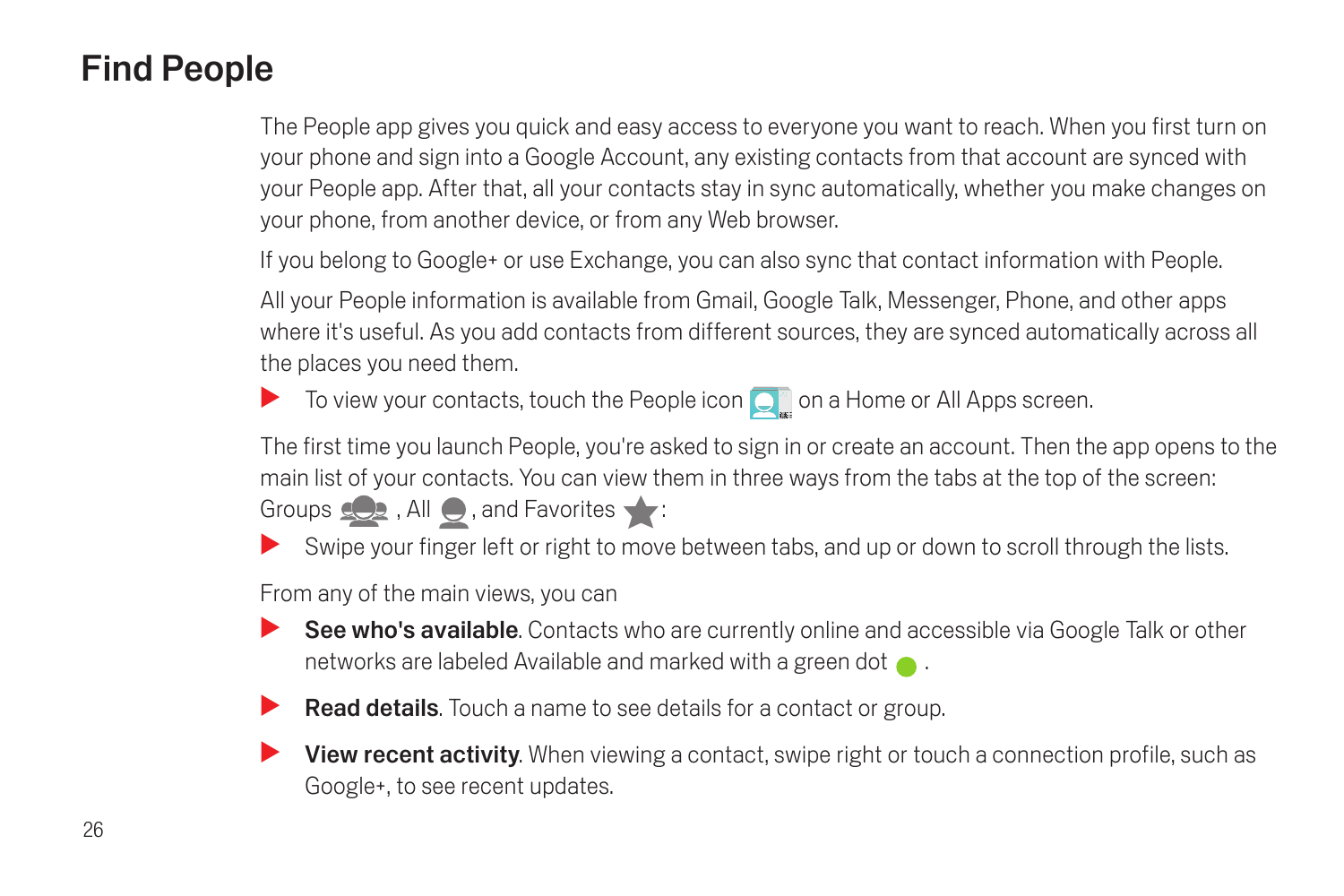# Find People

The People app gives you quick and easy access to everyone you want to reach. When you first turn on your phone and sign into a Google Account, any existing contacts from that account are synced with your People app. After that, all your contacts stay in sync automatically, whether you make changes on your phone, from another device, or from any Web browser.

If you belong to Google+ or use Exchange, you can also sync that contact information with People.

All your People information is available from Gmail, Google Talk, Messenger, Phone, and other apps where it's useful. As you add contacts from different sources, they are synced automatically across all the places you need them.

- To view your contacts, touch the People icon on a Home or All Apps screen.

The first time you launch People, you're asked to sign in or create an account. Then the app opens to the main list of your contacts. You can view them in three ways from the tabs at the top of the screen: Groups , All , and Favorites :

- Swipe your finger left or right to move between tabs, and up or down to scroll through the lists.

From any of the main views, you can

- **See who's available**. Contacts who are currently online and accessible via Google Talk or other networks are labeled Available and marked with a green dot .
- **Read details**. Touch a name to see details for a contact or group.
- **View recent activity**. When viewing a contact, swipe right or touch a connection profile, such as Google+, to see recent updates.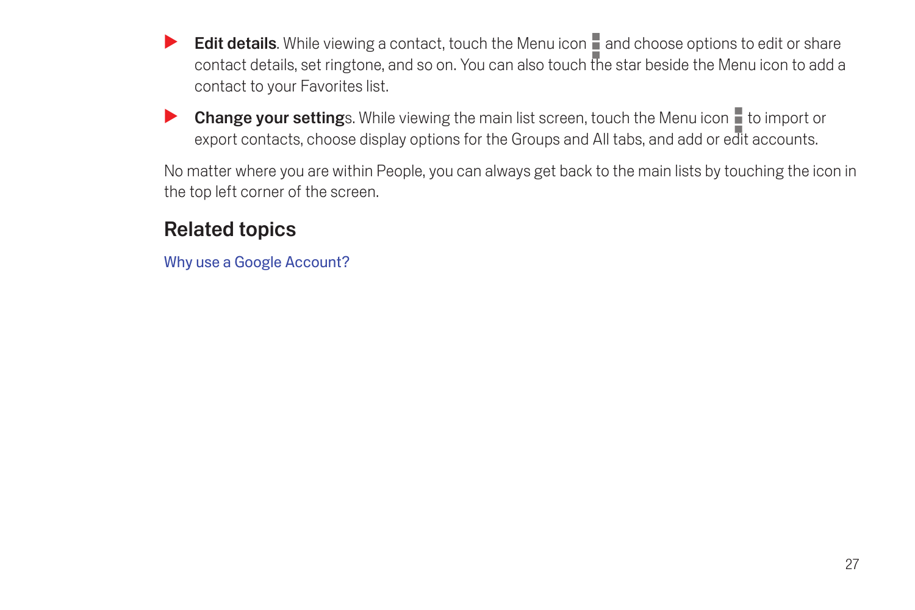- **Edit details**. While viewing a contact, touch the Menu icon and choose options to edit or share contact details, set ringtone, and so on. You can also touch the star beside the Menu icon to add a contact to your Favorites list.
- **Change your setting**s. While viewing the main list screen, touch the Menu icon to import or export contacts, choose display options for the Groups and All tabs, and add or edit accounts.

No matter where you are within People, you can always get back to the main lists by touching the icon in the top left corner of the screen.

## Related topics

Why use a Google Account?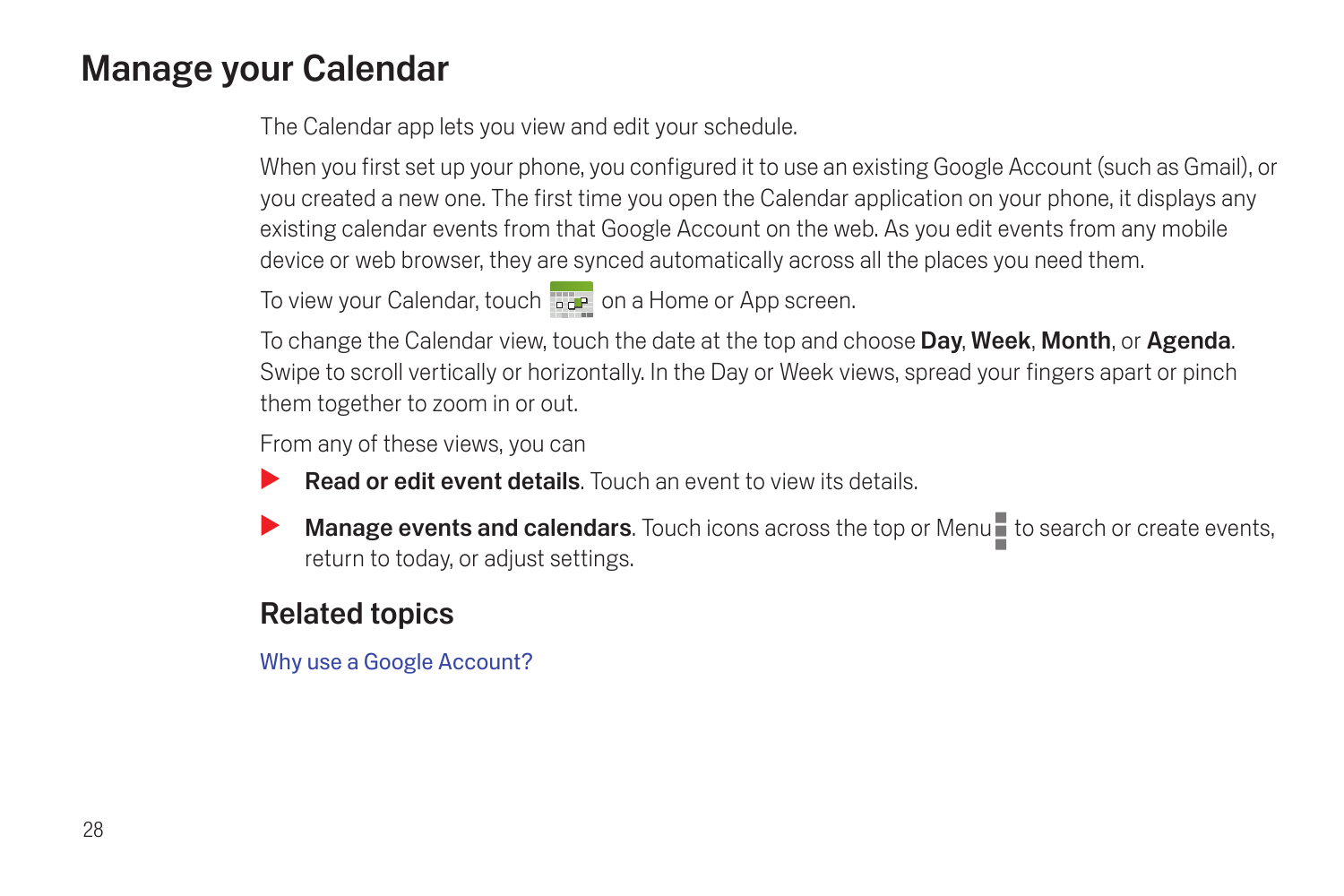# Manage your Calendar

The Calendar app lets you view and edit your schedule.

When you first set up your phone, you configured it to use an existing Google Account (such as Gmail), or you created a new one. The first time you open the Calendar application on your phone, it displays any existing calendar events from that Google Account on the web. As you edit events from any mobile device or web browser, they are synced automatically across all the places you need them.

To view your Calendar, touch on a Home or App screen.

To change the Calendar view, touch the date at the top and choose **Day**, **Week**, **Month**, or **Agenda**. Swipe to scroll vertically or horizontally. In the Day or Week views, spread your fingers apart or pinch them together to zoom in or out.

From any of these views, you can

- **Read or edit event details**. Touch an event to view its details.
- **Manage events and calendars**. Touch icons across the top or Menu to search or create events, return to today, or adjust settings.

## Related topics

Why use a Google Account?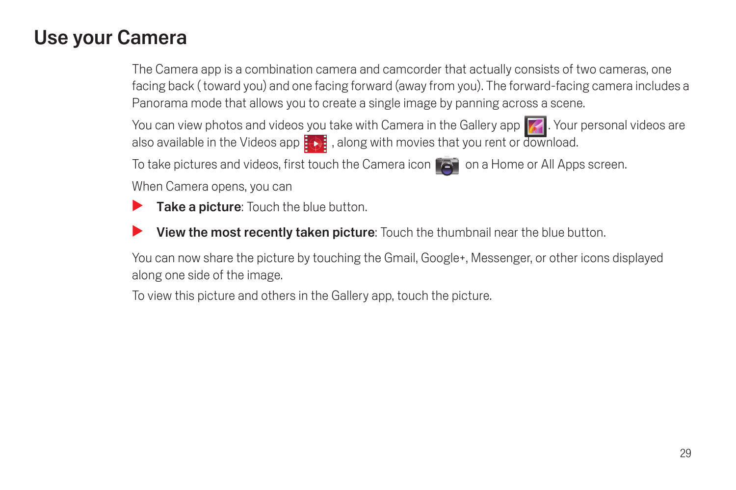# Use your Camera

The Camera app is a combination camera and camcorder that actually consists of two cameras, one facing back ( toward you) and one facing forward (away from you). The forward-facing camera includes a Panorama mode that allows you to create a single image by panning across a scene.

You can view photos and videos you take with Camera in the Gallery app . Your personal videos are also available in the Videos app , along with movies that you rent or download.

To take pictures and videos, first touch the Camera icon on a Home or All Apps screen.

When Camera opens, you can

- **Take a picture**: Touch the blue button.
- **View the most recently taken picture**: Touch the thumbnail near the blue button.

You can now share the picture by touching the Gmail, Google+, Messenger, or other icons displayed along one side of the image.

To view this picture and others in the Gallery app, touch the picture.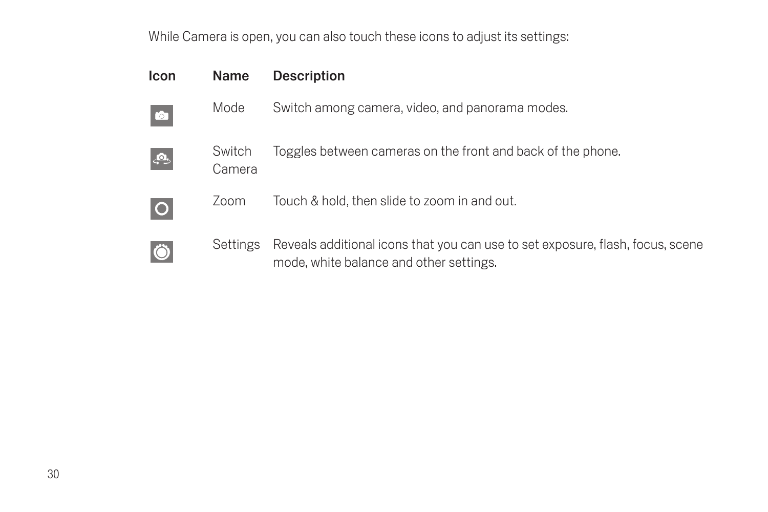While Camera is open, you can also touch these icons to adjust its settings:

| Icon | Name | Description |
| --- | --- | --- |
| | Mode | Switch among camera, video, and panorama modes. |
| | Switch Camera | Toggles between cameras on the front and back of the phone. |
| | Zoom | Touch & hold, then slide to zoom in and out. |
| | Settings | Reveals additional icons that you can use to set exposure, flash, focus, scene mode, white balance and other settings. |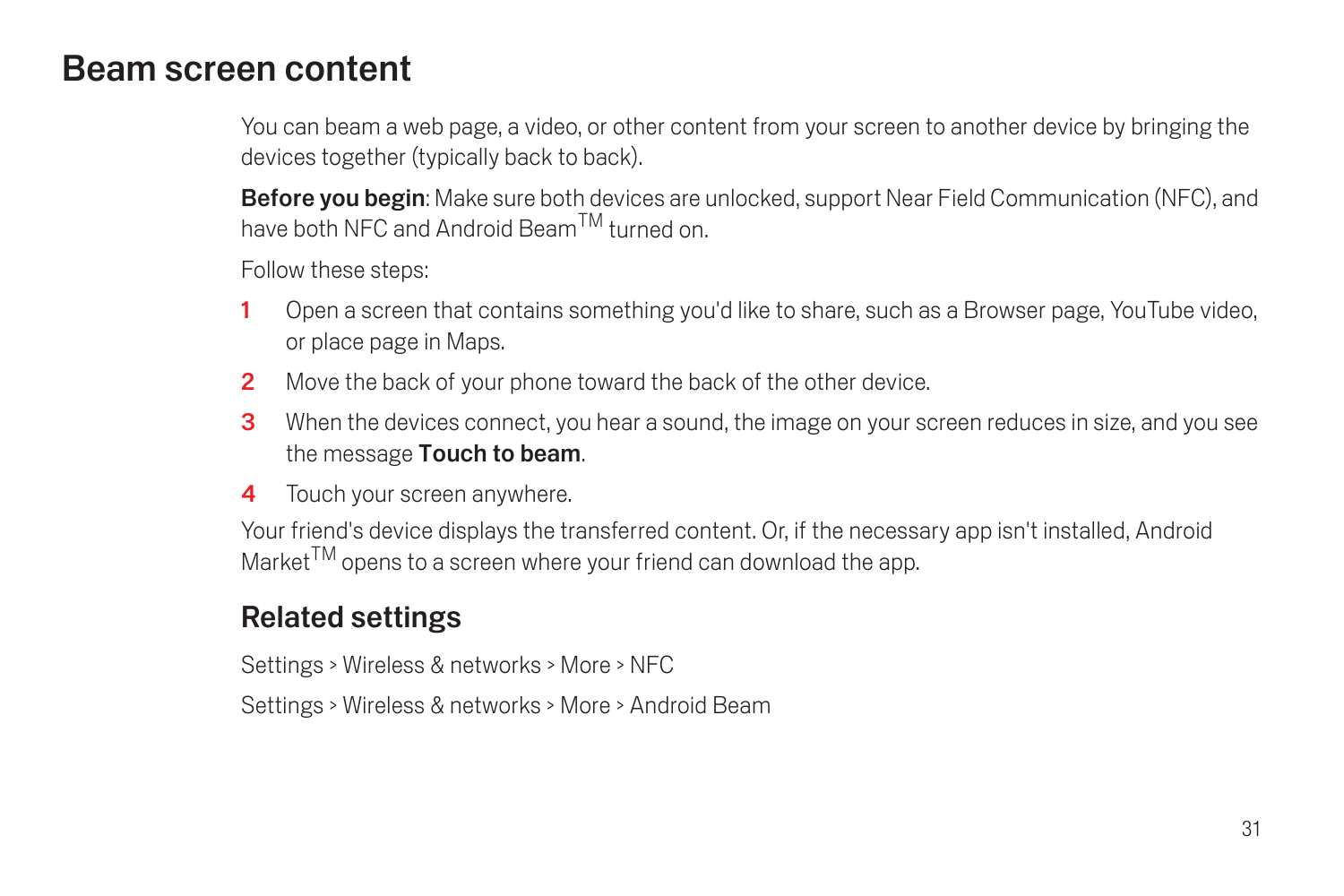# Beam screen content

You can beam a web page, a video, or other content from your screen to another device by bringing the devices together (typically back to back).

**Before you begin**: Make sure both devices are unlocked, support Near Field Communication (NFC), and have both NFC and Android Beam™ turned on.

Follow these steps:

1. Open a screen that contains something you'd like to share, such as a Browser page, YouTube video, or place page in Maps.
2. Move the back of your phone toward the back of the other device.
3. When the devices connect, you hear a sound, the image on your screen reduces in size, and you see the message **Touch to beam**.
4. Touch your screen anywhere.

Your friend's device displays the transferred content. Or, if the necessary app isn't installed, Android Market™ opens to a screen where your friend can download the app.

## Related settings

Settings > Wireless & networks > More > NFC

Settings > Wireless & networks > More > Android Beam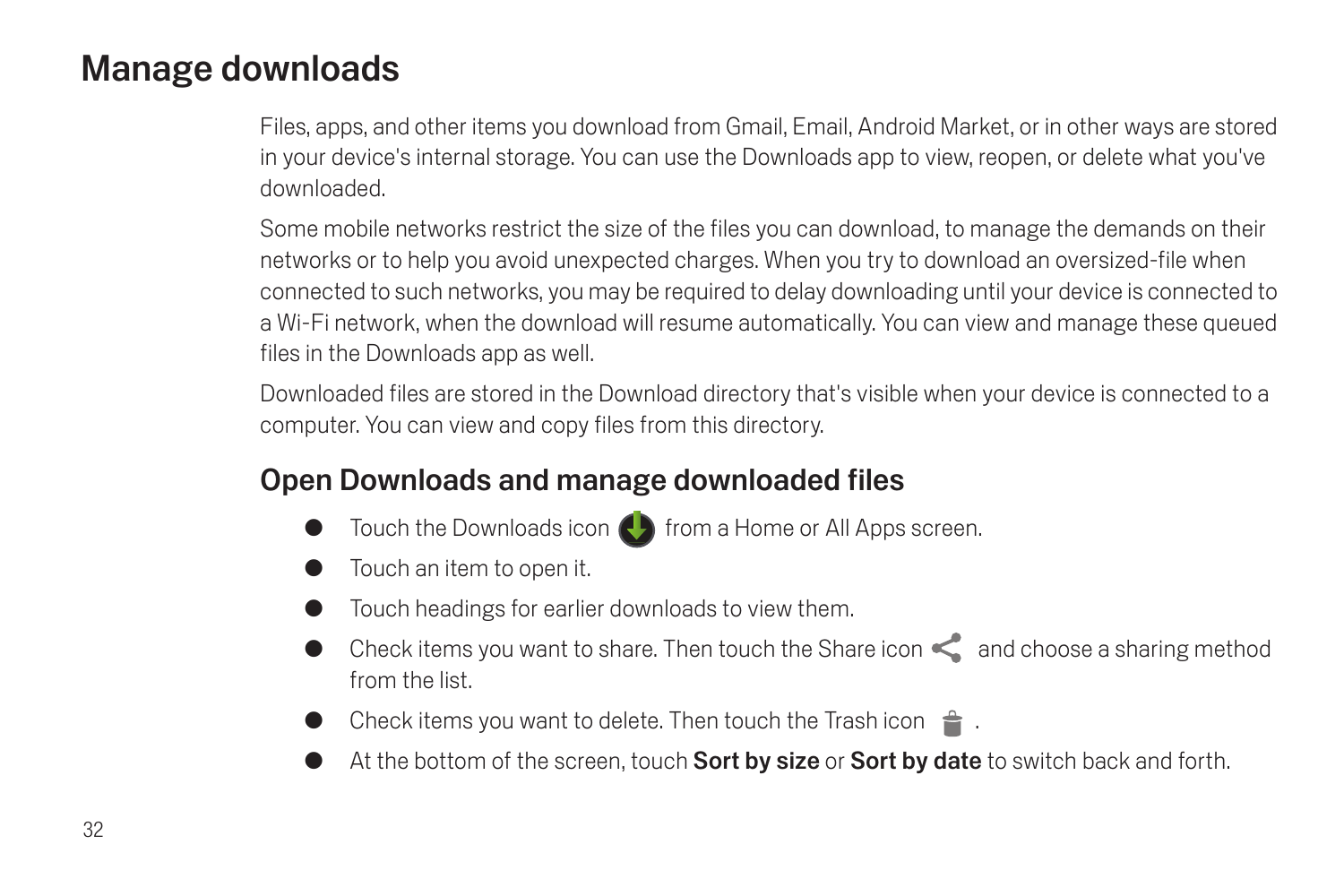# Manage downloads

Files, apps, and other items you download from Gmail, Email, Android Market, or in other ways are stored in your device's internal storage. You can use the Downloads app to view, reopen, or delete what you've downloaded.

Some mobile networks restrict the size of the files you can download, to manage the demands on their networks or to help you avoid unexpected charges. When you try to download an oversized-file when connected to such networks, you may be required to delay downloading until your device is connected to a Wi-Fi network, when the download will resume automatically. You can view and manage these queued files in the Downloads app as well.

Downloaded files are stored in the Download directory that's visible when your device is connected to a computer. You can view and copy files from this directory.

## Open Downloads and manage downloaded files

- Touch the Downloads icon from a Home or All Apps screen.
- Touch an item to open it.
- Touch headings for earlier downloads to view them.
- Check items you want to share. Then touch the Share icon and choose a sharing method from the list.
- Check items you want to delete. Then touch the Trash icon .
- At the bottom of the screen, touch **Sort by size** or **Sort by date** to switch back and forth.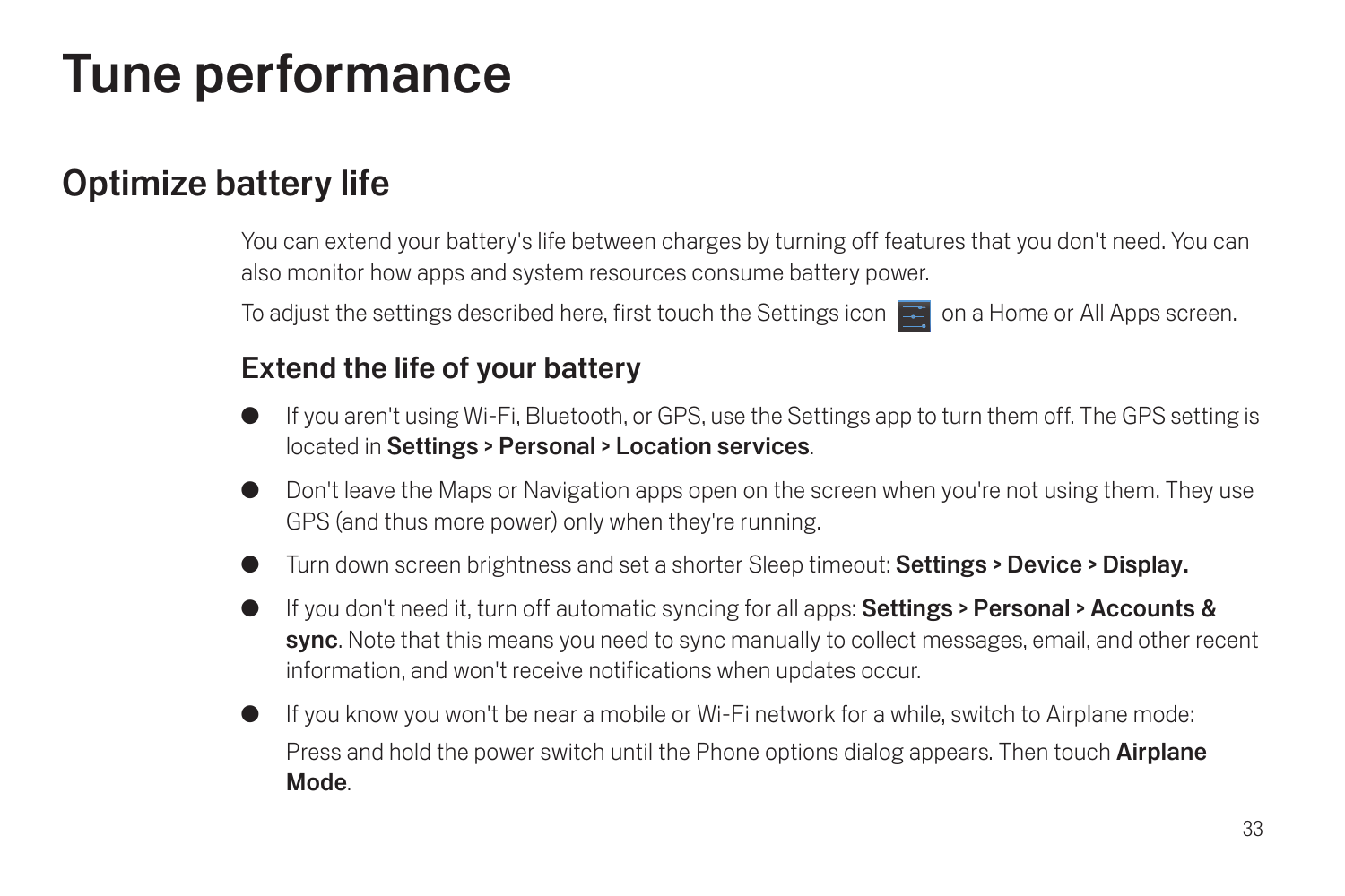# Tune performance

## Optimize battery life

You can extend your battery's life between charges by turning off features that you don't need. You can also monitor how apps and system resources consume battery power.

To adjust the settings described here, first touch the Settings icon on a Home or All Apps screen.

### Extend the life of your battery

- If you aren't using Wi-Fi, Bluetooth, or GPS, use the Settings app to turn them off. The GPS setting is located in **Settings > Personal > Location services**.
- Don't leave the Maps or Navigation apps open on the screen when you're not using them. They use GPS (and thus more power) only when they're running.
- Turn down screen brightness and set a shorter Sleep timeout: **Settings > Device > Display.**
- If you don't need it, turn off automatic syncing for all apps: **Settings > Personal > Accounts & sync**. Note that this means you need to sync manually to collect messages, email, and other recent information, and won't receive notifications when updates occur.
- If you know you won't be near a mobile or Wi-Fi network for a while, switch to Airplane mode:

  Press and hold the power switch until the Phone options dialog appears. Then touch **Airplane Mode**.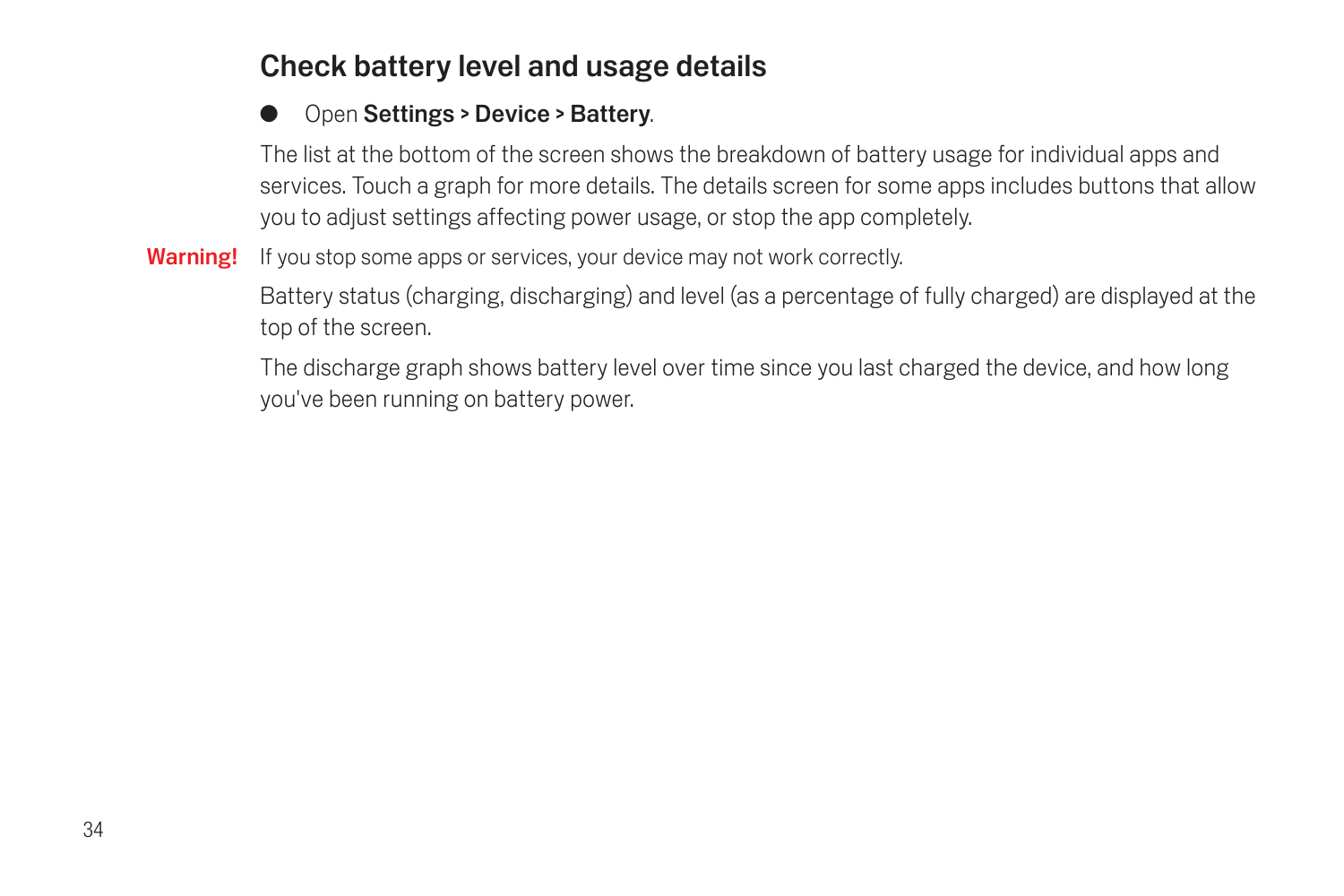## Check battery level and usage details

- Open **Settings** > **Device** > **Battery**.

The list at the bottom of the screen shows the breakdown of battery usage for individual apps and services. Touch a graph for more details. The details screen for some apps includes buttons that allow you to adjust settings affecting power usage, or stop the app completely.

**Warning!** If you stop some apps or services, your device may not work correctly.

Battery status (charging, discharging) and level (as a percentage of fully charged) are displayed at the top of the screen.

The discharge graph shows battery level over time since you last charged the device, and how long you've been running on battery power.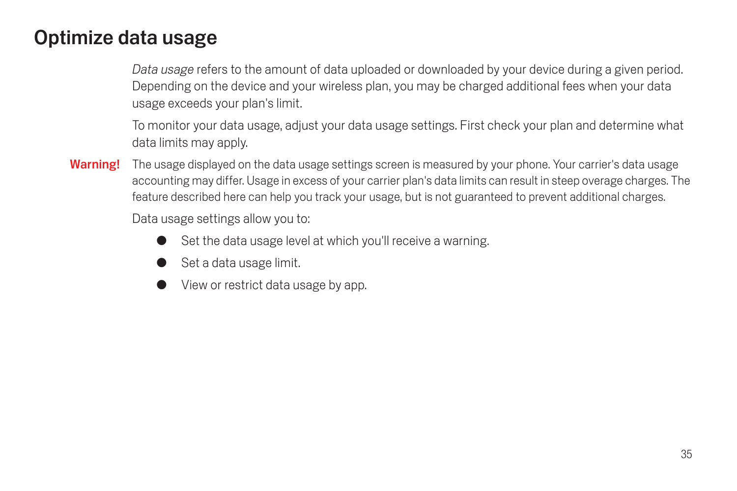# Optimize data usage

*Data usage* refers to the amount of data uploaded or downloaded by your device during a given period. Depending on the device and your wireless plan, you may be charged additional fees when your data usage exceeds your plan's limit.

To monitor your data usage, adjust your data usage settings. First check your plan and determine what data limits may apply.

**Warning!** The usage displayed on the data usage settings screen is measured by your phone. Your carrier's data usage accounting may differ. Usage in excess of your carrier plan's data limits can result in steep overage charges. The feature described here can help you track your usage, but is not guaranteed to prevent additional charges.

Data usage settings allow you to:

- Set the data usage level at which you'll receive a warning.
- Set a data usage limit.
- View or restrict data usage by app.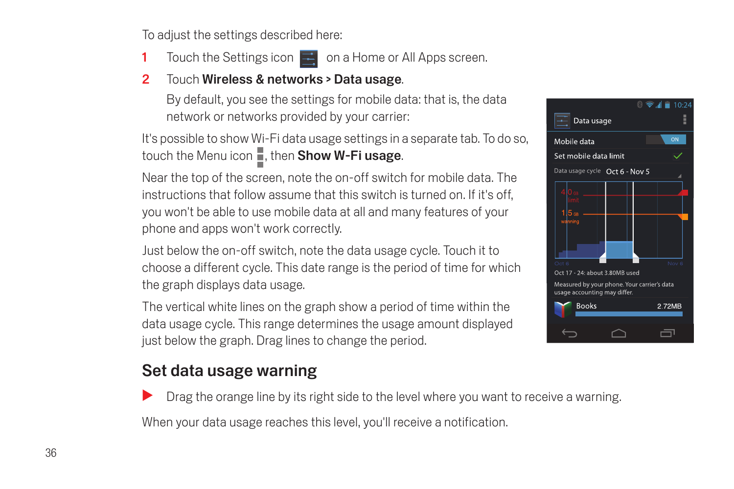To adjust the settings described here:

1. Touch the Settings icon on a Home or All Apps screen.
2. Touch **Wireless & networks > Data usage**.

   By default, you see the settings for mobile data: that is, the data network or networks provided by your carrier:

It's possible to show Wi-Fi data usage settings in a separate tab. To do so, touch the Menu icon, then **Show W-Fi usage**.

Near the top of the screen, note the on-off switch for mobile data. The instructions that follow assume that this switch is turned on. If it's off, you won't be able to use mobile data at all and many features of your phone and apps won't work correctly.

Just below the on-off switch, note the data usage cycle. Touch it to choose a different cycle. This date range is the period of time for which the graph displays data usage.

The vertical white lines on the graph show a period of time within the data usage cycle. This range determines the usage amount displayed just below the graph. Drag lines to change the period.

## Set data usage warning

- Drag the orange line by its right side to the level where you want to receive a warning.

When your data usage reaches this level, you'll receive a notification.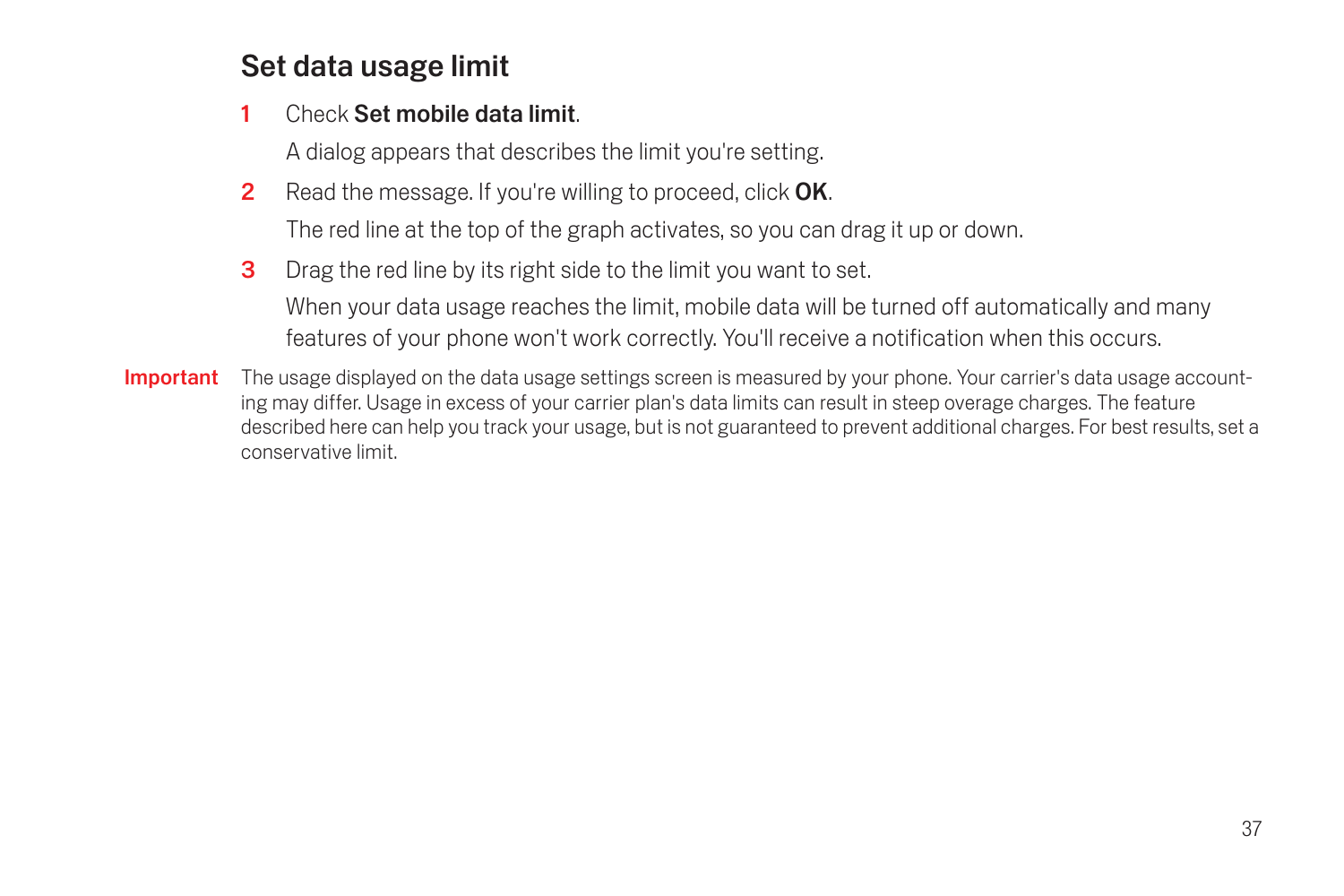## Set data usage limit

1. Check **Set mobile data limit**.

   A dialog appears that describes the limit you're setting.

2. Read the message. If you're willing to proceed, click **OK**.

   The red line at the top of the graph activates, so you can drag it up or down.

3. Drag the red line by its right side to the limit you want to set.

   When your data usage reaches the limit, mobile data will be turned off automatically and many features of your phone won't work correctly. You'll receive a notification when this occurs.

**Important** The usage displayed on the data usage settings screen is measured by your phone. Your carrier's data usage accounting may differ. Usage in excess of your carrier plan's data limits can result in steep overage charges. The feature described here can help you track your usage, but is not guaranteed to prevent additional charges. For best results, set a conservative limit.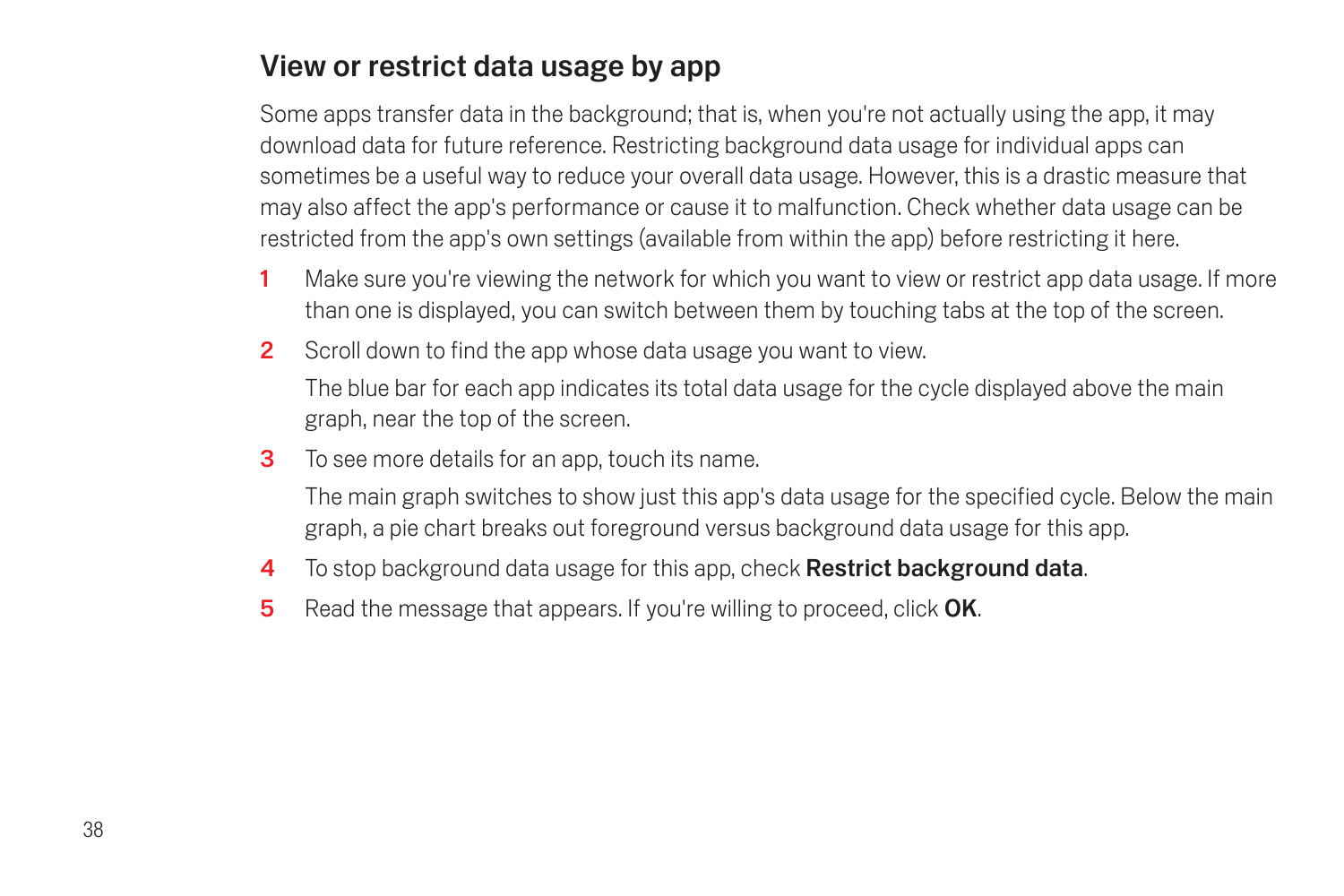## View or restrict data usage by app

Some apps transfer data in the background; that is, when you're not actually using the app, it may download data for future reference. Restricting background data usage for individual apps can sometimes be a useful way to reduce your overall data usage. However, this is a drastic measure that may also affect the app's performance or cause it to malfunction. Check whether data usage can be restricted from the app's own settings (available from within the app) before restricting it here.

1. Make sure you're viewing the network for which you want to view or restrict app data usage. If more than one is displayed, you can switch between them by touching tabs at the top of the screen.
2. Scroll down to find the app whose data usage you want to view.

   The blue bar for each app indicates its total data usage for the cycle displayed above the main graph, near the top of the screen.
3. To see more details for an app, touch its name.

   The main graph switches to show just this app's data usage for the specified cycle. Below the main graph, a pie chart breaks out foreground versus background data usage for this app.
4. To stop background data usage for this app, check **Restrict background data**.
5. Read the message that appears. If you're willing to proceed, click **OK**.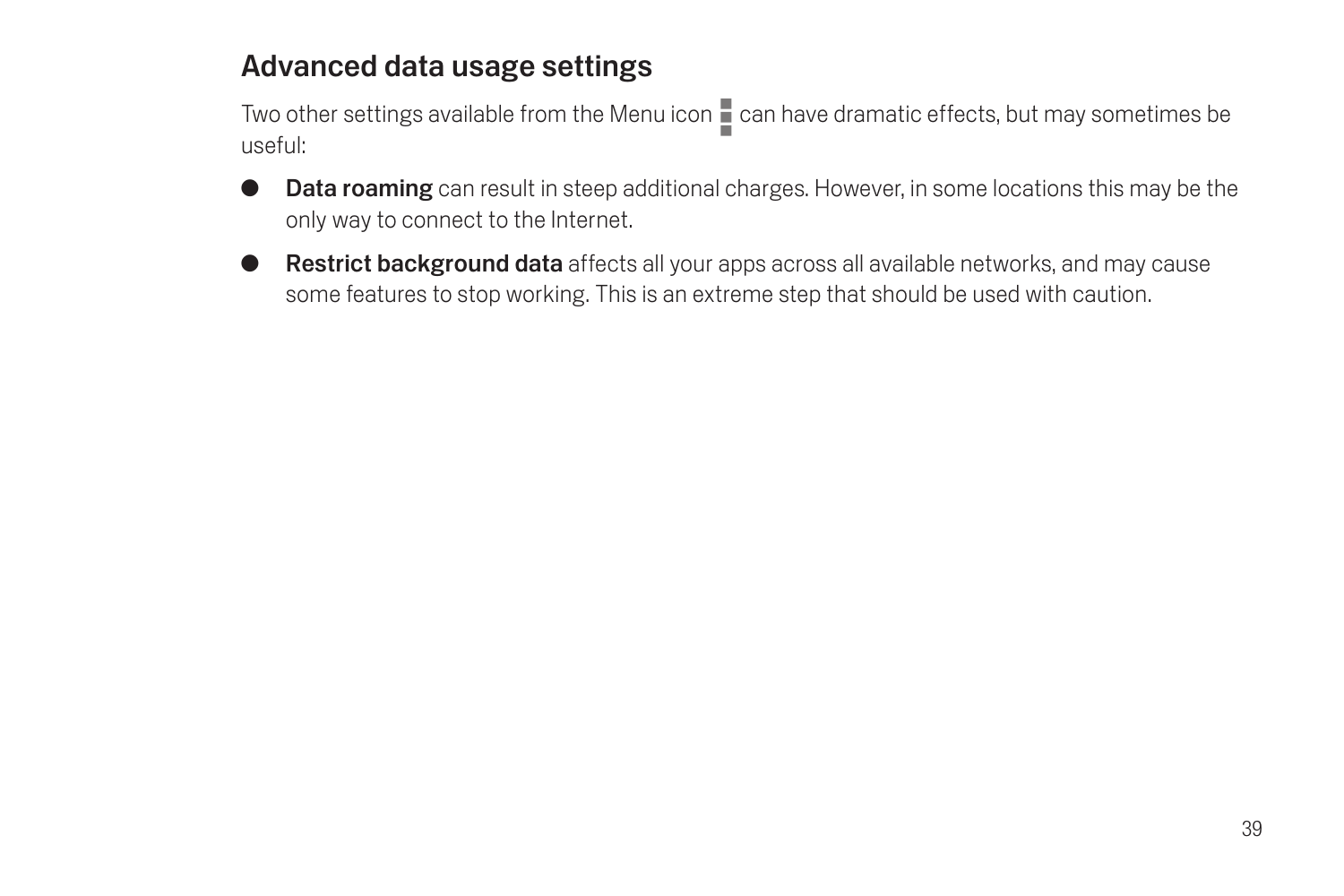## Advanced data usage settings

Two other settings available from the Menu icon ⋮ can have dramatic effects, but may sometimes be useful:

- **Data roaming** can result in steep additional charges. However, in some locations this may be the only way to connect to the Internet.
- **Restrict background data** affects all your apps across all available networks, and may cause some features to stop working. This is an extreme step that should be used with caution.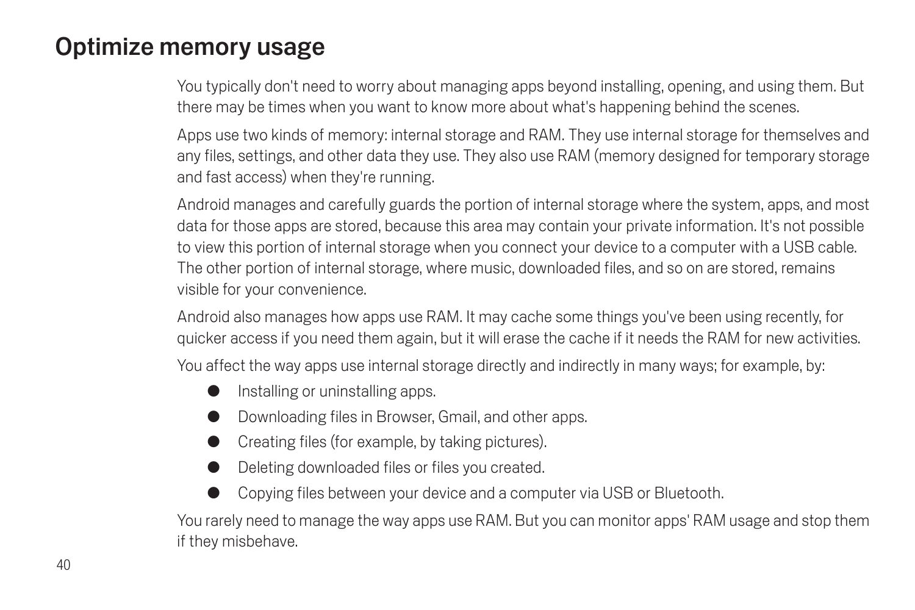# Optimize memory usage

You typically don't need to worry about managing apps beyond installing, opening, and using them. But there may be times when you want to know more about what's happening behind the scenes.

Apps use two kinds of memory: internal storage and RAM. They use internal storage for themselves and any files, settings, and other data they use. They also use RAM (memory designed for temporary storage and fast access) when they're running.

Android manages and carefully guards the portion of internal storage where the system, apps, and most data for those apps are stored, because this area may contain your private information. It's not possible to view this portion of internal storage when you connect your device to a computer with a USB cable. The other portion of internal storage, where music, downloaded files, and so on are stored, remains visible for your convenience.

Android also manages how apps use RAM. It may cache some things you've been using recently, for quicker access if you need them again, but it will erase the cache if it needs the RAM for new activities.

You affect the way apps use internal storage directly and indirectly in many ways; for example, by:

- Installing or uninstalling apps.
- Downloading files in Browser, Gmail, and other apps.
- Creating files (for example, by taking pictures).
- Deleting downloaded files or files you created.
- Copying files between your device and a computer via USB or Bluetooth.

You rarely need to manage the way apps use RAM. But you can monitor apps' RAM usage and stop them if they misbehave.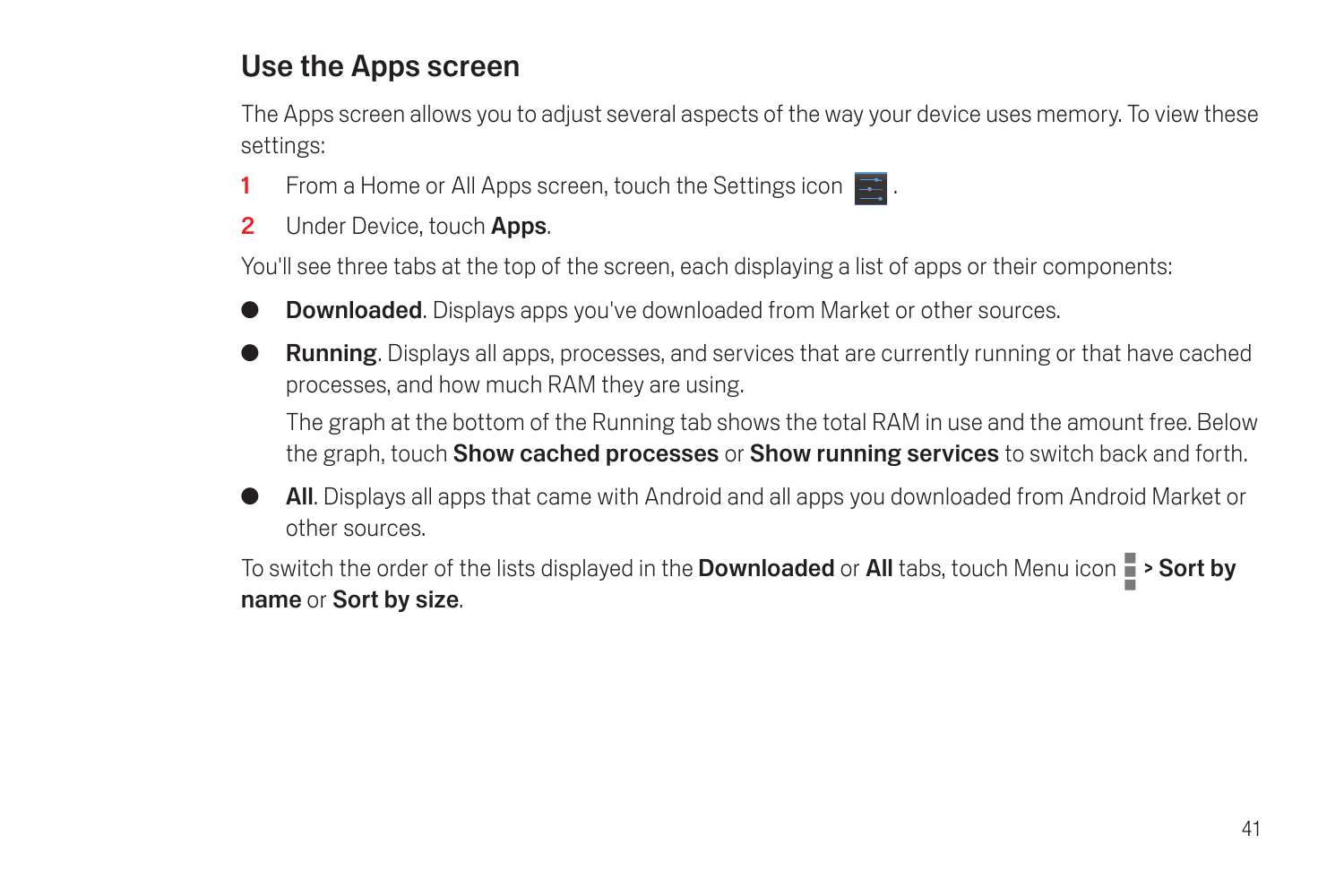## Use the Apps screen

The Apps screen allows you to adjust several aspects of the way your device uses memory. To view these settings:

1. From a Home or All Apps screen, touch the Settings icon .
2. Under Device, touch **Apps**.

You'll see three tabs at the top of the screen, each displaying a list of apps or their components:

- **Downloaded**. Displays apps you've downloaded from Market or other sources.
- **Running**. Displays all apps, processes, and services that are currently running or that have cached processes, and how much RAM they are using.

  The graph at the bottom of the Running tab shows the total RAM in use and the amount free. Below the graph, touch **Show cached processes** or **Show running services** to switch back and forth.
- **All**. Displays all apps that came with Android and all apps you downloaded from Android Market or other sources.

To switch the order of the lists displayed in the **Downloaded** or **All** tabs, touch Menu icon > **Sort by name** or **Sort by size**.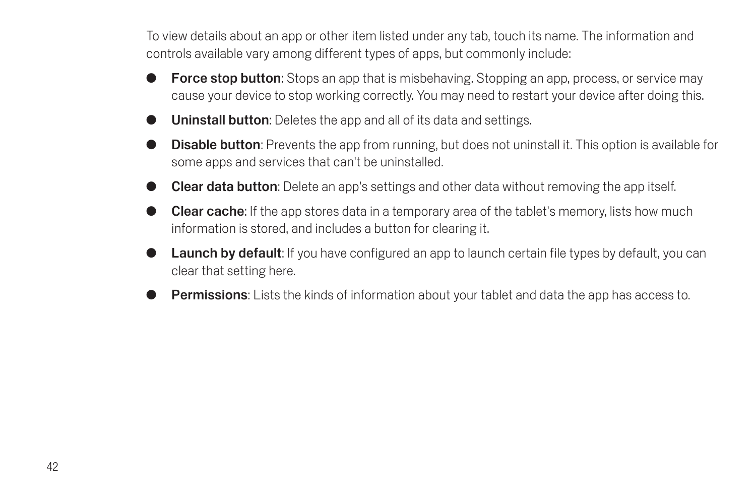To view details about an app or other item listed under any tab, touch its name. The information and controls available vary among different types of apps, but commonly include:

- **Force stop button**: Stops an app that is misbehaving. Stopping an app, process, or service may cause your device to stop working correctly. You may need to restart your device after doing this.
- **Uninstall button**: Deletes the app and all of its data and settings.
- **Disable button**: Prevents the app from running, but does not uninstall it. This option is available for some apps and services that can't be uninstalled.
- **Clear data button**: Delete an app's settings and other data without removing the app itself.
- **Clear cache**: If the app stores data in a temporary area of the tablet's memory, lists how much information is stored, and includes a button for clearing it.
- **Launch by default**: If you have configured an app to launch certain file types by default, you can clear that setting here.
- **Permissions**: Lists the kinds of information about your tablet and data the app has access to.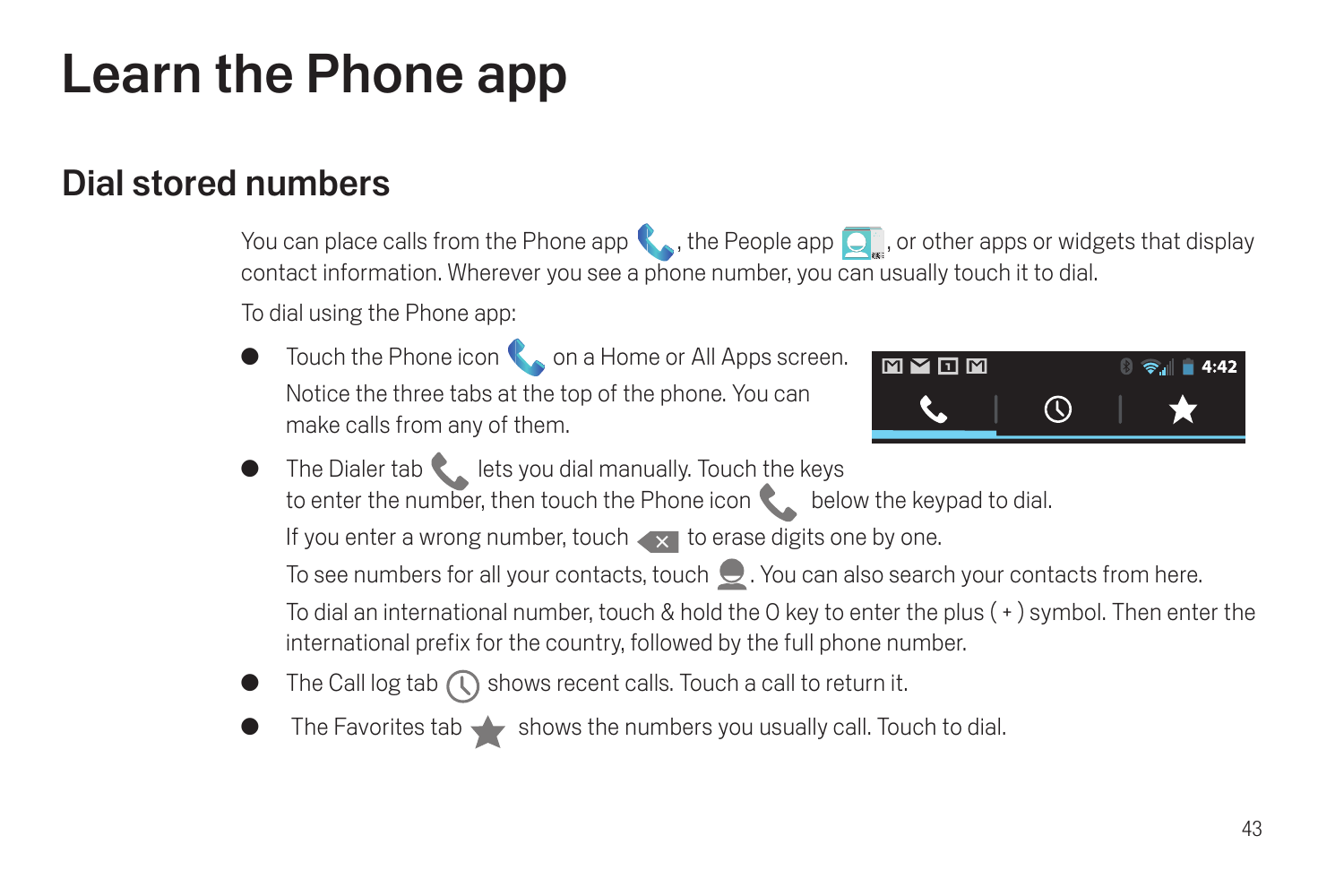# Learn the Phone app

## Dial stored numbers

You can place calls from the Phone app , the People app , or other apps or widgets that display contact information. Wherever you see a phone number, you can usually touch it to dial.

To dial using the Phone app:

- Touch the Phone icon on a Home or All Apps screen. Notice the three tabs at the top of the phone. You can make calls from any of them.
- The Dialer tab lets you dial manually. Touch the keys to enter the number, then touch the Phone icon below the keypad to dial.

  If you enter a wrong number, touch to erase digits one by one.

  To see numbers for all your contacts, touch . You can also search your contacts from here.

  To dial an international number, touch & hold the 0 key to enter the plus ( + ) symbol. Then enter the international prefix for the country, followed by the full phone number.
- The Call log tab shows recent calls. Touch a call to return it.
- The Favorites tab shows the numbers you usually call. Touch to dial.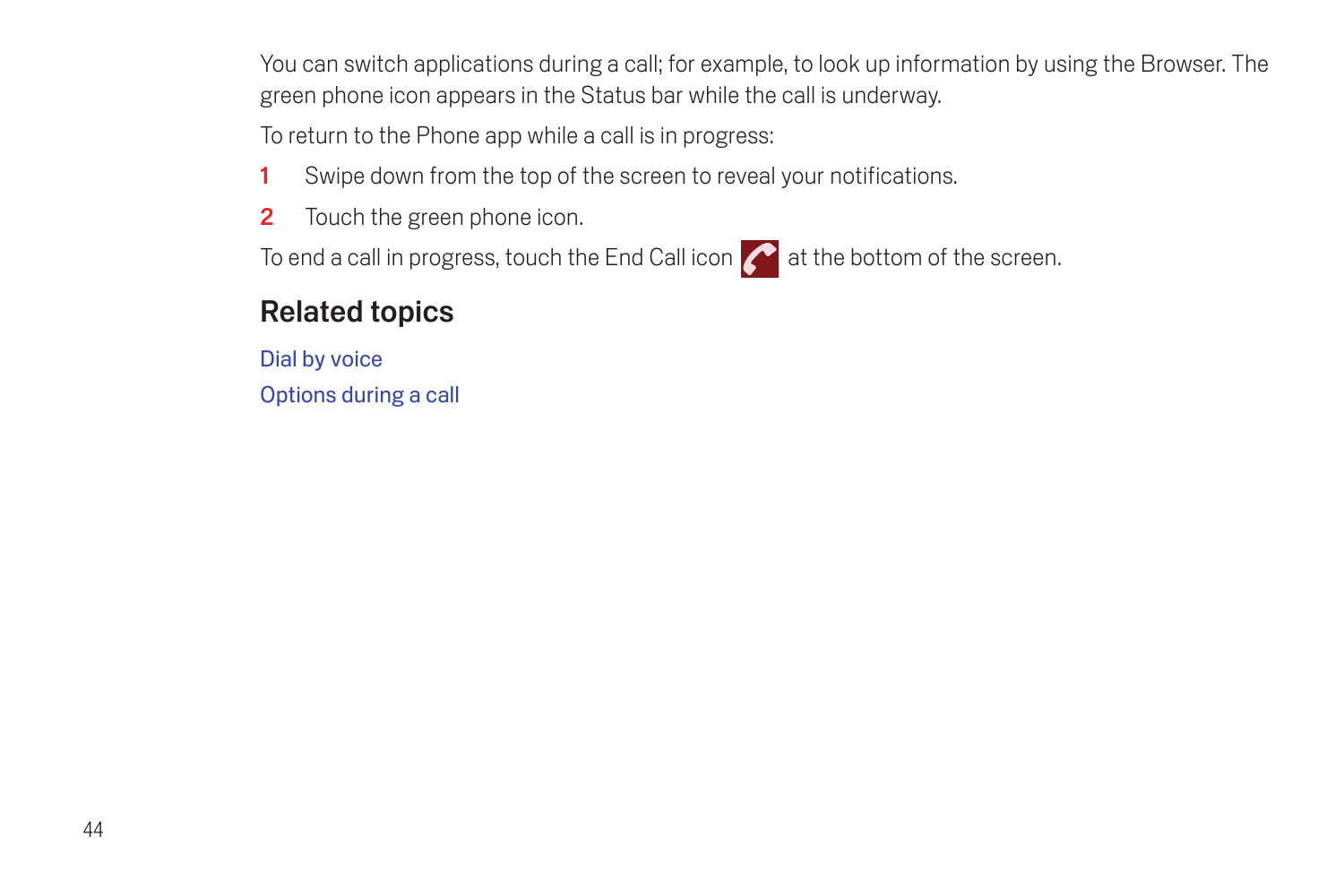You can switch applications during a call; for example, to look up information by using the Browser. The green phone icon appears in the Status bar while the call is underway.

To return to the Phone app while a call is in progress:

1. Swipe down from the top of the screen to reveal your notifications.
2. Touch the green phone icon.

To end a call in progress, touch the End Call icon at the bottom of the screen.

## Related topics

Dial by voice

Options during a call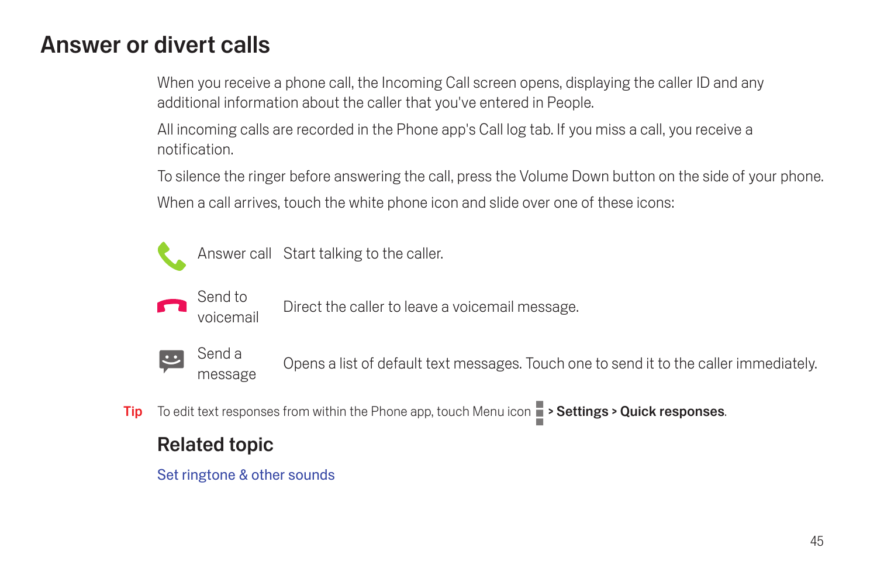# Answer or divert calls

When you receive a phone call, the Incoming Call screen opens, displaying the caller ID and any additional information about the caller that you've entered in People.

All incoming calls are recorded in the Phone app's Call log tab. If you miss a call, you receive a notification.

To silence the ringer before answering the call, press the Volume Down button on the side of your phone.

When a call arrives, touch the white phone icon and slide over one of these icons:

| | | |
|---|---|---|
| | Answer call | Start talking to the caller. |
| | Send to voicemail | Direct the caller to leave a voicemail message. |
| | Send a message | Opens a list of default text messages. Touch one to send it to the caller immediately. |

**Tip** To edit text responses from within the Phone app, touch Menu icon > **Settings** > **Quick responses**.

## Related topic

Set ringtone & other sounds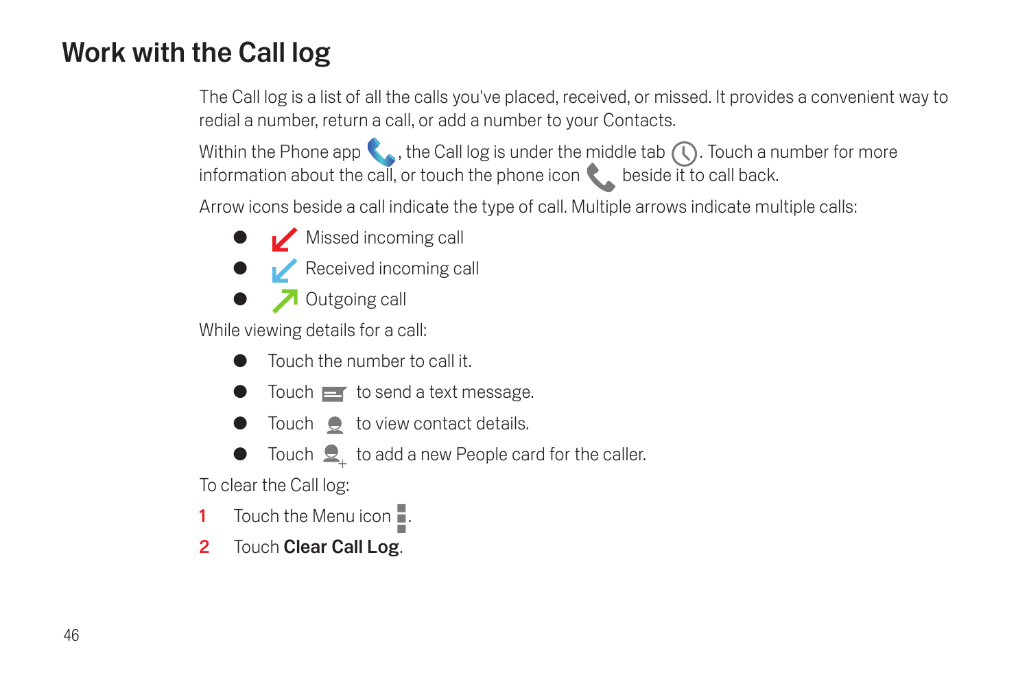# Work with the Call log

The Call log is a list of all the calls you've placed, received, or missed. It provides a convenient way to redial a number, return a call, or add a number to your Contacts.

Within the Phone app , the Call log is under the middle tab . Touch a number for more information about the call, or touch the phone icon beside it to call back.

Arrow icons beside a call indicate the type of call. Multiple arrows indicate multiple calls:

- Missed incoming call
- Received incoming call
- Outgoing call

While viewing details for a call:

- Touch the number to call it.
- Touch to send a text message.
- Touch to view contact details.
- Touch to add a new People card for the caller.

To clear the Call log:

1. Touch the Menu icon .
2. Touch **Clear Call Log**.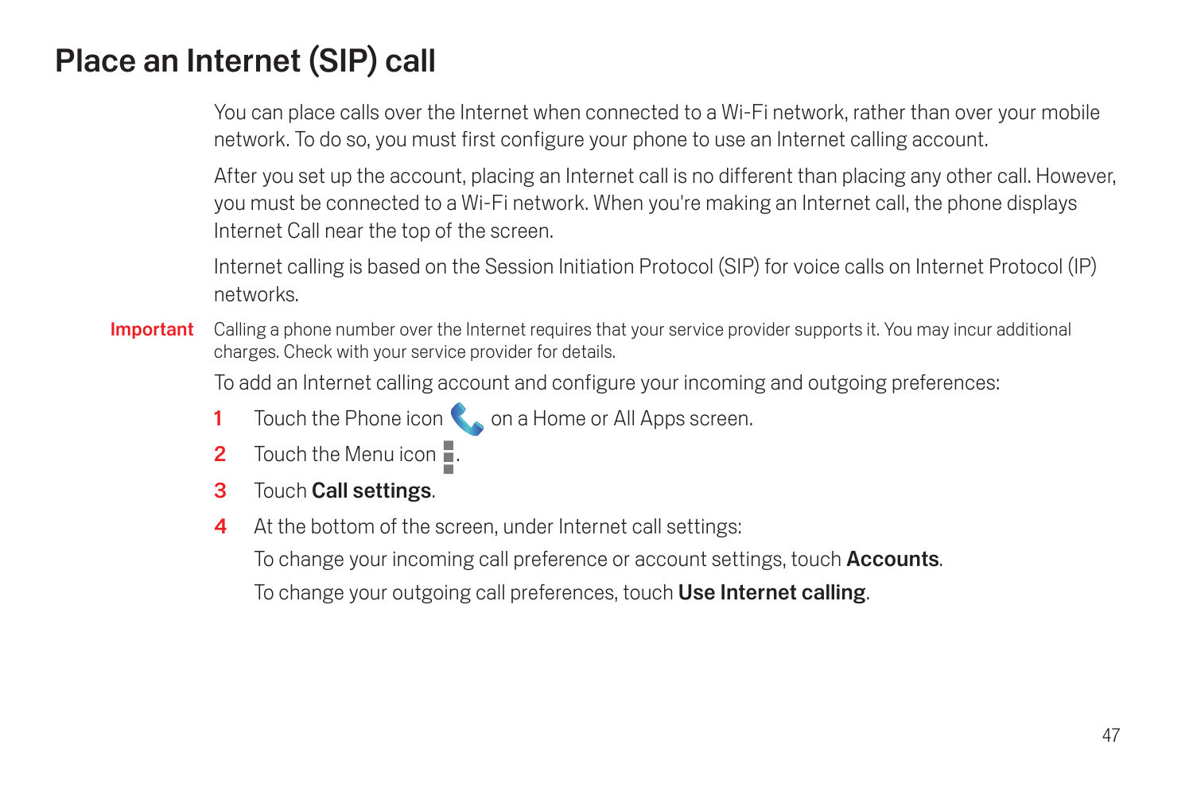# Place an Internet (SIP) call

You can place calls over the Internet when connected to a Wi-Fi network, rather than over your mobile network. To do so, you must first configure your phone to use an Internet calling account.

After you set up the account, placing an Internet call is no different than placing any other call. However, you must be connected to a Wi-Fi network. When you're making an Internet call, the phone displays Internet Call near the top of the screen.

Internet calling is based on the Session Initiation Protocol (SIP) for voice calls on Internet Protocol (IP) networks.

**Important** Calling a phone number over the Internet requires that your service provider supports it. You may incur additional charges. Check with your service provider for details.

To add an Internet calling account and configure your incoming and outgoing preferences:

1. Touch the Phone icon on a Home or All Apps screen.
2. Touch the Menu icon .
3. Touch **Call settings**.
4. At the bottom of the screen, under Internet call settings:

   To change your incoming call preference or account settings, touch **Accounts**.

   To change your outgoing call preferences, touch **Use Internet calling**.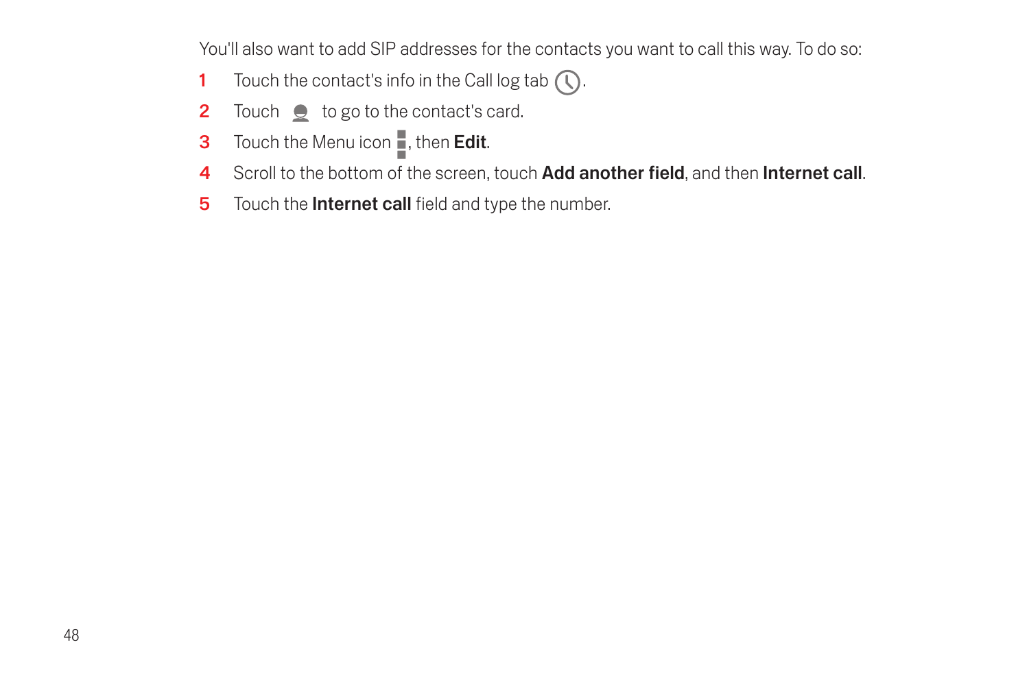You'll also want to add SIP addresses for the contacts you want to call this way. To do so:

1. Touch the contact's info in the Call log tab.
2. Touch to go to the contact's card.
3. Touch the Menu icon, then **Edit**.
4. Scroll to the bottom of the screen, touch **Add another field**, and then **Internet call**.
5. Touch the **Internet call** field and type the number.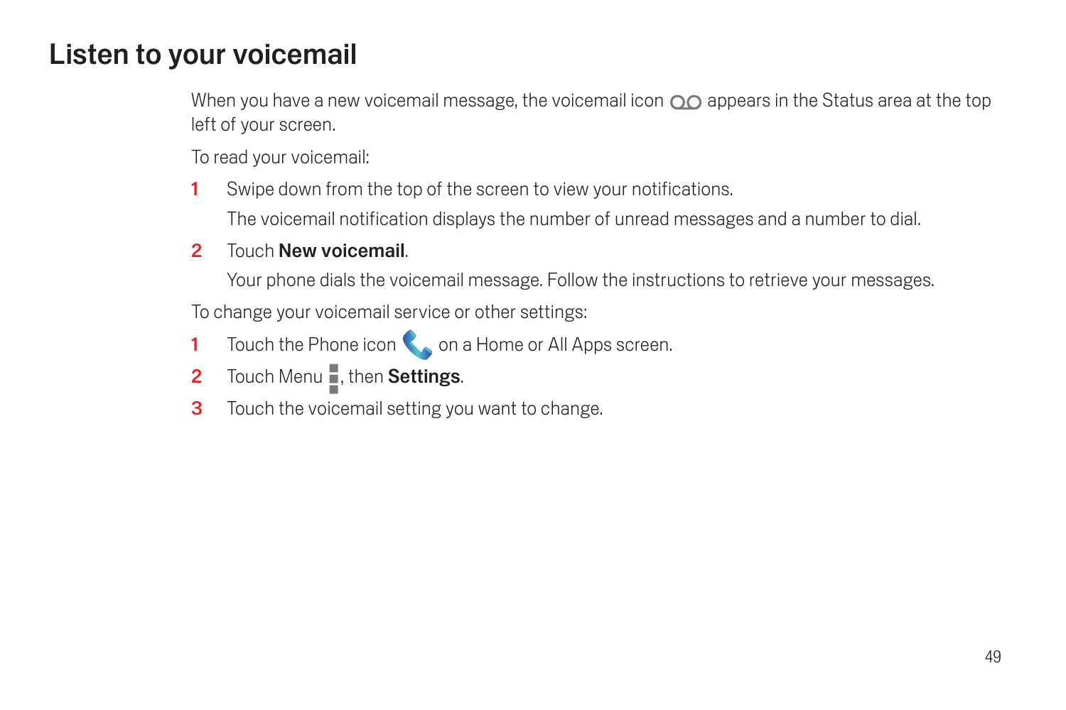# Listen to your voicemail

When you have a new voicemail message, the voicemail icon appears in the Status area at the top left of your screen.

To read your voicemail:

1. Swipe down from the top of the screen to view your notifications.

   The voicemail notification displays the number of unread messages and a number to dial.

2. Touch **New voicemail**.

   Your phone dials the voicemail message. Follow the instructions to retrieve your messages.

To change your voicemail service or other settings:

1. Touch the Phone icon on a Home or All Apps screen.
2. Touch Menu, then **Settings**.
3. Touch the voicemail setting you want to change.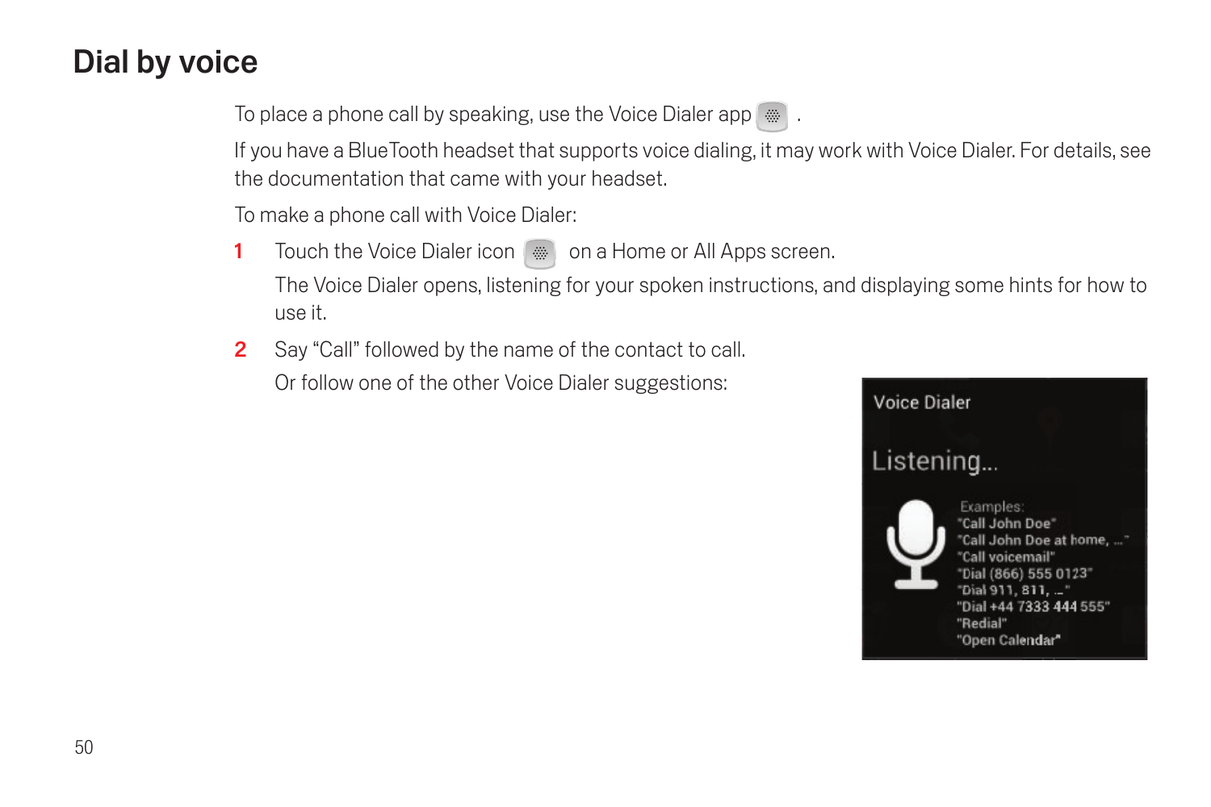# Dial by voice

To place a phone call by speaking, use the Voice Dialer app .

If you have a BlueTooth headset that supports voice dialing, it may work with Voice Dialer. For details, see the documentation that came with your headset.

To make a phone call with Voice Dialer:

1 Touch the Voice Dialer icon  on a Home or All Apps screen.

   The Voice Dialer opens, listening for your spoken instructions, and displaying some hints for how to use it.

2 Say “Call” followed by the name of the contact to call.

   Or follow one of the other Voice Dialer suggestions:

Voice Dialer

Listening...

Examples:
"Call John Doe"
"Call John Doe at home, ..."
"Call voicemail"
"Dial (866) 555 0123"
"Dial 911, 811, ..."
"Dial +44 7333 444 555"
"Redial"
"Open Calendar"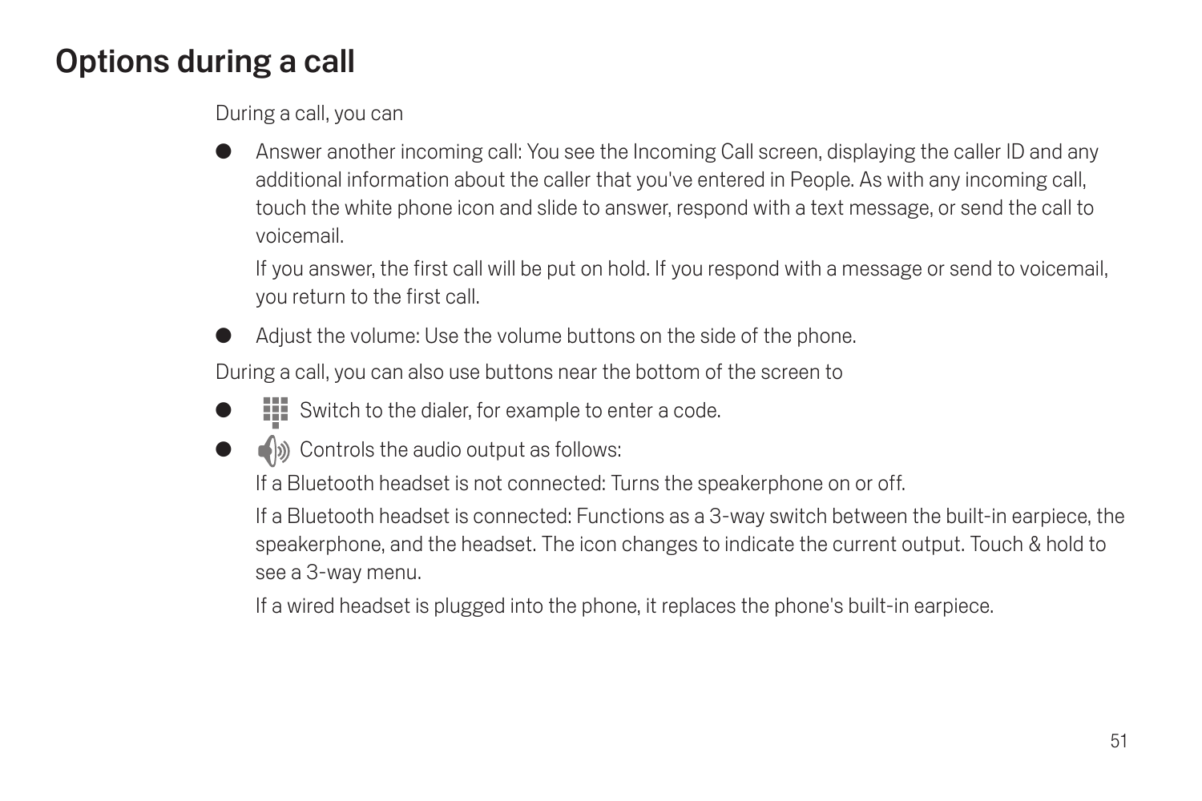# Options during a call

During a call, you can

- Answer another incoming call: You see the Incoming Call screen, displaying the caller ID and any additional information about the caller that you've entered in People. As with any incoming call, touch the white phone icon and slide to answer, respond with a text message, or send the call to voicemail.

  If you answer, the first call will be put on hold. If you respond with a message or send to voicemail, you return to the first call.

- Adjust the volume: Use the volume buttons on the side of the phone.

During a call, you can also use buttons near the bottom of the screen to

- Switch to the dialer, for example to enter a code.
- Controls the audio output as follows:

  If a Bluetooth headset is not connected: Turns the speakerphone on or off.

  If a Bluetooth headset is connected: Functions as a 3-way switch between the built-in earpiece, the speakerphone, and the headset. The icon changes to indicate the current output. Touch & hold to see a 3-way menu.

  If a wired headset is plugged into the phone, it replaces the phone's built-in earpiece.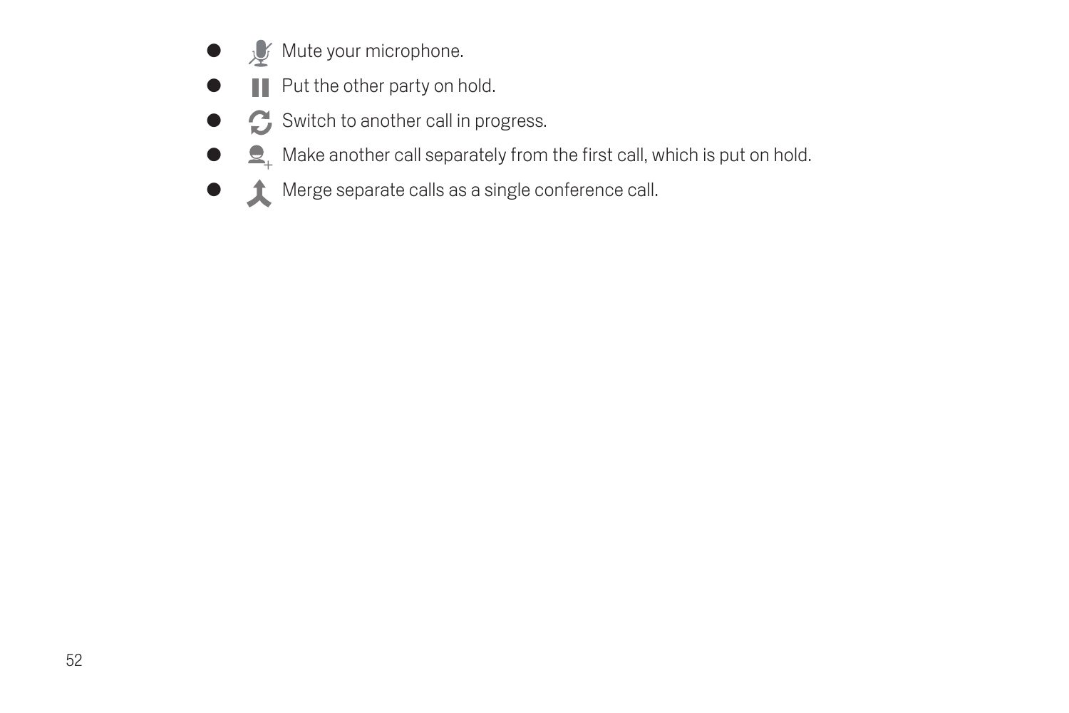- Mute your microphone.
- Put the other party on hold.
- Switch to another call in progress.
- Make another call separately from the first call, which is put on hold.
- Merge separate calls as a single conference call.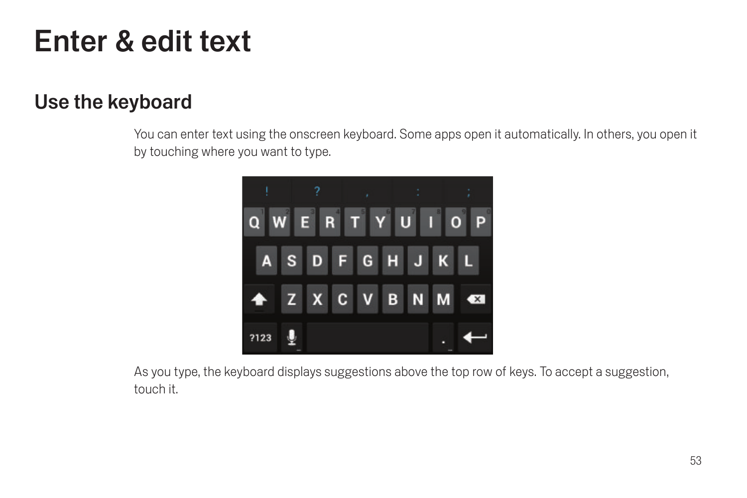# Enter & edit text

## Use the keyboard

You can enter text using the onscreen keyboard. Some apps open it automatically. In others, you open it by touching where you want to type.

As you type, the keyboard displays suggestions above the top row of keys. To accept a suggestion, touch it.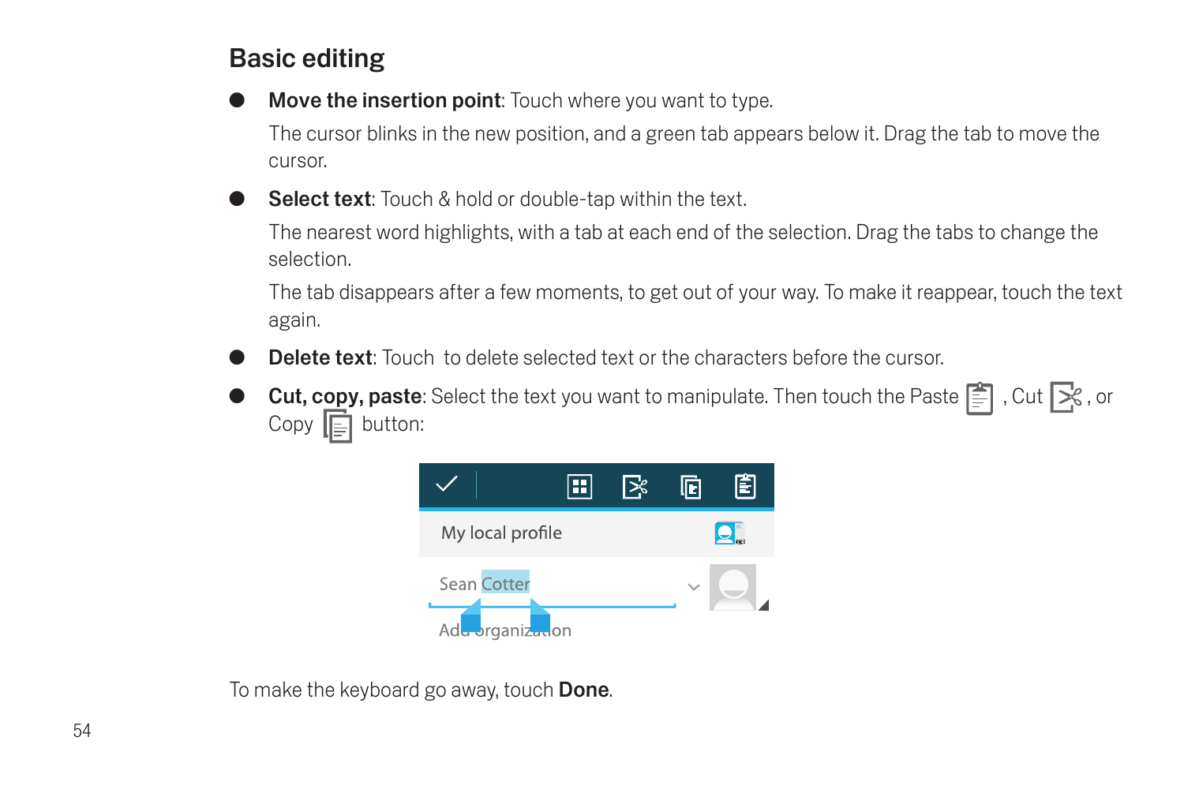## Basic editing

- **Move the insertion point**: Touch where you want to type.

  The cursor blinks in the new position, and a green tab appears below it. Drag the tab to move the cursor.

- **Select text**: Touch & hold or double-tap within the text.

  The nearest word highlights, with a tab at each end of the selection. Drag the tabs to change the selection.

  The tab disappears after a few moments, to get out of your way. To make it reappear, touch the text again.

- **Delete text**: Touch  to delete selected text or the characters before the cursor.

- **Cut, copy, paste**: Select the text you want to manipulate. Then touch the Paste , Cut , or Copy  button:

To make the keyboard go away, touch **Done**.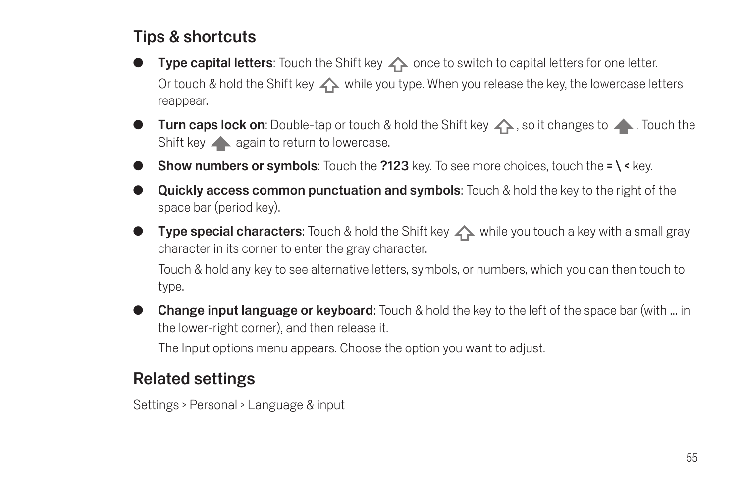## Tips & shortcuts

- **Type capital letters**: Touch the Shift key once to switch to capital letters for one letter.

  Or touch & hold the Shift key while you type. When you release the key, the lowercase letters reappear.

- **Turn caps lock on**: Double-tap or touch & hold the Shift key , so it changes to . Touch the Shift key again to return to lowercase.

- **Show numbers or symbols**: Touch the **?123** key. To see more choices, touch the **= \ <** key.

- **Quickly access common punctuation and symbols**: Touch & hold the key to the right of the space bar (period key).

- **Type special characters**: Touch & hold the Shift key while you touch a key with a small gray character in its corner to enter the gray character.

  Touch & hold any key to see alternative letters, symbols, or numbers, which you can then touch to type.

- **Change input language or keyboard**: Touch & hold the key to the left of the space bar (with ... in the lower-right corner), and then release it.

  The Input options menu appears. Choose the option you want to adjust.

## Related settings

Settings > Personal > Language & input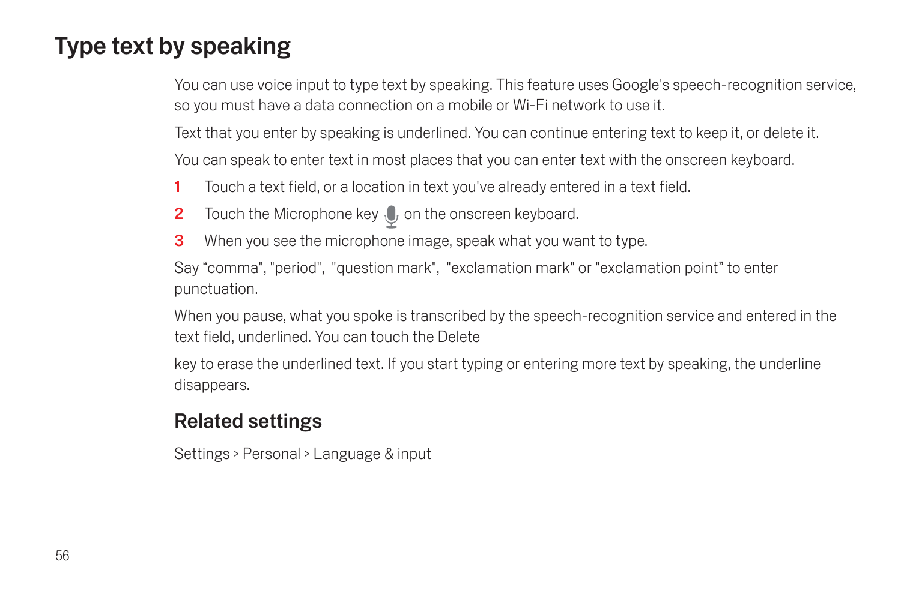# Type text by speaking

You can use voice input to type text by speaking. This feature uses Google's speech-recognition service, so you must have a data connection on a mobile or Wi-Fi network to use it.

Text that you enter by speaking is underlined. You can continue entering text to keep it, or delete it.

You can speak to enter text in most places that you can enter text with the onscreen keyboard.

1. Touch a text field, or a location in text you've already entered in a text field.
2. Touch the Microphone key on the onscreen keyboard.
3. When you see the microphone image, speak what you want to type.

Say “comma", "period", "question mark", "exclamation mark" or "exclamation point” to enter punctuation.

When you pause, what you spoke is transcribed by the speech-recognition service and entered in the text field, underlined. You can touch the Delete

key to erase the underlined text. If you start typing or entering more text by speaking, the underline disappears.

## Related settings

Settings > Personal > Language & input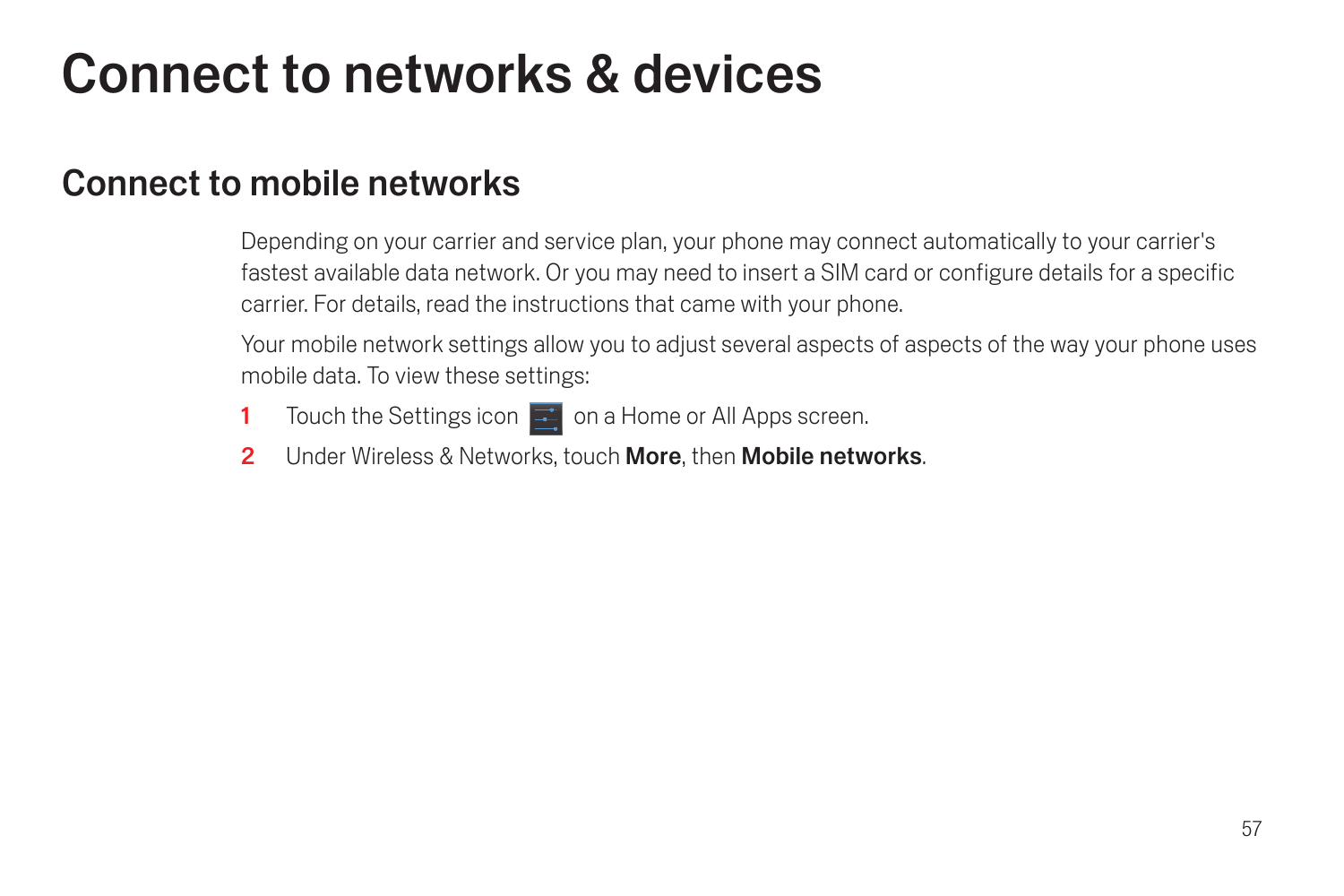# Connect to networks & devices

## Connect to mobile networks

Depending on your carrier and service plan, your phone may connect automatically to your carrier's fastest available data network. Or you may need to insert a SIM card or configure details for a specific carrier. For details, read the instructions that came with your phone.

Your mobile network settings allow you to adjust several aspects of aspects of the way your phone uses mobile data. To view these settings:

1. Touch the Settings icon on a Home or All Apps screen.
2. Under Wireless & Networks, touch **More**, then **Mobile networks**.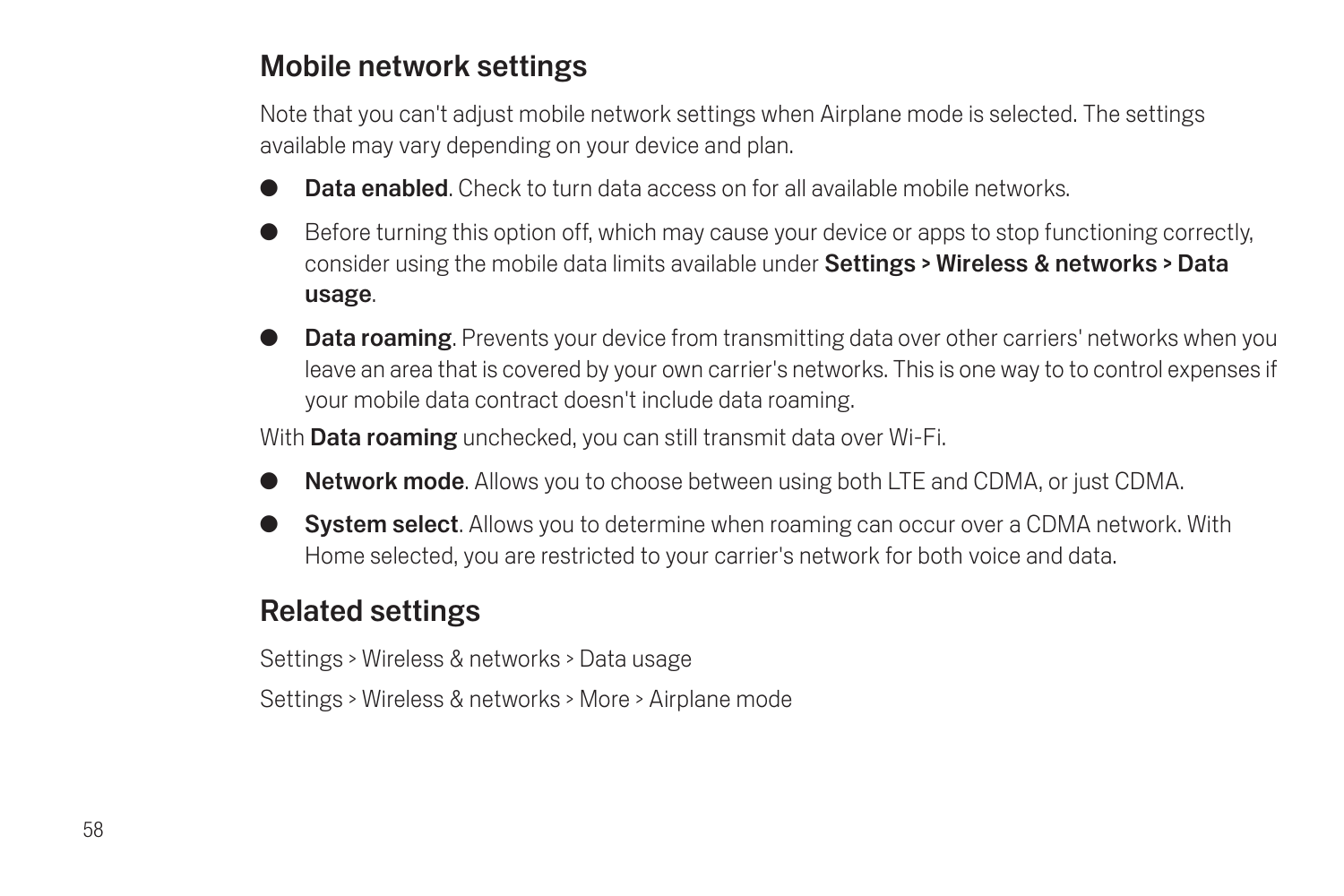## Mobile network settings

Note that you can't adjust mobile network settings when Airplane mode is selected. The settings available may vary depending on your device and plan.

- **Data enabled**. Check to turn data access on for all available mobile networks.
- Before turning this option off, which may cause your device or apps to stop functioning correctly, consider using the mobile data limits available under **Settings > Wireless & networks > Data usage**.
- **Data roaming**. Prevents your device from transmitting data over other carriers' networks when you leave an area that is covered by your own carrier's networks. This is one way to to control expenses if your mobile data contract doesn't include data roaming.

With **Data roaming** unchecked, you can still transmit data over Wi-Fi.

- **Network mode**. Allows you to choose between using both LTE and CDMA, or just CDMA.
- **System select**. Allows you to determine when roaming can occur over a CDMA network. With Home selected, you are restricted to your carrier's network for both voice and data.

## Related settings

Settings > Wireless & networks > Data usage

Settings > Wireless & networks > More > Airplane mode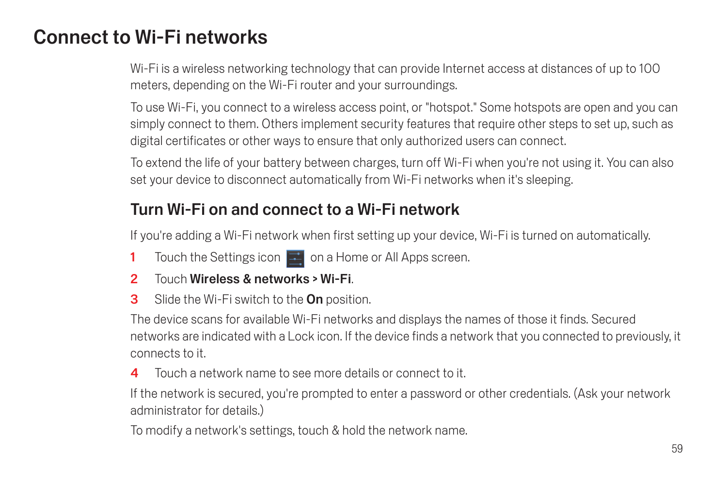# Connect to Wi-Fi networks

Wi-Fi is a wireless networking technology that can provide Internet access at distances of up to 100 meters, depending on the Wi-Fi router and your surroundings.

To use Wi-Fi, you connect to a wireless access point, or "hotspot." Some hotspots are open and you can simply connect to them. Others implement security features that require other steps to set up, such as digital certificates or other ways to ensure that only authorized users can connect.

To extend the life of your battery between charges, turn off Wi-Fi when you're not using it. You can also set your device to disconnect automatically from Wi-Fi networks when it's sleeping.

## Turn Wi-Fi on and connect to a Wi-Fi network

If you're adding a Wi-Fi network when first setting up your device, Wi-Fi is turned on automatically.

1. Touch the Settings icon on a Home or All Apps screen.
2. Touch **Wireless & networks** > **Wi-Fi**.
3. Slide the Wi-Fi switch to the **On** position.

The device scans for available Wi-Fi networks and displays the names of those it finds. Secured networks are indicated with a Lock icon. If the device finds a network that you connected to previously, it connects to it.

4. Touch a network name to see more details or connect to it.

If the network is secured, you're prompted to enter a password or other credentials. (Ask your network administrator for details.)

To modify a network's settings, touch & hold the network name.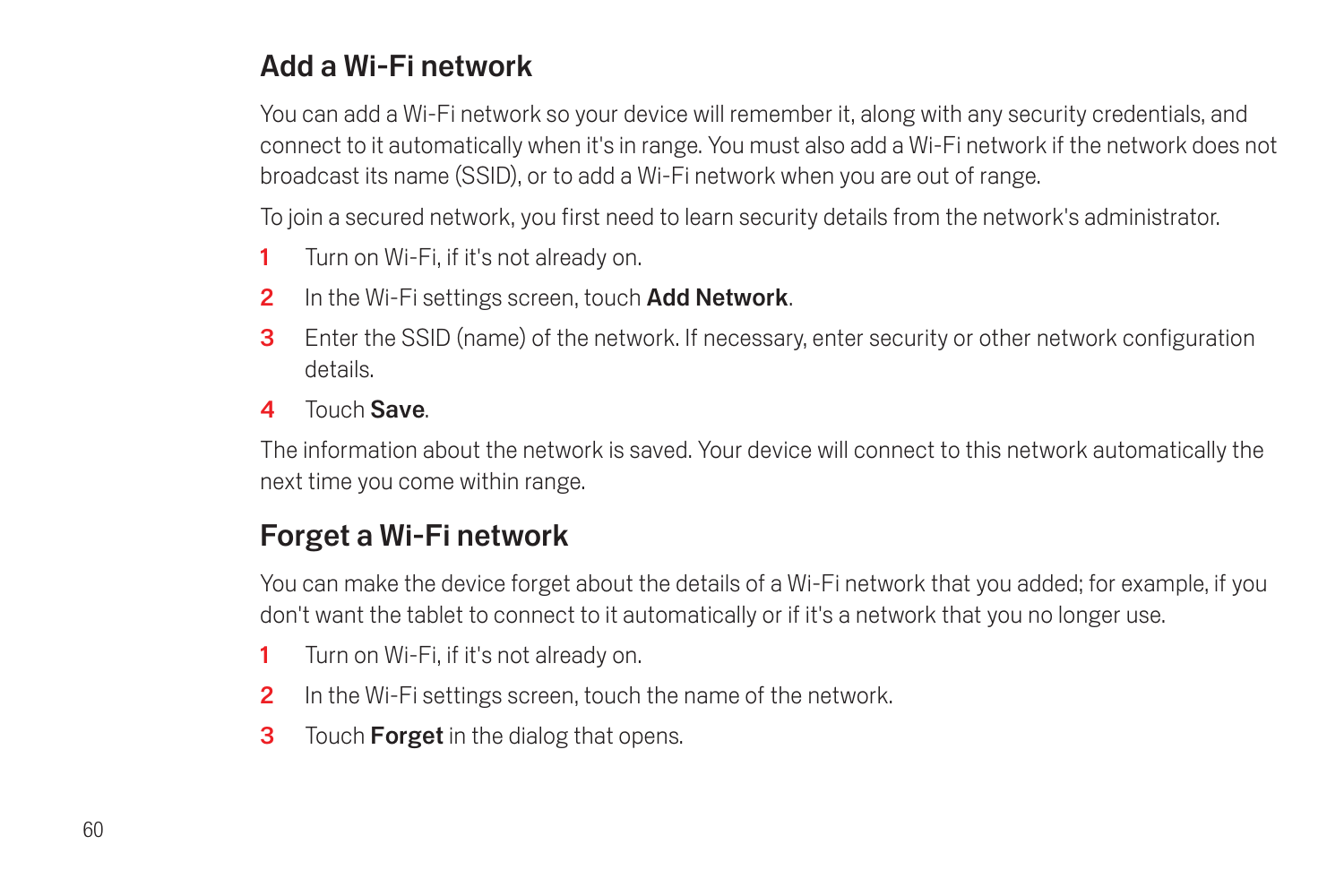## Add a Wi-Fi network

You can add a Wi-Fi network so your device will remember it, along with any security credentials, and connect to it automatically when it's in range. You must also add a Wi-Fi network if the network does not broadcast its name (SSID), or to add a Wi-Fi network when you are out of range.

To join a secured network, you first need to learn security details from the network's administrator.

1. Turn on Wi-Fi, if it's not already on.
2. In the Wi-Fi settings screen, touch **Add Network**.
3. Enter the SSID (name) of the network. If necessary, enter security or other network configuration details.
4. Touch **Save**.

The information about the network is saved. Your device will connect to this network automatically the next time you come within range.

## Forget a Wi-Fi network

You can make the device forget about the details of a Wi-Fi network that you added; for example, if you don't want the tablet to connect to it automatically or if it's a network that you no longer use.

1. Turn on Wi-Fi, if it's not already on.
2. In the Wi-Fi settings screen, touch the name of the network.
3. Touch **Forget** in the dialog that opens.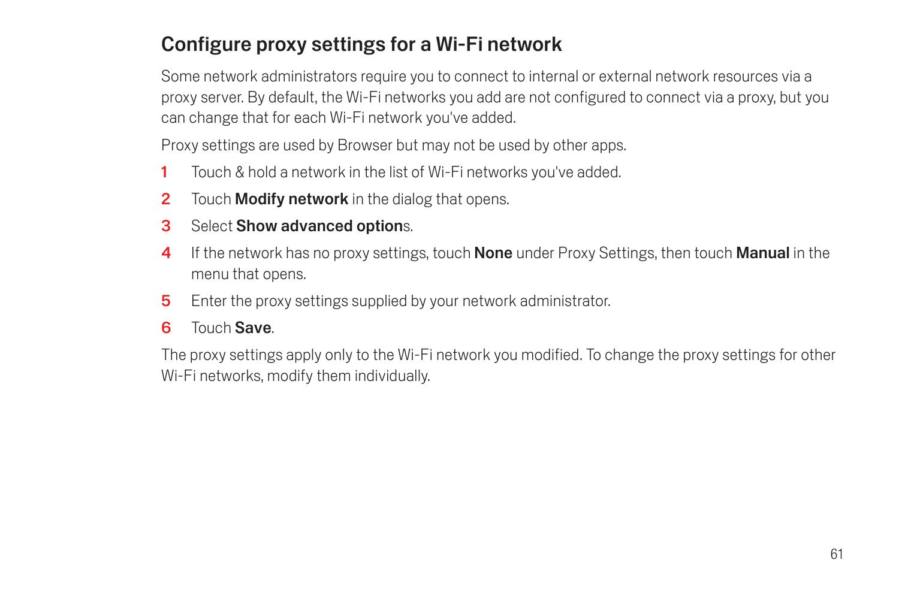## Configure proxy settings for a Wi-Fi network

Some network administrators require you to connect to internal or external network resources via a proxy server. By default, the Wi-Fi networks you add are not configured to connect via a proxy, but you can change that for each Wi-Fi network you've added.

Proxy settings are used by Browser but may not be used by other apps.

1. Touch & hold a network in the list of Wi-Fi networks you've added.
2. Touch **Modify network** in the dialog that opens.
3. Select **Show advanced option**s.
4. If the network has no proxy settings, touch **None** under Proxy Settings, then touch **Manual** in the menu that opens.
5. Enter the proxy settings supplied by your network administrator.
6. Touch **Save**.

The proxy settings apply only to the Wi-Fi network you modified. To change the proxy settings for other Wi-Fi networks, modify them individually.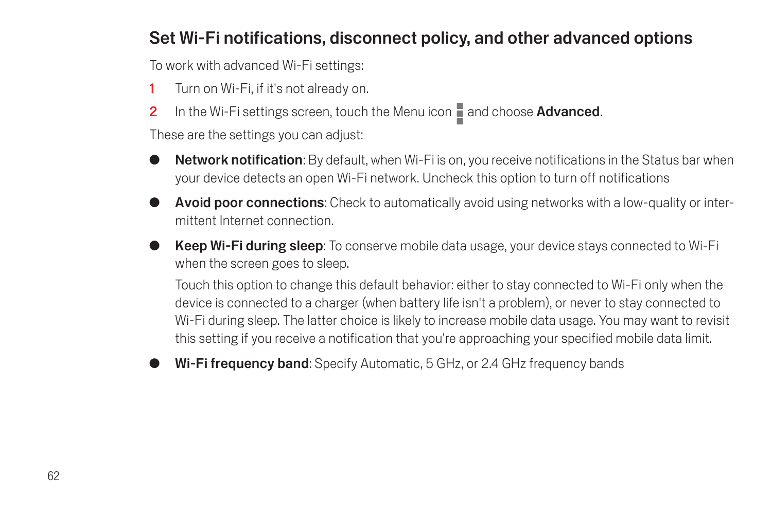## Set Wi-Fi notifications, disconnect policy, and other advanced options

To work with advanced Wi-Fi settings:

1. Turn on Wi-Fi, if it's not already on.
2. In the Wi-Fi settings screen, touch the Menu icon and choose **Advanced**.

These are the settings you can adjust:

- **Network notification**: By default, when Wi-Fi is on, you receive notifications in the Status bar when your device detects an open Wi-Fi network. Uncheck this option to turn off notifications
- **Avoid poor connections**: Check to automatically avoid using networks with a low-quality or intermittent Internet connection.
- **Keep Wi-Fi during sleep**: To conserve mobile data usage, your device stays connected to Wi-Fi when the screen goes to sleep.

  Touch this option to change this default behavior: either to stay connected to Wi-Fi only when the device is connected to a charger (when battery life isn't a problem), or never to stay connected to Wi-Fi during sleep. The latter choice is likely to increase mobile data usage. You may want to revisit this setting if you receive a notification that you're approaching your specified mobile data limit.
- **Wi-Fi frequency band**: Specify Automatic, 5 GHz, or 2.4 GHz frequency bands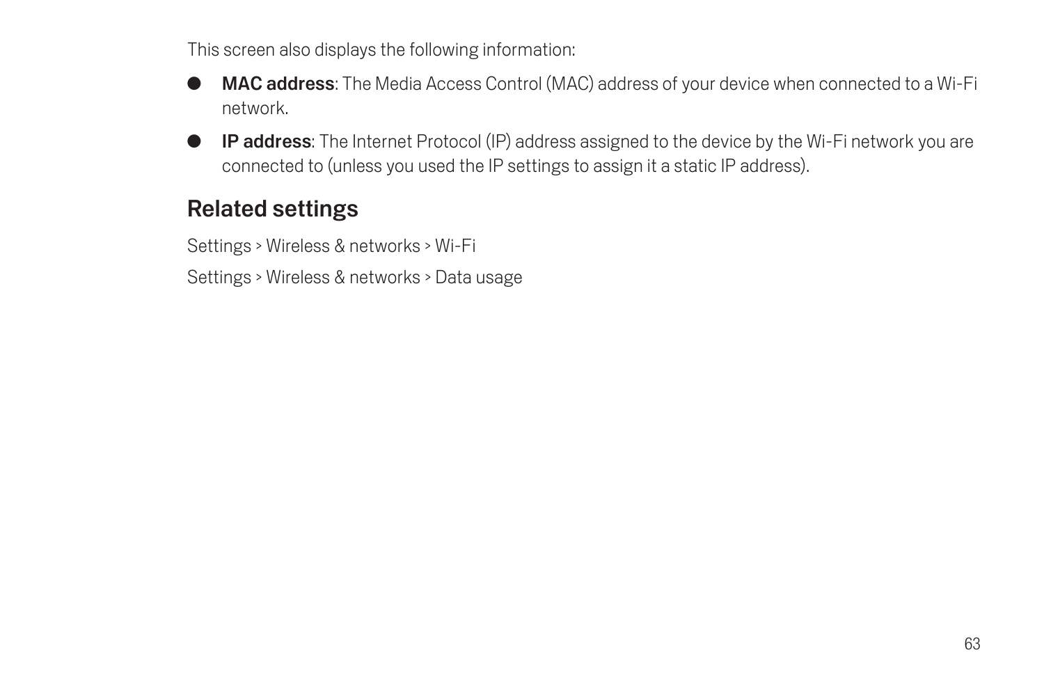This screen also displays the following information:

- **MAC address**: The Media Access Control (MAC) address of your device when connected to a Wi-Fi network.
- **IP address**: The Internet Protocol (IP) address assigned to the device by the Wi-Fi network you are connected to (unless you used the IP settings to assign it a static IP address).

## Related settings

Settings > Wireless & networks > Wi-Fi

Settings > Wireless & networks > Data usage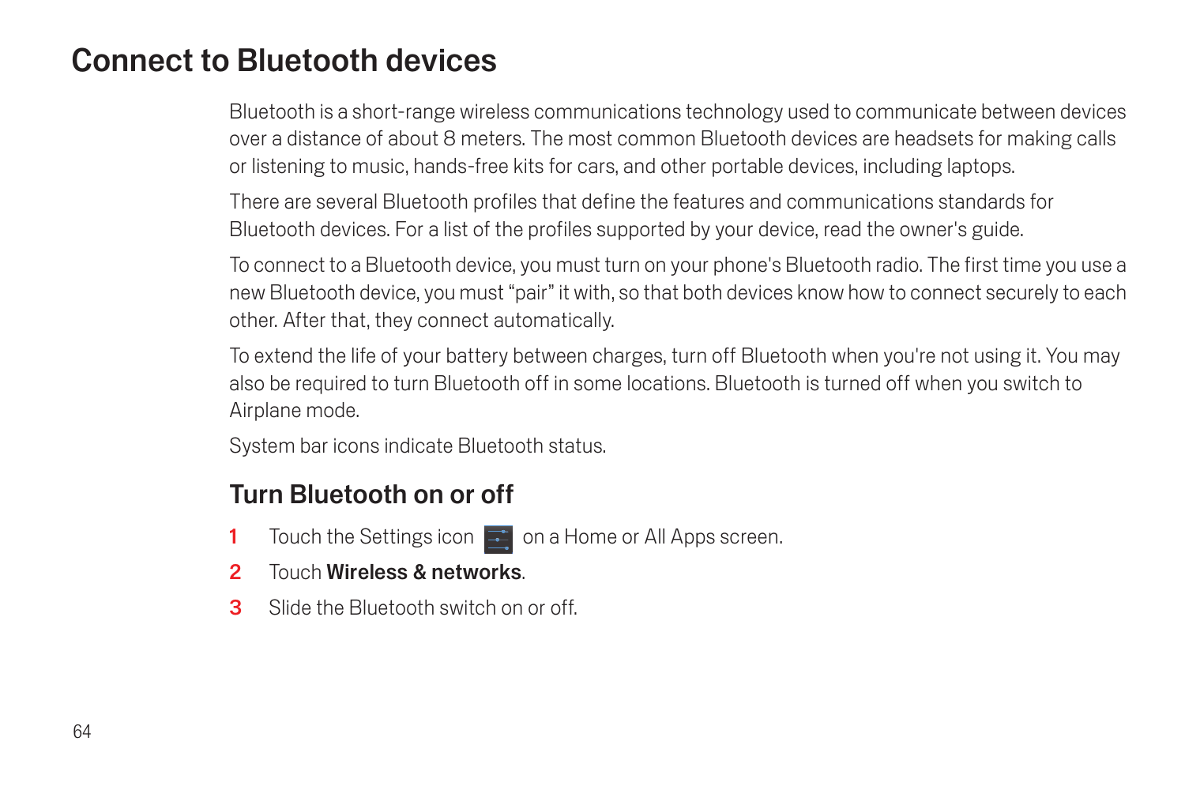# Connect to Bluetooth devices

Bluetooth is a short-range wireless communications technology used to communicate between devices over a distance of about 8 meters. The most common Bluetooth devices are headsets for making calls or listening to music, hands-free kits for cars, and other portable devices, including laptops.

There are several Bluetooth profiles that define the features and communications standards for Bluetooth devices. For a list of the profiles supported by your device, read the owner's guide.

To connect to a Bluetooth device, you must turn on your phone's Bluetooth radio. The first time you use a new Bluetooth device, you must "pair" it with, so that both devices know how to connect securely to each other. After that, they connect automatically.

To extend the life of your battery between charges, turn off Bluetooth when you're not using it. You may also be required to turn Bluetooth off in some locations. Bluetooth is turned off when you switch to Airplane mode.

System bar icons indicate Bluetooth status.

## Turn Bluetooth on or off

1. Touch the Settings icon on a Home or All Apps screen.
2. Touch **Wireless & networks**.
3. Slide the Bluetooth switch on or off.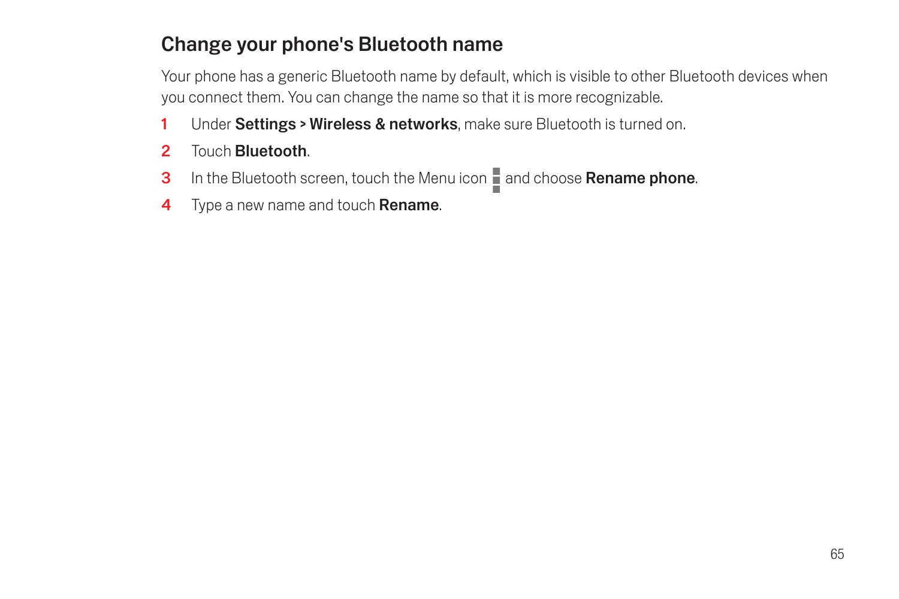## Change your phone's Bluetooth name

Your phone has a generic Bluetooth name by default, which is visible to other Bluetooth devices when you connect them. You can change the name so that it is more recognizable.

1. Under **Settings > Wireless & networks**, make sure Bluetooth is turned on.
2. Touch **Bluetooth**.
3. In the Bluetooth screen, touch the Menu icon and choose **Rename phone**.
4. Type a new name and touch **Rename**.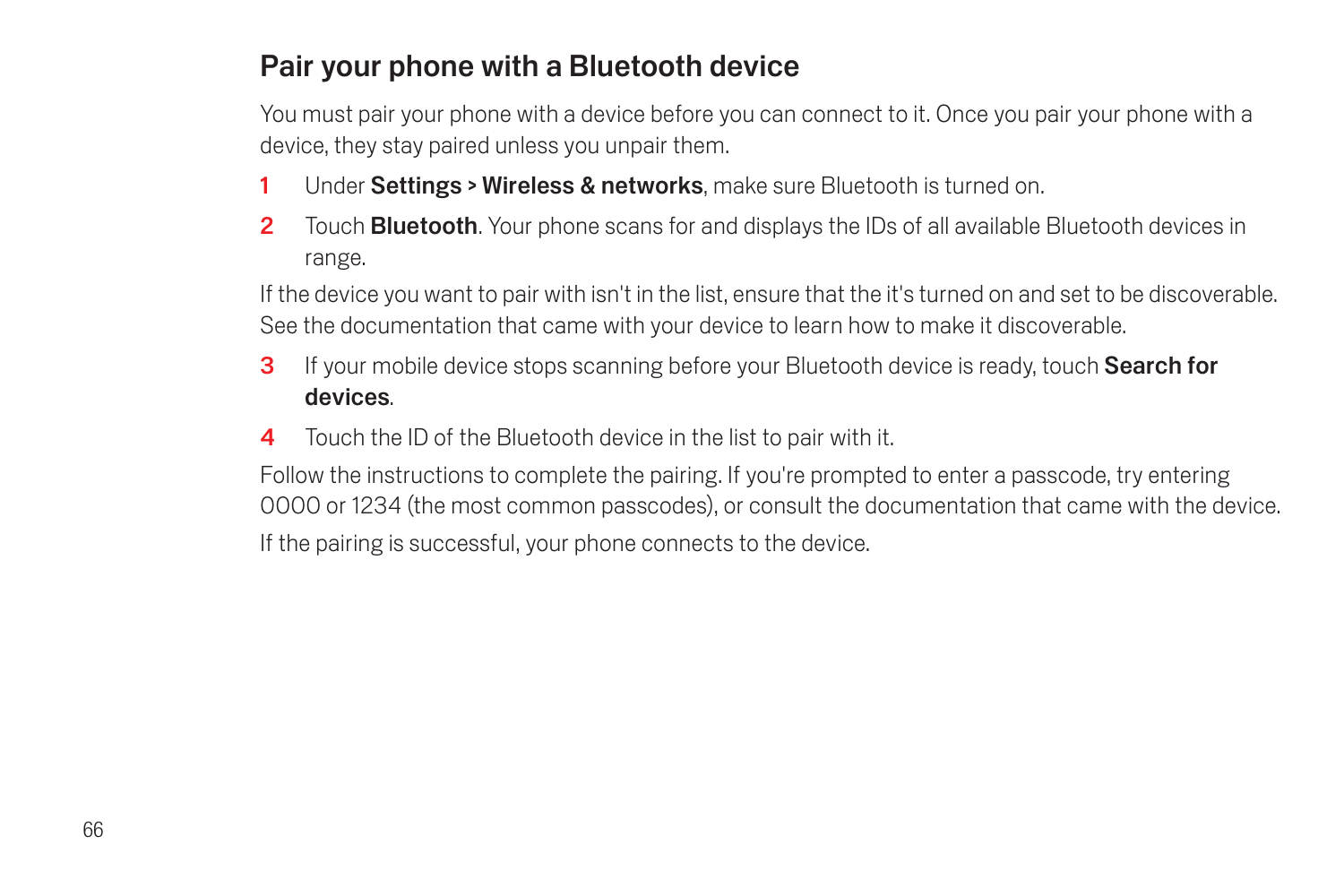## Pair your phone with a Bluetooth device

You must pair your phone with a device before you can connect to it. Once you pair your phone with a device, they stay paired unless you unpair them.

1. Under **Settings > Wireless & networks**, make sure Bluetooth is turned on.
2. Touch **Bluetooth**. Your phone scans for and displays the IDs of all available Bluetooth devices in range.

If the device you want to pair with isn't in the list, ensure that the it's turned on and set to be discoverable. See the documentation that came with your device to learn how to make it discoverable.

3. If your mobile device stops scanning before your Bluetooth device is ready, touch **Search for devices**.
4. Touch the ID of the Bluetooth device in the list to pair with it.

Follow the instructions to complete the pairing. If you're prompted to enter a passcode, try entering 0000 or 1234 (the most common passcodes), or consult the documentation that came with the device.

If the pairing is successful, your phone connects to the device.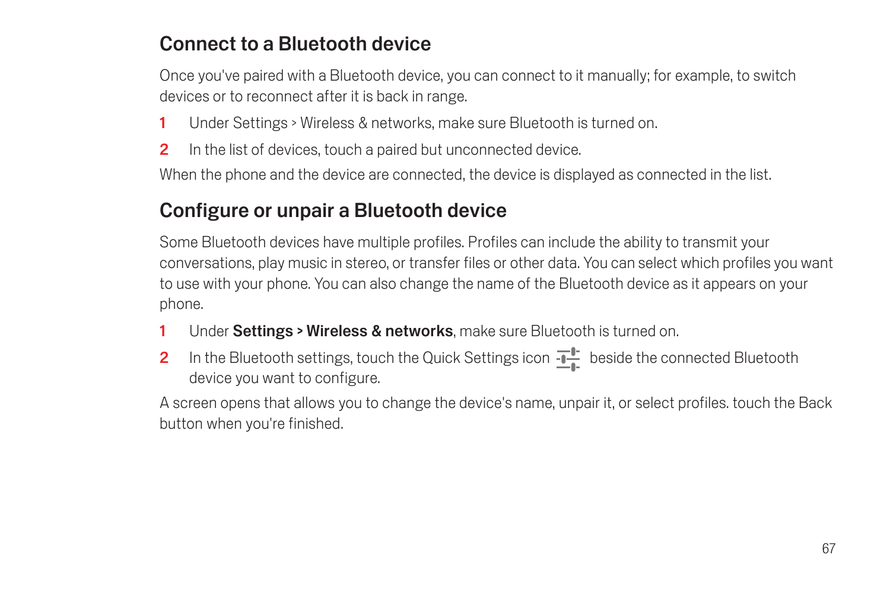## Connect to a Bluetooth device

Once you've paired with a Bluetooth device, you can connect to it manually; for example, to switch devices or to reconnect after it is back in range.

1. Under Settings > Wireless & networks, make sure Bluetooth is turned on.
2. In the list of devices, touch a paired but unconnected device.

When the phone and the device are connected, the device is displayed as connected in the list.

## Configure or unpair a Bluetooth device

Some Bluetooth devices have multiple profiles. Profiles can include the ability to transmit your conversations, play music in stereo, or transfer files or other data. You can select which profiles you want to use with your phone. You can also change the name of the Bluetooth device as it appears on your phone.

1. Under **Settings > Wireless & networks**, make sure Bluetooth is turned on.
2. In the Bluetooth settings, touch the Quick Settings icon beside the connected Bluetooth device you want to configure.

A screen opens that allows you to change the device's name, unpair it, or select profiles. touch the Back button when you're finished.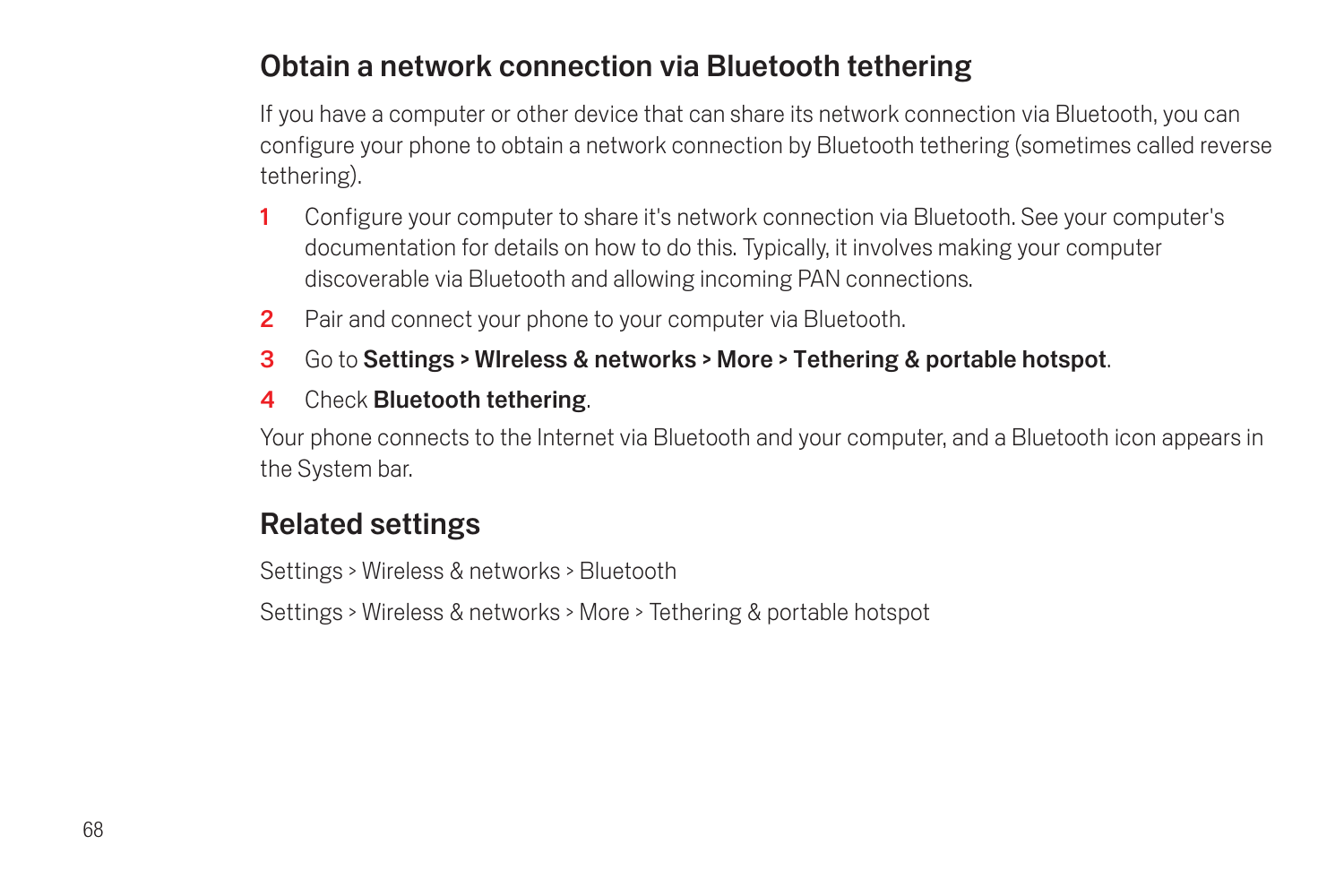## Obtain a network connection via Bluetooth tethering

If you have a computer or other device that can share its network connection via Bluetooth, you can configure your phone to obtain a network connection by Bluetooth tethering (sometimes called reverse tethering).

1. Configure your computer to share it's network connection via Bluetooth. See your computer's documentation for details on how to do this. Typically, it involves making your computer discoverable via Bluetooth and allowing incoming PAN connections.
2. Pair and connect your phone to your computer via Bluetooth.
3. Go to **Settings > WIreless & networks > More > Tethering & portable hotspot**.
4. Check **Bluetooth tethering**.

Your phone connects to the Internet via Bluetooth and your computer, and a Bluetooth icon appears in the System bar.

## Related settings

Settings > Wireless & networks > Bluetooth

Settings > Wireless & networks > More > Tethering & portable hotspot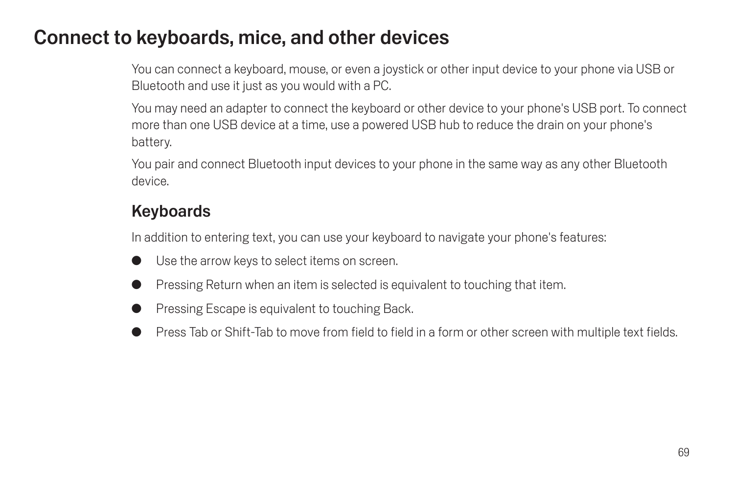# Connect to keyboards, mice, and other devices

You can connect a keyboard, mouse, or even a joystick or other input device to your phone via USB or Bluetooth and use it just as you would with a PC.

You may need an adapter to connect the keyboard or other device to your phone's USB port. To connect more than one USB device at a time, use a powered USB hub to reduce the drain on your phone's battery.

You pair and connect Bluetooth input devices to your phone in the same way as any other Bluetooth device.

## Keyboards

In addition to entering text, you can use your keyboard to navigate your phone's features:

- Use the arrow keys to select items on screen.
- Pressing Return when an item is selected is equivalent to touching that item.
- Pressing Escape is equivalent to touching Back.
- Press Tab or Shift-Tab to move from field to field in a form or other screen with multiple text fields.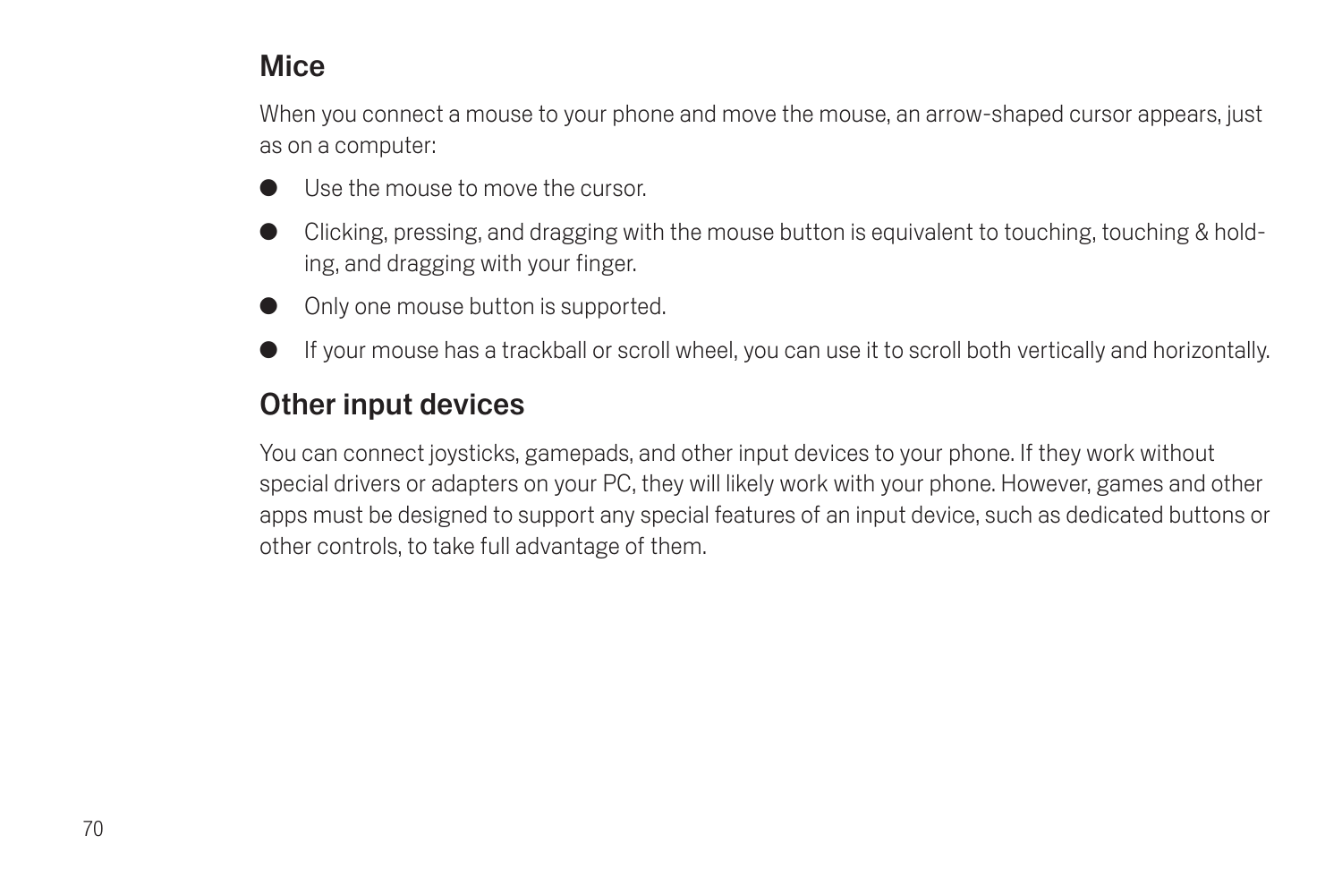## Mice

When you connect a mouse to your phone and move the mouse, an arrow-shaped cursor appears, just as on a computer:

- Use the mouse to move the cursor.
- Clicking, pressing, and dragging with the mouse button is equivalent to touching, touching & holding, and dragging with your finger.
- Only one mouse button is supported.
- If your mouse has a trackball or scroll wheel, you can use it to scroll both vertically and horizontally.

## Other input devices

You can connect joysticks, gamepads, and other input devices to your phone. If they work without special drivers or adapters on your PC, they will likely work with your phone. However, games and other apps must be designed to support any special features of an input device, such as dedicated buttons or other controls, to take full advantage of them.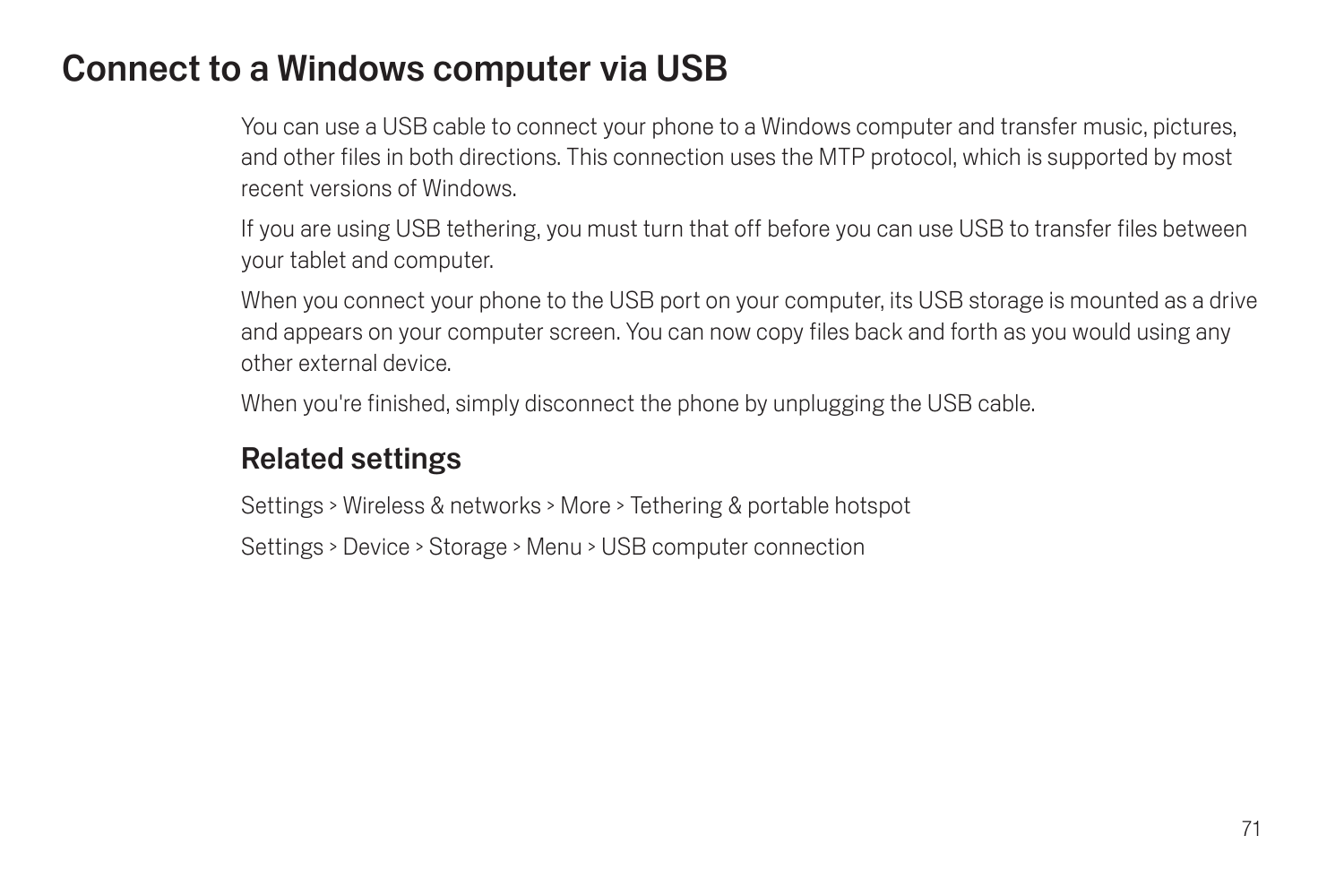# Connect to a Windows computer via USB

You can use a USB cable to connect your phone to a Windows computer and transfer music, pictures, and other files in both directions. This connection uses the MTP protocol, which is supported by most recent versions of Windows.

If you are using USB tethering, you must turn that off before you can use USB to transfer files between your tablet and computer.

When you connect your phone to the USB port on your computer, its USB storage is mounted as a drive and appears on your computer screen. You can now copy files back and forth as you would using any other external device.

When you're finished, simply disconnect the phone by unplugging the USB cable.

## Related settings

Settings > Wireless & networks > More > Tethering & portable hotspot

Settings > Device > Storage > Menu > USB computer connection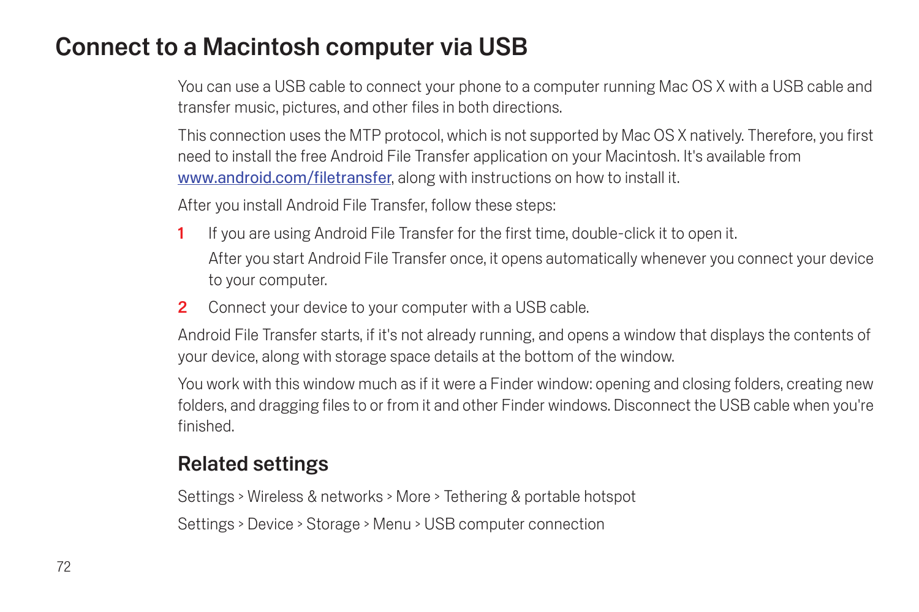# Connect to a Macintosh computer via USB

You can use a USB cable to connect your phone to a computer running Mac OS X with a USB cable and transfer music, pictures, and other files in both directions.

This connection uses the MTP protocol, which is not supported by Mac OS X natively. Therefore, you first need to install the free Android File Transfer application on your Macintosh. It's available from [www.android.com/filetransfer](http://www.android.com/filetransfer), along with instructions on how to install it.

After you install Android File Transfer, follow these steps:

1. If you are using Android File Transfer for the first time, double-click it to open it.

   After you start Android File Transfer once, it opens automatically whenever you connect your device to your computer.

2. Connect your device to your computer with a USB cable.

Android File Transfer starts, if it's not already running, and opens a window that displays the contents of your device, along with storage space details at the bottom of the window.

You work with this window much as if it were a Finder window: opening and closing folders, creating new folders, and dragging files to or from it and other Finder windows. Disconnect the USB cable when you're finished.

## Related settings

Settings > Wireless & networks > More > Tethering & portable hotspot

Settings > Device > Storage > Menu > USB computer connection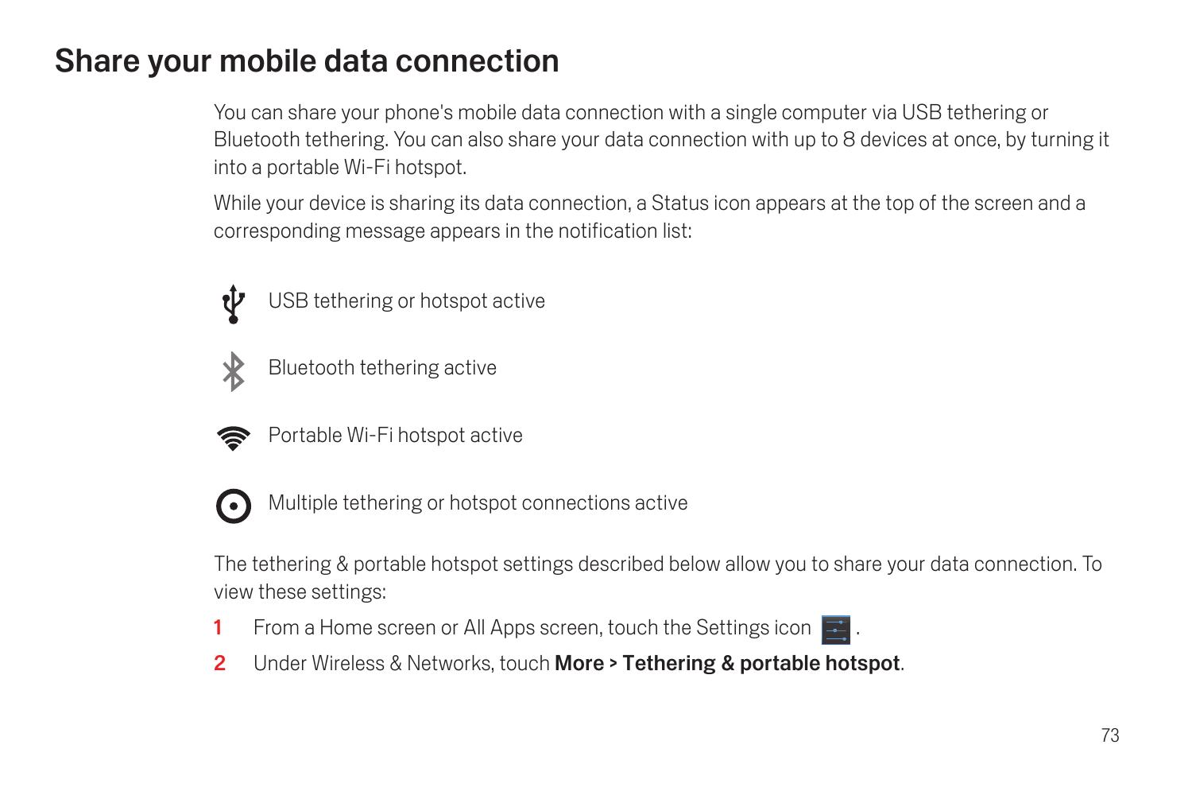# Share your mobile data connection

You can share your phone's mobile data connection with a single computer via USB tethering or Bluetooth tethering. You can also share your data connection with up to 8 devices at once, by turning it into a portable Wi-Fi hotspot.

While your device is sharing its data connection, a Status icon appears at the top of the screen and a corresponding message appears in the notification list:

- USB tethering or hotspot active
- Bluetooth tethering active
- Portable Wi-Fi hotspot active
- Multiple tethering or hotspot connections active

The tethering & portable hotspot settings described below allow you to share your data connection. To view these settings:

1. From a Home screen or All Apps screen, touch the Settings icon .
2. Under Wireless & Networks, touch **More** > **Tethering & portable hotspot**.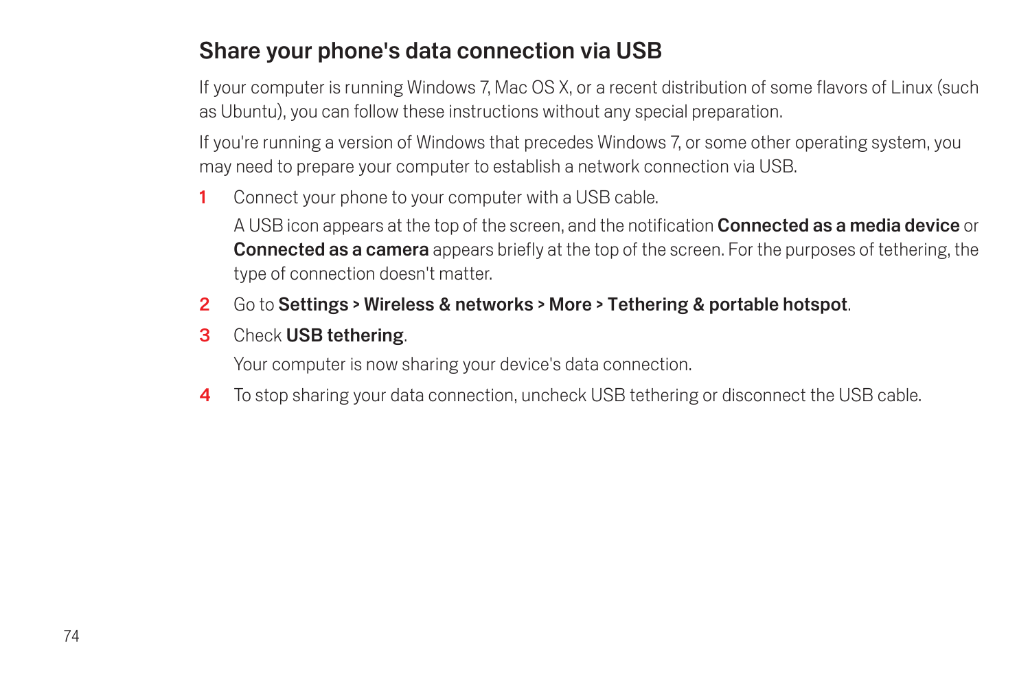## Share your phone's data connection via USB

If your computer is running Windows 7, Mac OS X, or a recent distribution of some flavors of Linux (such as Ubuntu), you can follow these instructions without any special preparation.

If you're running a version of Windows that precedes Windows 7, or some other operating system, you may need to prepare your computer to establish a network connection via USB.

1. Connect your phone to your computer with a USB cable.

   A USB icon appears at the top of the screen, and the notification **Connected as a media device** or **Connected as a camera** appears briefly at the top of the screen. For the purposes of tethering, the type of connection doesn't matter.

2. Go to **Settings** > **Wireless & networks** > **More** > **Tethering & portable hotspot**.

3. Check **USB tethering**.

   Your computer is now sharing your device's data connection.

4. To stop sharing your data connection, uncheck USB tethering or disconnect the USB cable.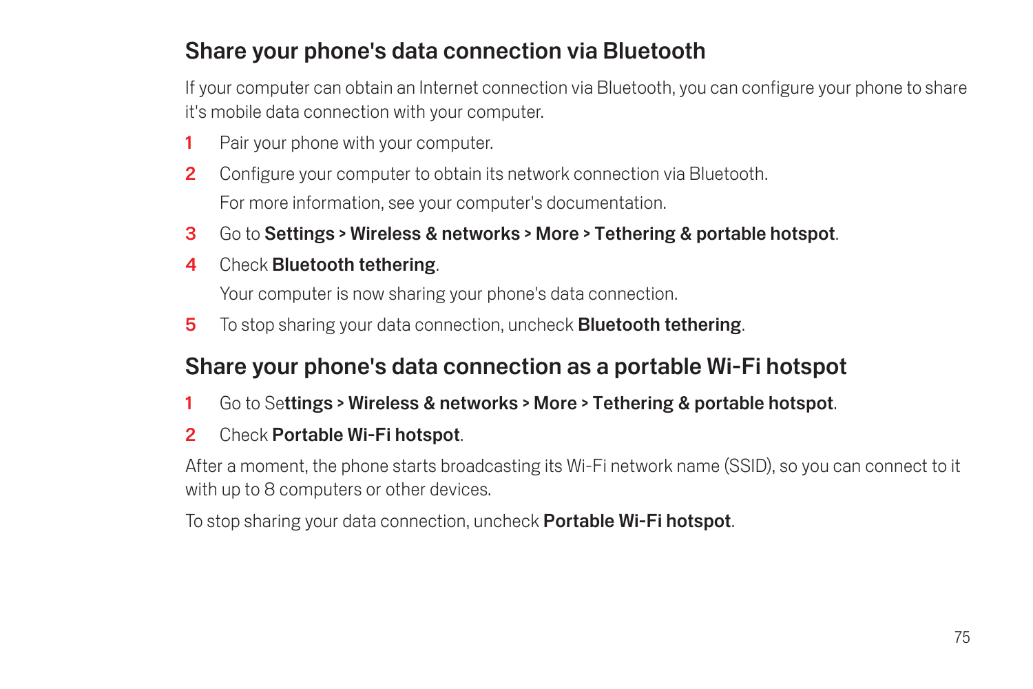## Share your phone's data connection via Bluetooth

If your computer can obtain an Internet connection via Bluetooth, you can configure your phone to share it's mobile data connection with your computer.

1. Pair your phone with your computer.
2. Configure your computer to obtain its network connection via Bluetooth.

   For more information, see your computer's documentation.
3. Go to **Settings > Wireless & networks > More > Tethering & portable hotspot**.
4. Check **Bluetooth tethering**.

   Your computer is now sharing your phone's data connection.
5. To stop sharing your data connection, uncheck **Bluetooth tethering**.

## Share your phone's data connection as a portable Wi-Fi hotspot

1. Go to Se**ttings > Wireless & networks > More > Tethering & portable hotspot**.
2. Check **Portable Wi-Fi hotspot**.

After a moment, the phone starts broadcasting its Wi-Fi network name (SSID), so you can connect to it with up to 8 computers or other devices.

To stop sharing your data connection, uncheck **Portable Wi-Fi hotspot**.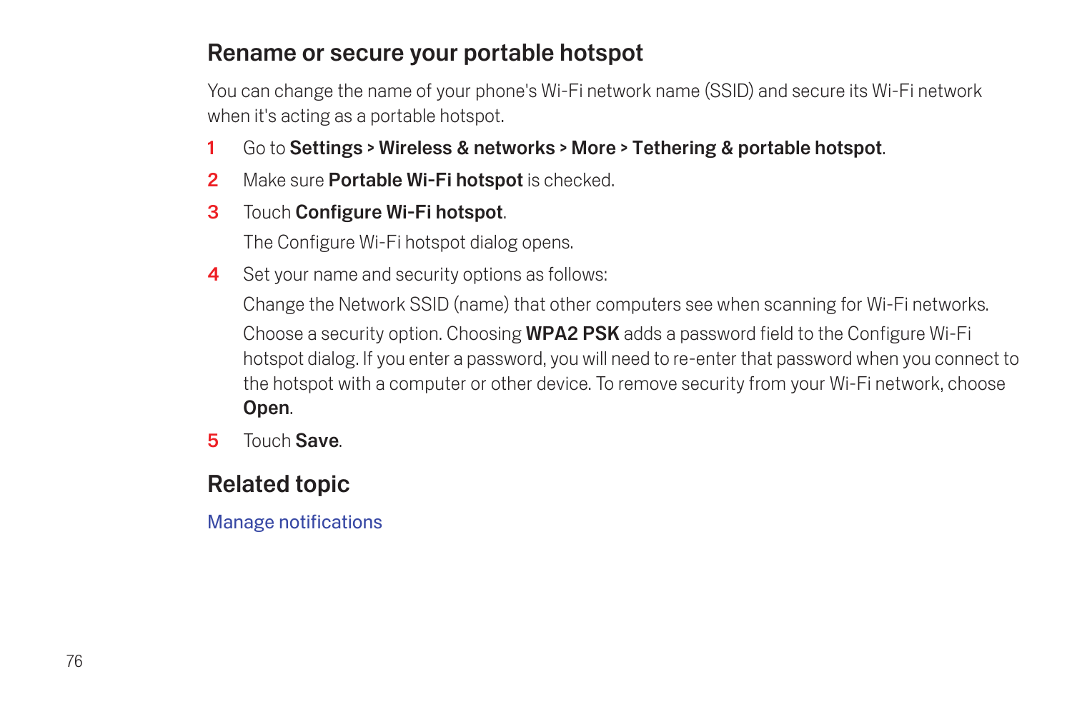## Rename or secure your portable hotspot

You can change the name of your phone's Wi-Fi network name (SSID) and secure its Wi-Fi network when it's acting as a portable hotspot.

1. Go to **Settings > Wireless & networks > More > Tethering & portable hotspot**.
2. Make sure **Portable Wi-Fi hotspot** is checked.
3. Touch **Configure Wi-Fi hotspot**.

   The Configure Wi-Fi hotspot dialog opens.
4. Set your name and security options as follows:

   Change the Network SSID (name) that other computers see when scanning for Wi-Fi networks.

   Choose a security option. Choosing **WPA2 PSK** adds a password field to the Configure Wi-Fi hotspot dialog. If you enter a password, you will need to re-enter that password when you connect to the hotspot with a computer or other device. To remove security from your Wi-Fi network, choose **Open**.
5. Touch **Save**.

## Related topic

Manage notifications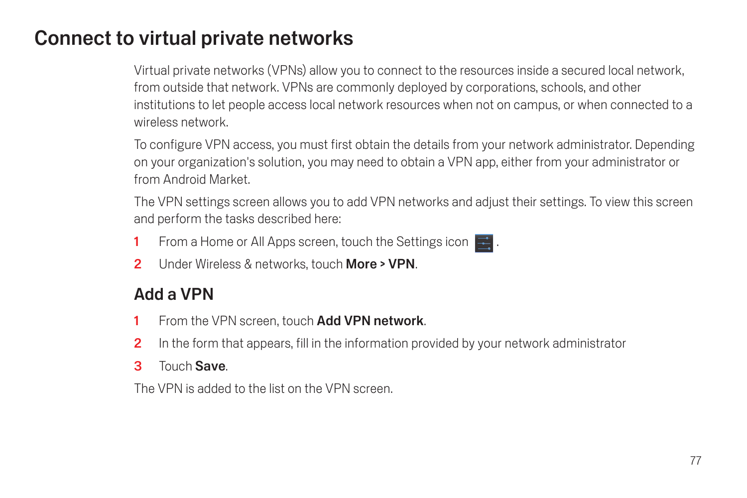# Connect to virtual private networks

Virtual private networks (VPNs) allow you to connect to the resources inside a secured local network, from outside that network. VPNs are commonly deployed by corporations, schools, and other institutions to let people access local network resources when not on campus, or when connected to a wireless network.

To configure VPN access, you must first obtain the details from your network administrator. Depending on your organization's solution, you may need to obtain a VPN app, either from your administrator or from Android Market.

The VPN settings screen allows you to add VPN networks and adjust their settings. To view this screen and perform the tasks described here:

1. From a Home or All Apps screen, touch the Settings icon .
2. Under Wireless & networks, touch **More > VPN**.

## Add a VPN

1. From the VPN screen, touch **Add VPN network**.
2. In the form that appears, fill in the information provided by your network administrator
3. Touch **Save**.

The VPN is added to the list on the VPN screen.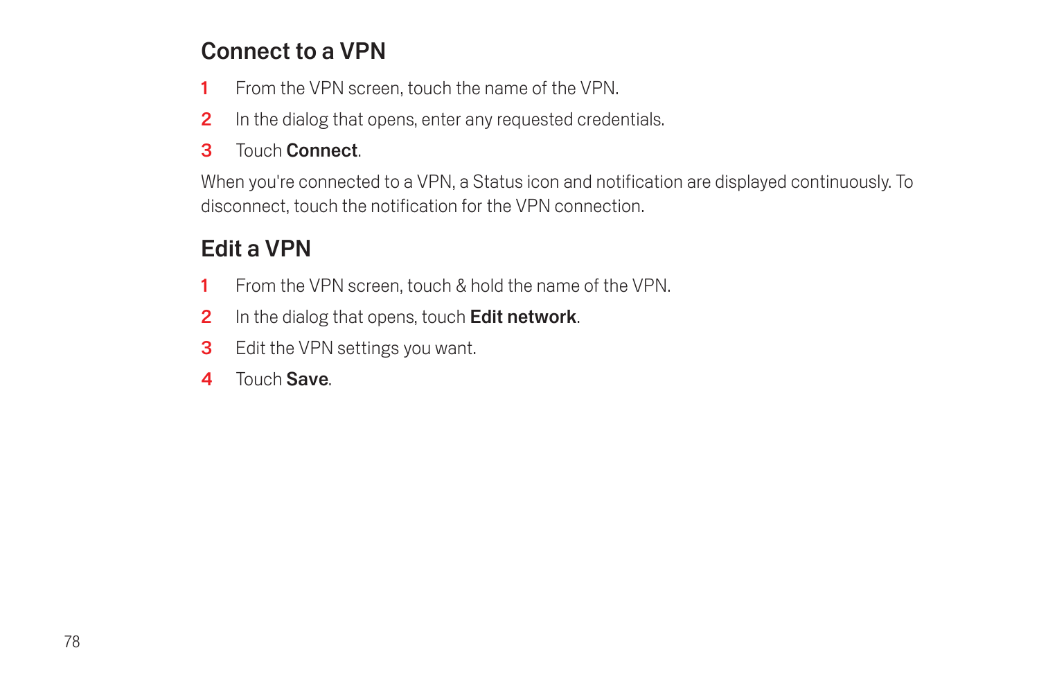## Connect to a VPN

1. From the VPN screen, touch the name of the VPN.
2. In the dialog that opens, enter any requested credentials.
3. Touch **Connect**.

When you're connected to a VPN, a Status icon and notification are displayed continuously. To disconnect, touch the notification for the VPN connection.

## Edit a VPN

1. From the VPN screen, touch & hold the name of the VPN.
2. In the dialog that opens, touch **Edit network**.
3. Edit the VPN settings you want.
4. Touch **Save**.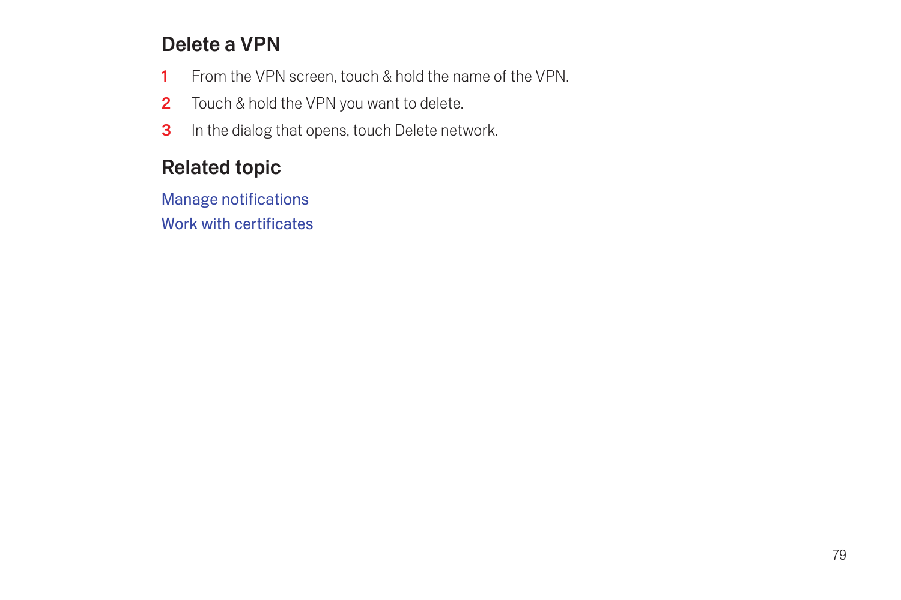## Delete a VPN

1. From the VPN screen, touch & hold the name of the VPN.
2. Touch & hold the VPN you want to delete.
3. In the dialog that opens, touch Delete network.

## Related topic

Manage notifications

Work with certificates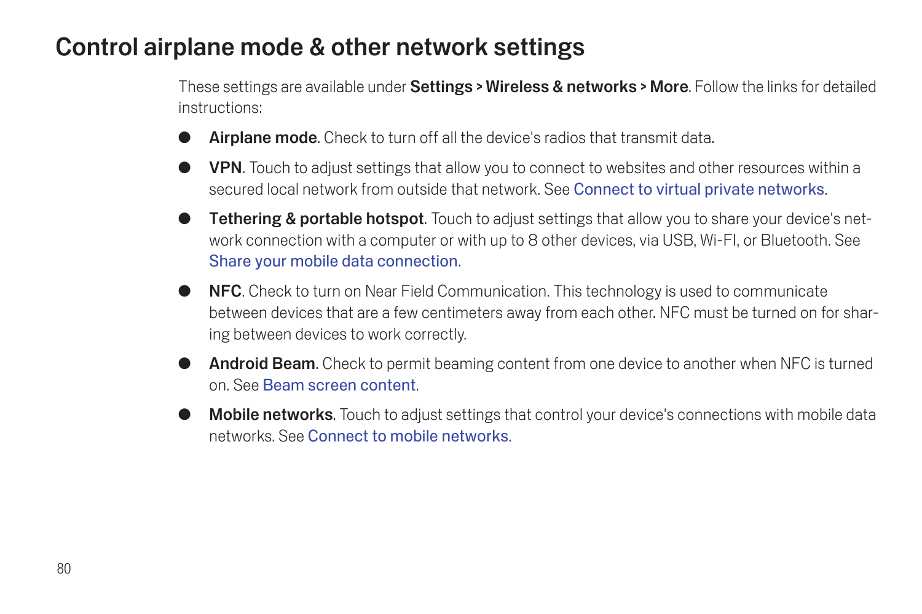# Control airplane mode & other network settings

These settings are available under **Settings > Wireless & networks > More**. Follow the links for detailed instructions:

- **Airplane mode**. Check to turn off all the device's radios that transmit data.
- **VPN**. Touch to adjust settings that allow you to connect to websites and other resources within a secured local network from outside that network. See Connect to virtual private networks.
- **Tethering & portable hotspot**. Touch to adjust settings that allow you to share your device's network connection with a computer or with up to 8 other devices, via USB, Wi-FI, or Bluetooth. See Share your mobile data connection.
- **NFC**. Check to turn on Near Field Communication. This technology is used to communicate between devices that are a few centimeters away from each other. NFC must be turned on for sharing between devices to work correctly.
- **Android Beam**. Check to permit beaming content from one device to another when NFC is turned on. See Beam screen content.
- **Mobile networks**. Touch to adjust settings that control your device's connections with mobile data networks. See Connect to mobile networks.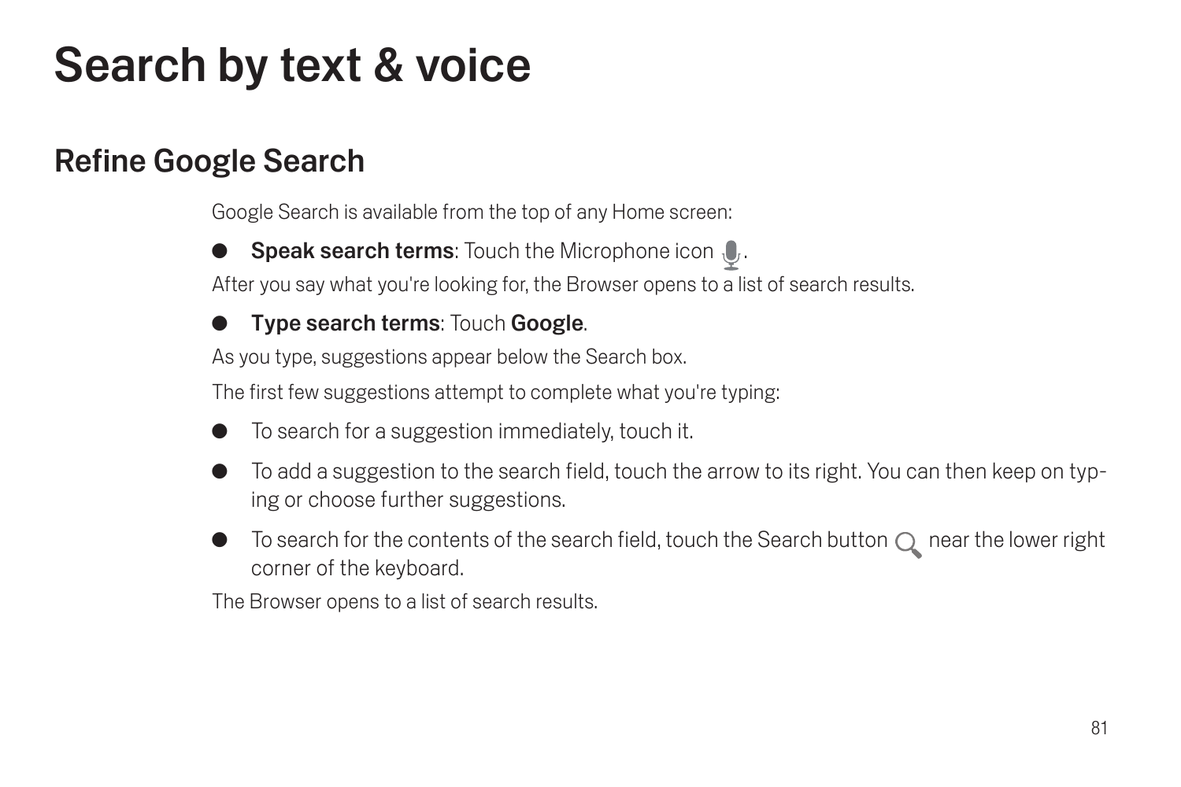# Search by text & voice

## Refine Google Search

Google Search is available from the top of any Home screen:

- **Speak search terms**: Touch the Microphone icon.

After you say what you're looking for, the Browser opens to a list of search results.

- **Type search terms**: Touch **Google**.

As you type, suggestions appear below the Search box.

The first few suggestions attempt to complete what you're typing:

- To search for a suggestion immediately, touch it.
- To add a suggestion to the search field, touch the arrow to its right. You can then keep on typing or choose further suggestions.
- To search for the contents of the search field, touch the Search button near the lower right corner of the keyboard.

The Browser opens to a list of search results.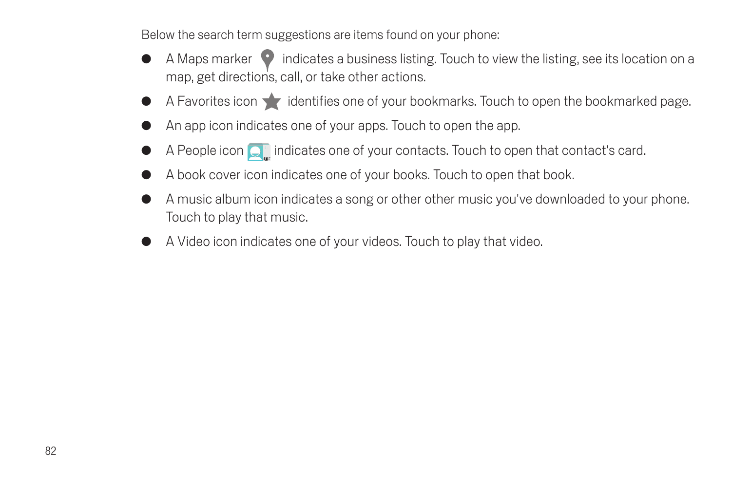Below the search term suggestions are items found on your phone:

- A Maps marker indicates a business listing. Touch to view the listing, see its location on a map, get directions, call, or take other actions.
- A Favorites icon identifies one of your bookmarks. Touch to open the bookmarked page.
- An app icon indicates one of your apps. Touch to open the app.
- A People icon indicates one of your contacts. Touch to open that contact's card.
- A book cover icon indicates one of your books. Touch to open that book.
- A music album icon indicates a song or other other music you've downloaded to your phone. Touch to play that music.
- A Video icon indicates one of your videos. Touch to play that video.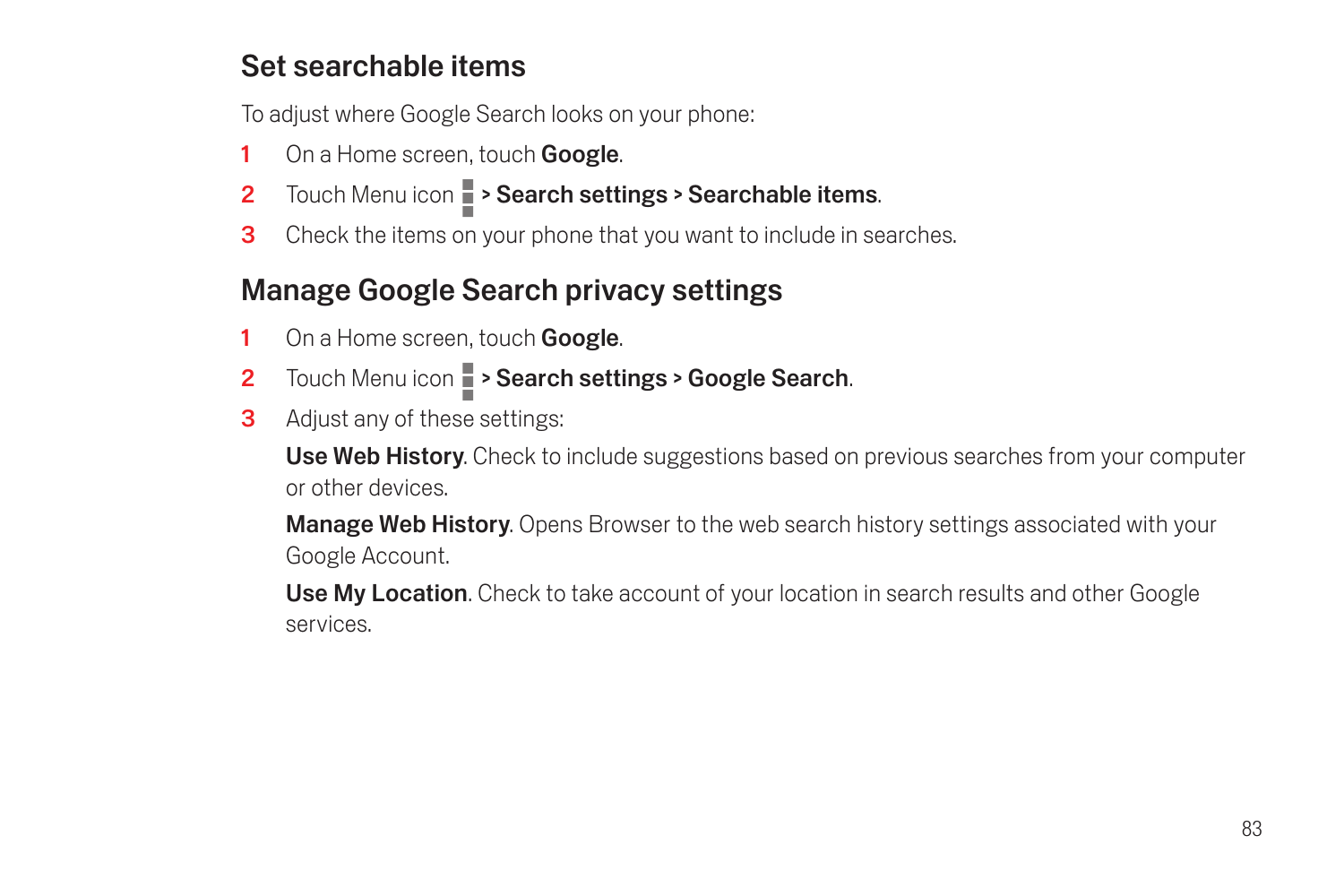## Set searchable items

To adjust where Google Search looks on your phone:

1. On a Home screen, touch **Google**.
2. Touch Menu icon > **Search settings** > **Searchable items**.
3. Check the items on your phone that you want to include in searches.

## Manage Google Search privacy settings

1. On a Home screen, touch **Google**.
2. Touch Menu icon > **Search settings** > **Google Search**.
3. Adjust any of these settings:

   **Use Web History**. Check to include suggestions based on previous searches from your computer or other devices.

   **Manage Web History**. Opens Browser to the web search history settings associated with your Google Account.

   **Use My Location**. Check to take account of your location in search results and other Google services.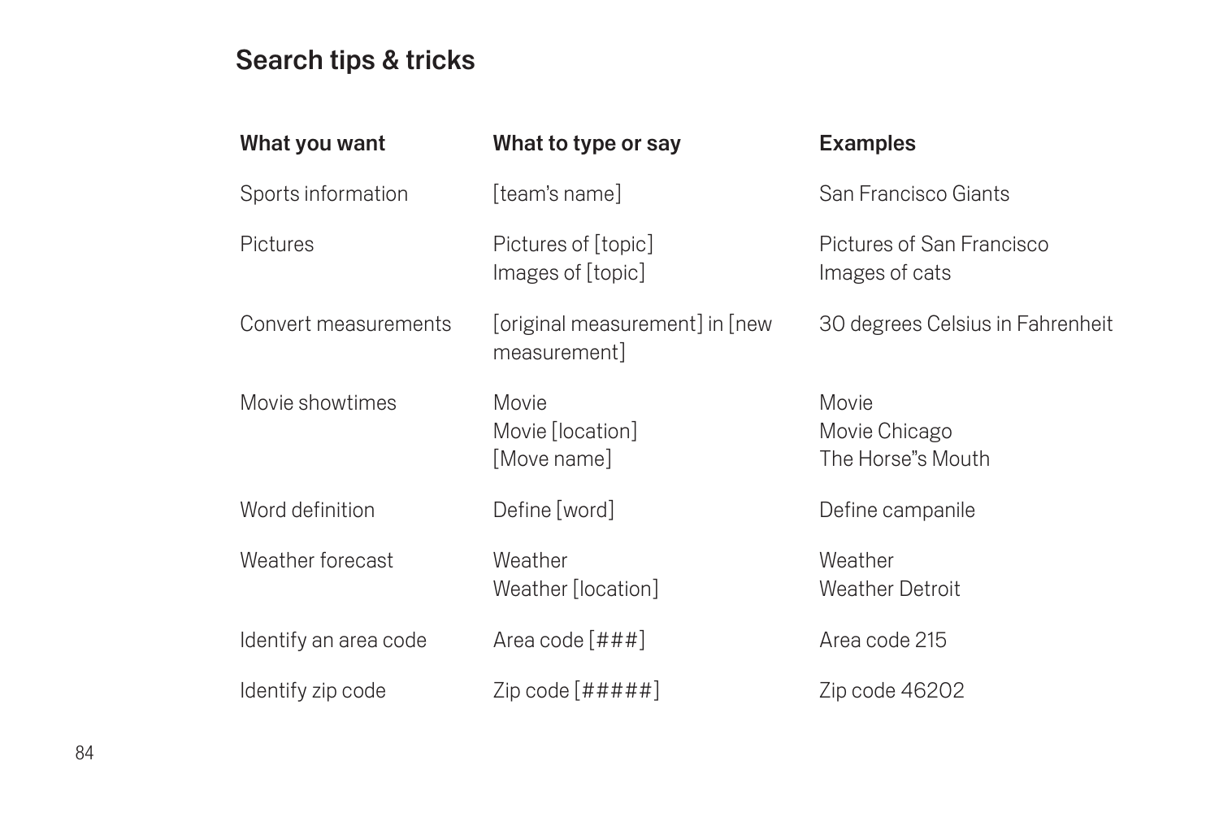## Search tips & tricks

| What you want | What to type or say | Examples |
|---|---|---|
| Sports information | [team's name] | San Francisco Giants |
| Pictures | Pictures of [topic]<br>Images of [topic] | Pictures of San Francisco<br>Images of cats |
| Convert measurements | [original measurement] in [new measurement] | 30 degrees Celsius in Fahrenheit |
| Movie showtimes | Movie<br>Movie [location]<br>[Move name] | Movie<br>Movie Chicago<br>The Horse"s Mouth |
| Word definition | Define [word] | Define campanile |
| Weather forecast | Weather<br>Weather [location] | Weather<br>Weather Detroit |
| Identify an area code | Area code [###] | Area code 215 |
| Identify zip code | Zip code [#####] | Zip code 46202 |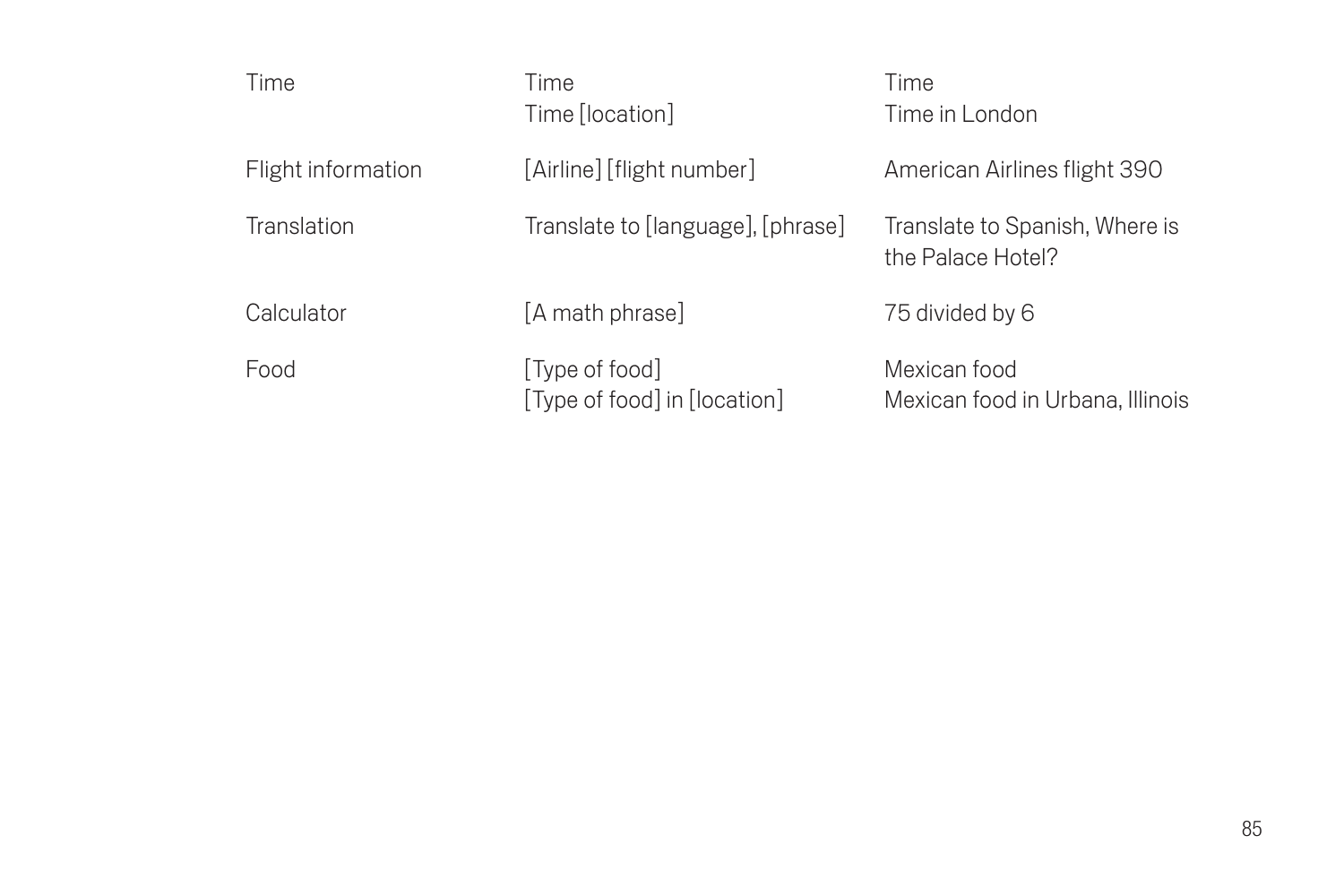| | | |
|---|---|---|
| Time | Time<br>Time [location] | Time<br>Time in London |
| Flight information | [Airline] [flight number] | American Airlines flight 390 |
| Translation | Translate to [language], [phrase] | Translate to Spanish, Where is the Palace Hotel? |
| Calculator | [A math phrase] | 75 divided by 6 |
| Food | [Type of food]<br>[Type of food] in [location] | Mexican food<br>Mexican food in Urbana, Illinois |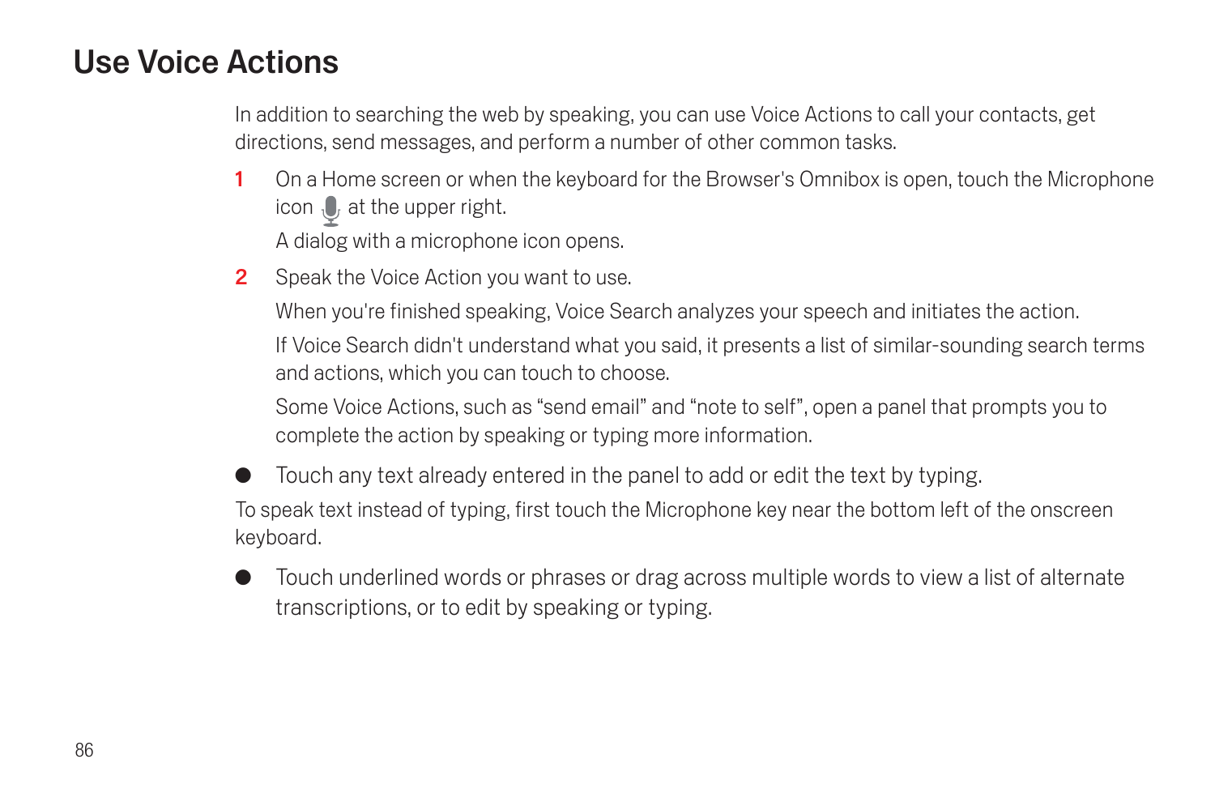# Use Voice Actions

In addition to searching the web by speaking, you can use Voice Actions to call your contacts, get directions, send messages, and perform a number of other common tasks.

1. On a Home screen or when the keyboard for the Browser's Omnibox is open, touch the Microphone icon at the upper right.

   A dialog with a microphone icon opens.

2. Speak the Voice Action you want to use.

   When you're finished speaking, Voice Search analyzes your speech and initiates the action.

   If Voice Search didn't understand what you said, it presents a list of similar-sounding search terms and actions, which you can touch to choose.

   Some Voice Actions, such as "send email" and "note to self", open a panel that prompts you to complete the action by speaking or typing more information.

- Touch any text already entered in the panel to add or edit the text by typing.

To speak text instead of typing, first touch the Microphone key near the bottom left of the onscreen keyboard.

- Touch underlined words or phrases or drag across multiple words to view a list of alternate transcriptions, or to edit by speaking or typing.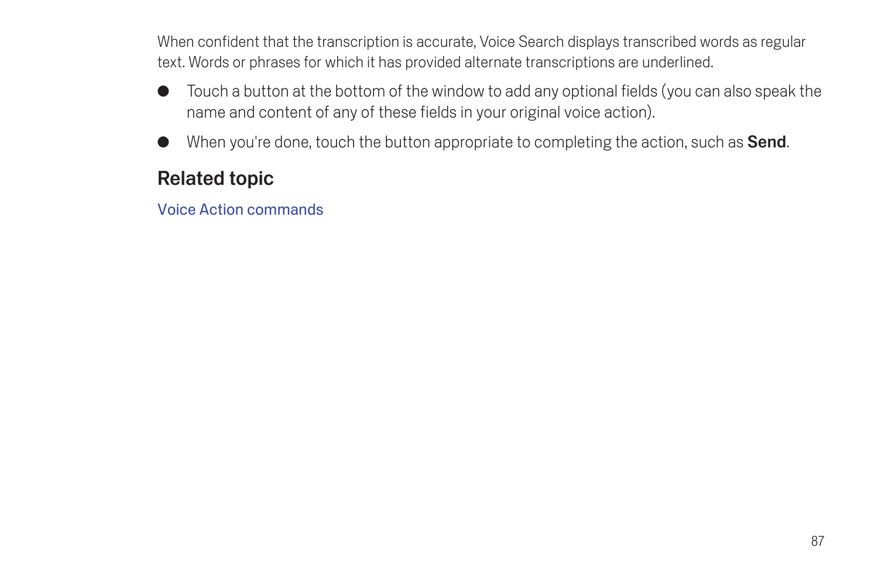When confident that the transcription is accurate, Voice Search displays transcribed words as regular text. Words or phrases for which it has provided alternate transcriptions are underlined.

- Touch a button at the bottom of the window to add any optional fields (you can also speak the name and content of any of these fields in your original voice action).
- When you're done, touch the button appropriate to completing the action, such as **Send**.

## Related topic

Voice Action commands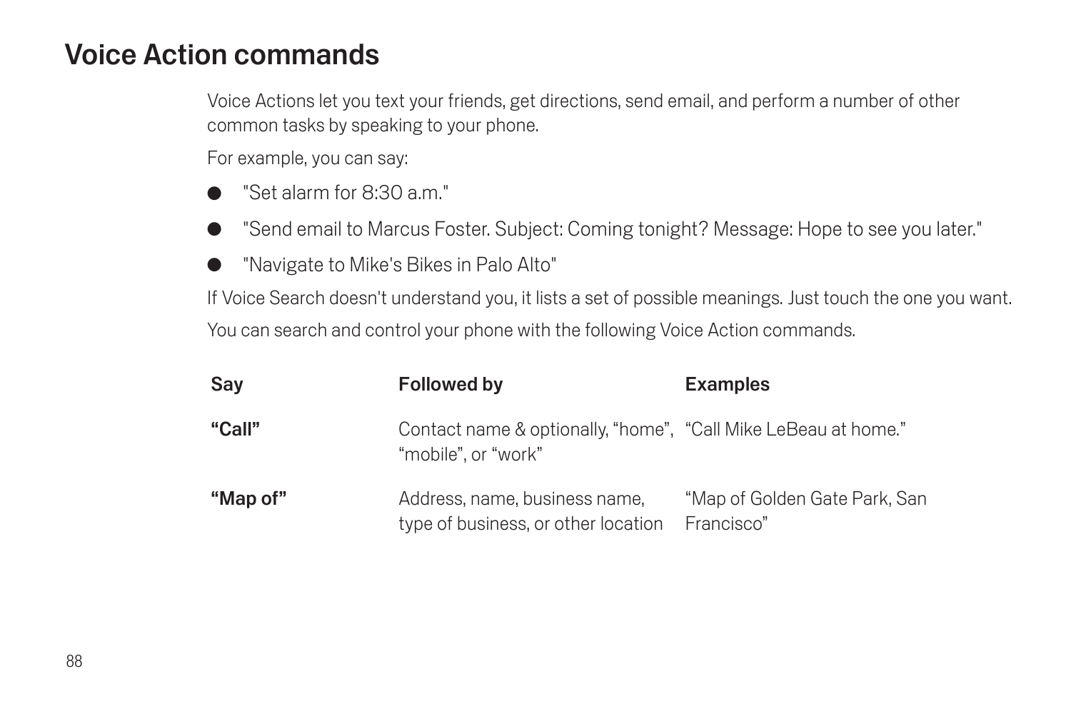# Voice Action commands

Voice Actions let you text your friends, get directions, send email, and perform a number of other common tasks by speaking to your phone.

For example, you can say:

- "Set alarm for 8:30 a.m."
- "Send email to Marcus Foster. Subject: Coming tonight? Message: Hope to see you later."
- "Navigate to Mike's Bikes in Palo Alto"

If Voice Search doesn't understand you, it lists a set of possible meanings. Just touch the one you want.

You can search and control your phone with the following Voice Action commands.

| Say | Followed by | Examples |
|---|---|---|
| **“Call”** | Contact name & optionally, “home”, “mobile”, or “work” | “Call Mike LeBeau at home.” |
| **“Map of”** | Address, name, business name, type of business, or other location | “Map of Golden Gate Park, San Francisco” |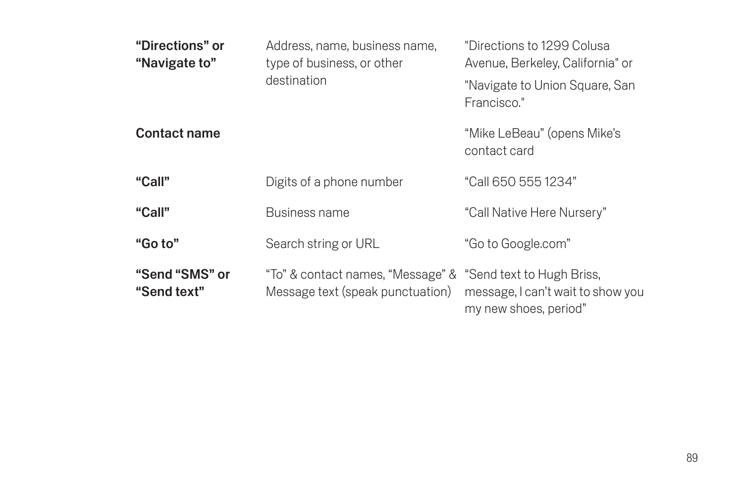| | | |
|---|---|---|
| **"Directions" or "Navigate to"** | Address, name, business name, type of business, or other destination | "Directions to 1299 Colusa Avenue, Berkeley, California" or "Navigate to Union Square, San Francisco." |
| **Contact name** | | "Mike LeBeau" (opens Mike's contact card |
| **"Call"** | Digits of a phone number | "Call 650 555 1234" |
| **"Call"** | Business name | "Call Native Here Nursery" |
| **"Go to"** | Search string or URL | "Go to Google.com" |
| **"Send "SMS" or "Send text"** | "To" & contact names, "Message" & Message text (speak punctuation) | "Send text to Hugh Briss, message, I can't wait to show you my new shoes, period" |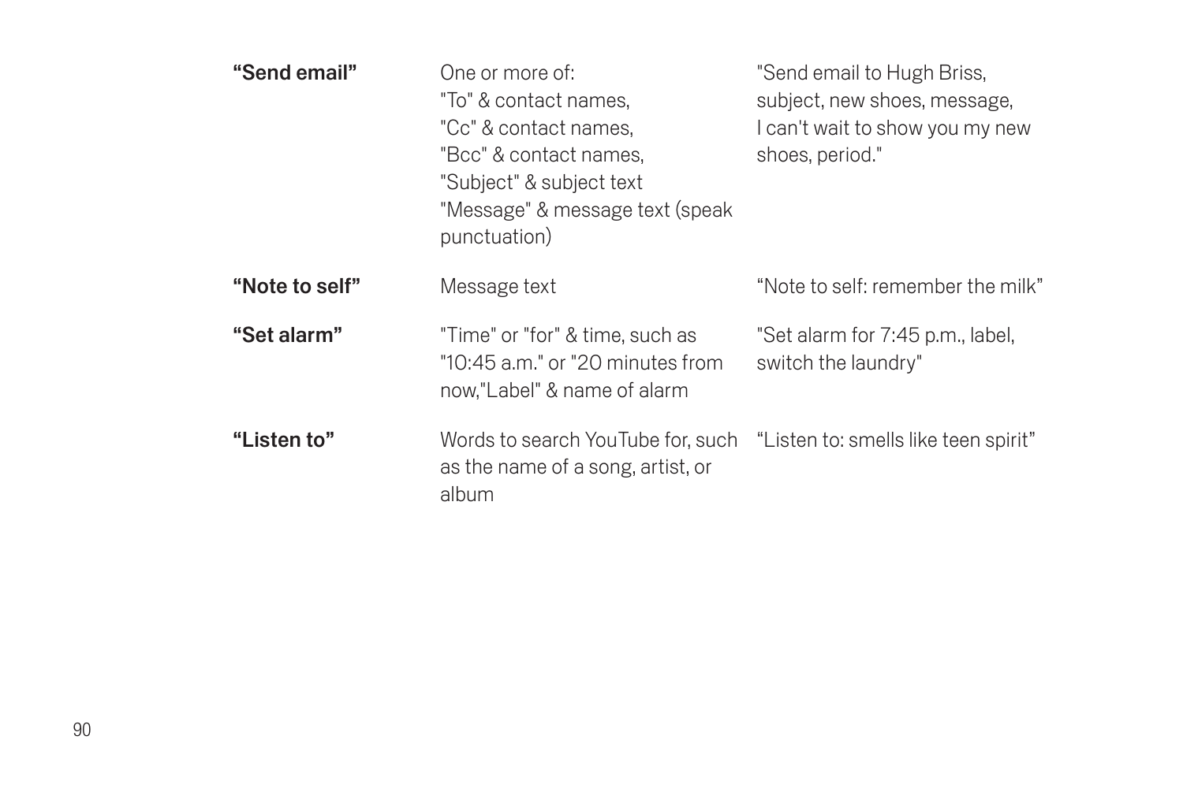| | | |
|---|---|---|
| **“Send email”** | One or more of:<br>"To" & contact names,<br>"Cc" & contact names,<br>"Bcc" & contact names,<br>"Subject" & subject text<br>"Message" & message text (speak punctuation) | "Send email to Hugh Briss, subject, new shoes, message, I can't wait to show you my new shoes, period." |
| **“Note to self”** | Message text | “Note to self: remember the milk” |
| **“Set alarm”** | "Time" or "for" & time, such as "10:45 a.m." or "20 minutes from now,"Label" & name of alarm | "Set alarm for 7:45 p.m., label, switch the laundry" |
| **“Listen to”** | Words to search YouTube for, such as the name of a song, artist, or album | “Listen to: smells like teen spirit” |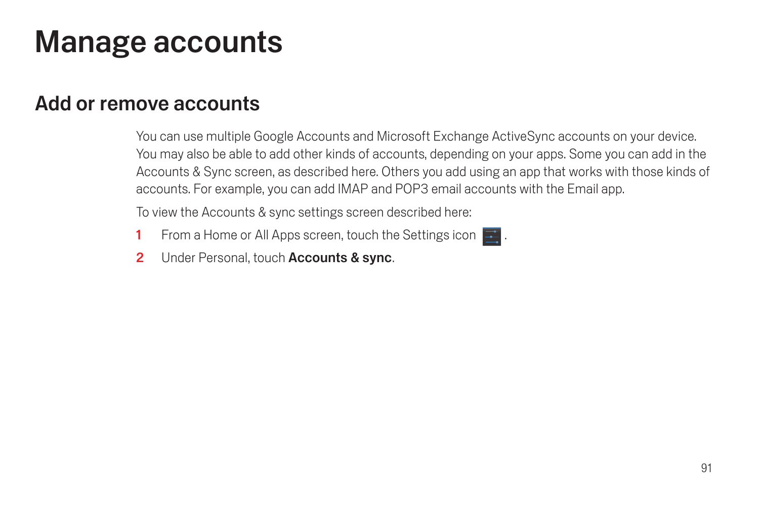# Manage accounts

## Add or remove accounts

You can use multiple Google Accounts and Microsoft Exchange ActiveSync accounts on your device. You may also be able to add other kinds of accounts, depending on your apps. Some you can add in the Accounts & Sync screen, as described here. Others you add using an app that works with those kinds of accounts. For example, you can add IMAP and POP3 email accounts with the Email app.

To view the Accounts & sync settings screen described here:

1. From a Home or All Apps screen, touch the Settings icon .
2. Under Personal, touch **Accounts & sync**.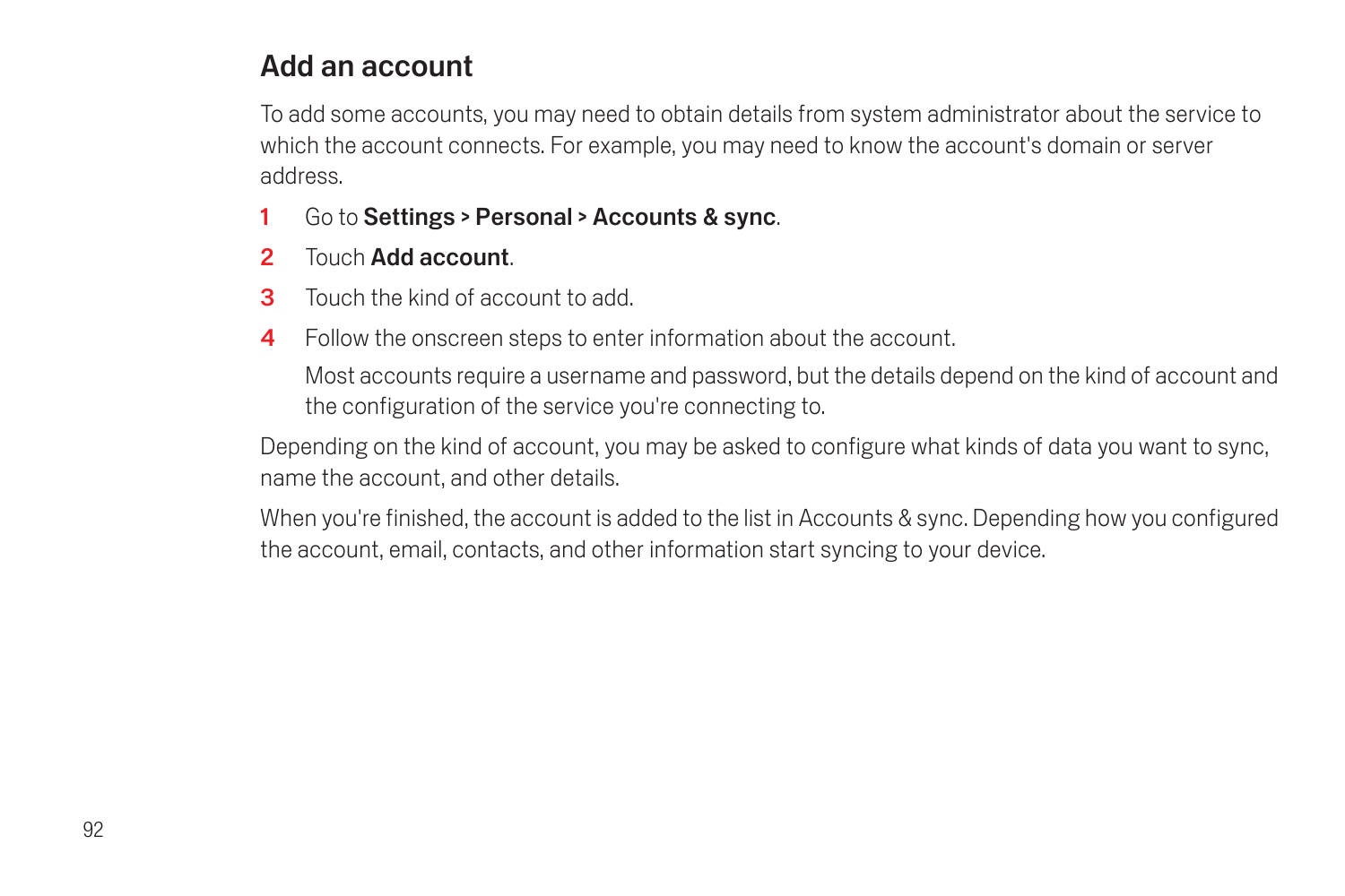## Add an account

To add some accounts, you may need to obtain details from system administrator about the service to which the account connects. For example, you may need to know the account's domain or server address.

1. Go to **Settings** > **Personal** > **Accounts & sync**.
2. Touch **Add account**.
3. Touch the kind of account to add.
4. Follow the onscreen steps to enter information about the account.

   Most accounts require a username and password, but the details depend on the kind of account and the configuration of the service you're connecting to.

Depending on the kind of account, you may be asked to configure what kinds of data you want to sync, name the account, and other details.

When you're finished, the account is added to the list in Accounts & sync. Depending how you configured the account, email, contacts, and other information start syncing to your device.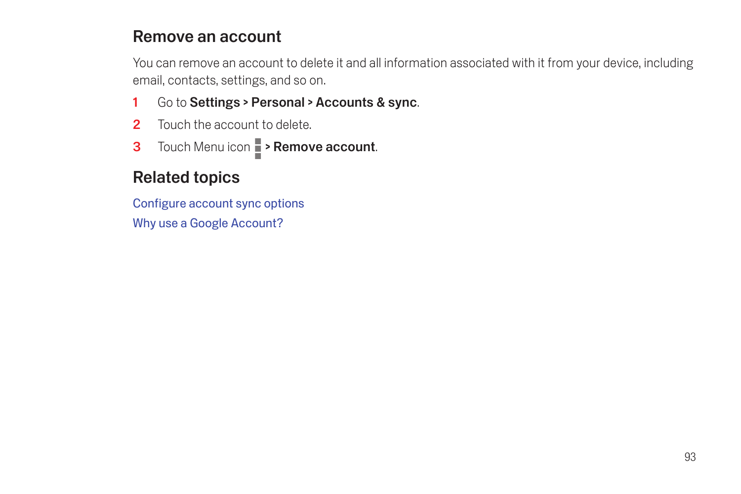## Remove an account

You can remove an account to delete it and all information associated with it from your device, including email, contacts, settings, and so on.

1. Go to **Settings** > **Personal** > **Accounts & sync**.
2. Touch the account to delete.
3. Touch Menu icon ⋮ > **Remove account**.

## Related topics

Configure account sync options

Why use a Google Account?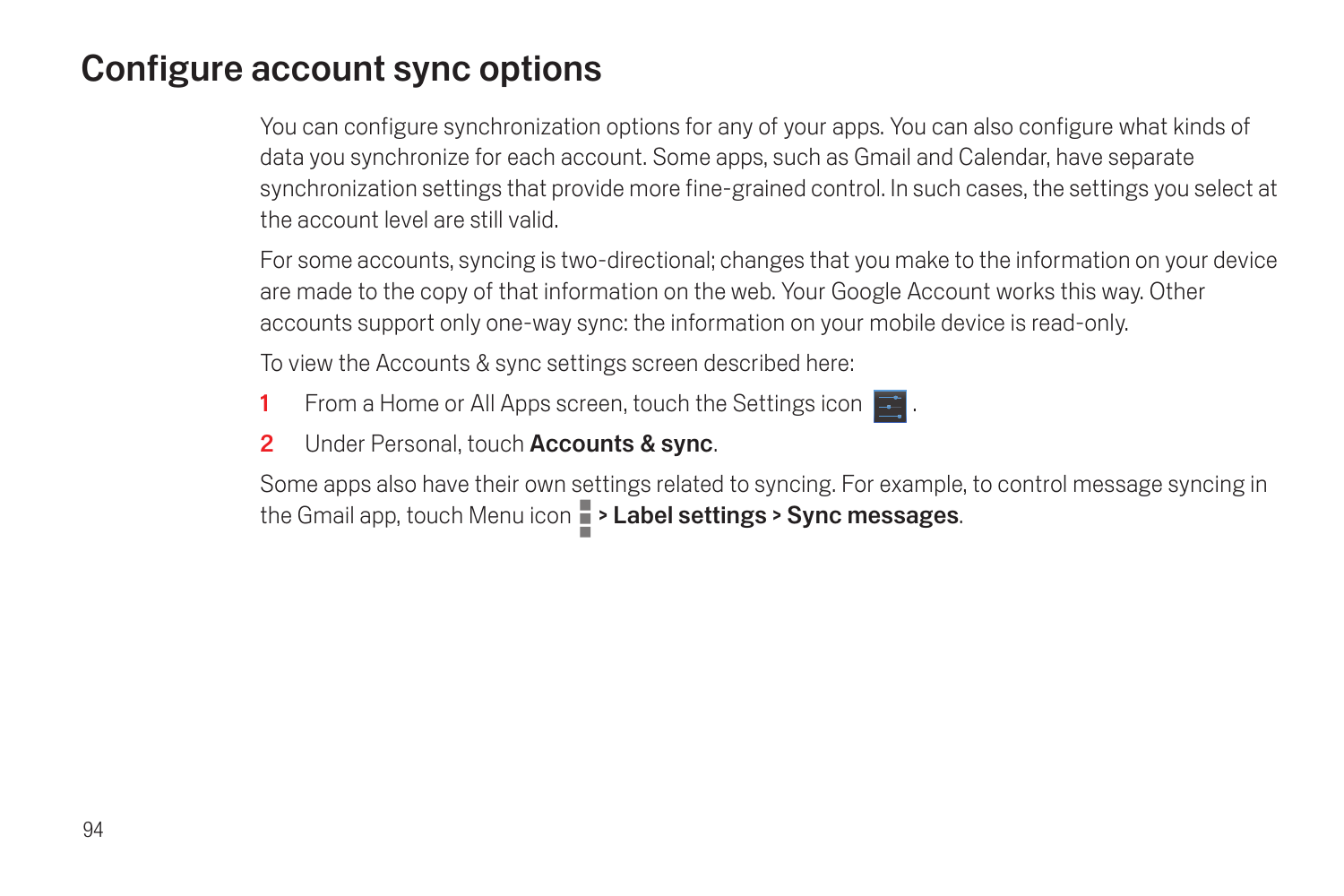# Configure account sync options

You can configure synchronization options for any of your apps. You can also configure what kinds of data you synchronize for each account. Some apps, such as Gmail and Calendar, have separate synchronization settings that provide more fine-grained control. In such cases, the settings you select at the account level are still valid.

For some accounts, syncing is two-directional; changes that you make to the information on your device are made to the copy of that information on the web. Your Google Account works this way. Other accounts support only one-way sync: the information on your mobile device is read-only.

To view the Accounts & sync settings screen described here:

1. From a Home or All Apps screen, touch the Settings icon .
2. Under Personal, touch **Accounts & sync**.

Some apps also have their own settings related to syncing. For example, to control message syncing in the Gmail app, touch Menu icon > **Label settings** > **Sync messages**.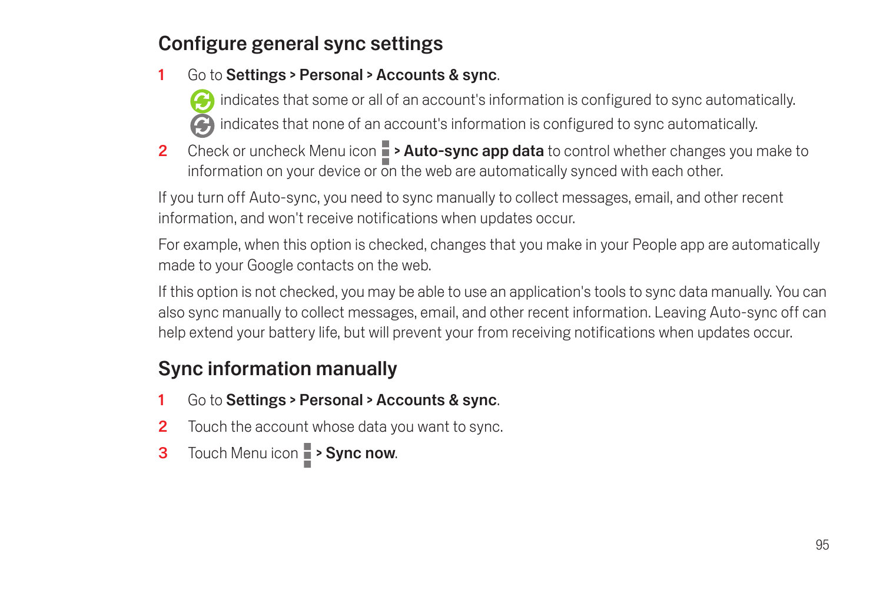## Configure general sync settings

1. Go to **Settings** > **Personal** > **Accounts & sync**.

   indicates that some or all of an account's information is configured to sync automatically.

   indicates that none of an account's information is configured to sync automatically.

2. Check or uncheck Menu icon > **Auto-sync app data** to control whether changes you make to information on your device or on the web are automatically synced with each other.

If you turn off Auto-sync, you need to sync manually to collect messages, email, and other recent information, and won't receive notifications when updates occur.

For example, when this option is checked, changes that you make in your People app are automatically made to your Google contacts on the web.

If this option is not checked, you may be able to use an application's tools to sync data manually. You can also sync manually to collect messages, email, and other recent information. Leaving Auto-sync off can help extend your battery life, but will prevent your from receiving notifications when updates occur.

## Sync information manually

1. Go to **Settings** > **Personal** > **Accounts & sync**.
2. Touch the account whose data you want to sync.
3. Touch Menu icon > **Sync now**.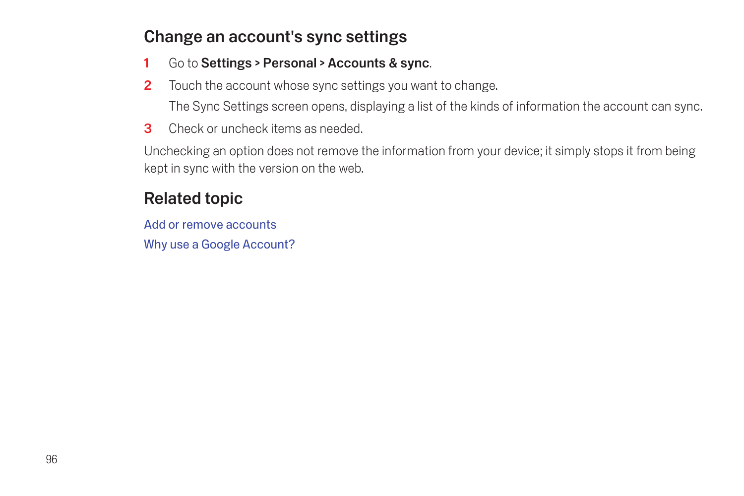## Change an account's sync settings

1. Go to **Settings** > **Personal** > **Accounts & sync**.
2. Touch the account whose sync settings you want to change.

   The Sync Settings screen opens, displaying a list of the kinds of information the account can sync.
3. Check or uncheck items as needed.

Unchecking an option does not remove the information from your device; it simply stops it from being kept in sync with the version on the web.

## Related topic

Add or remove accounts

Why use a Google Account?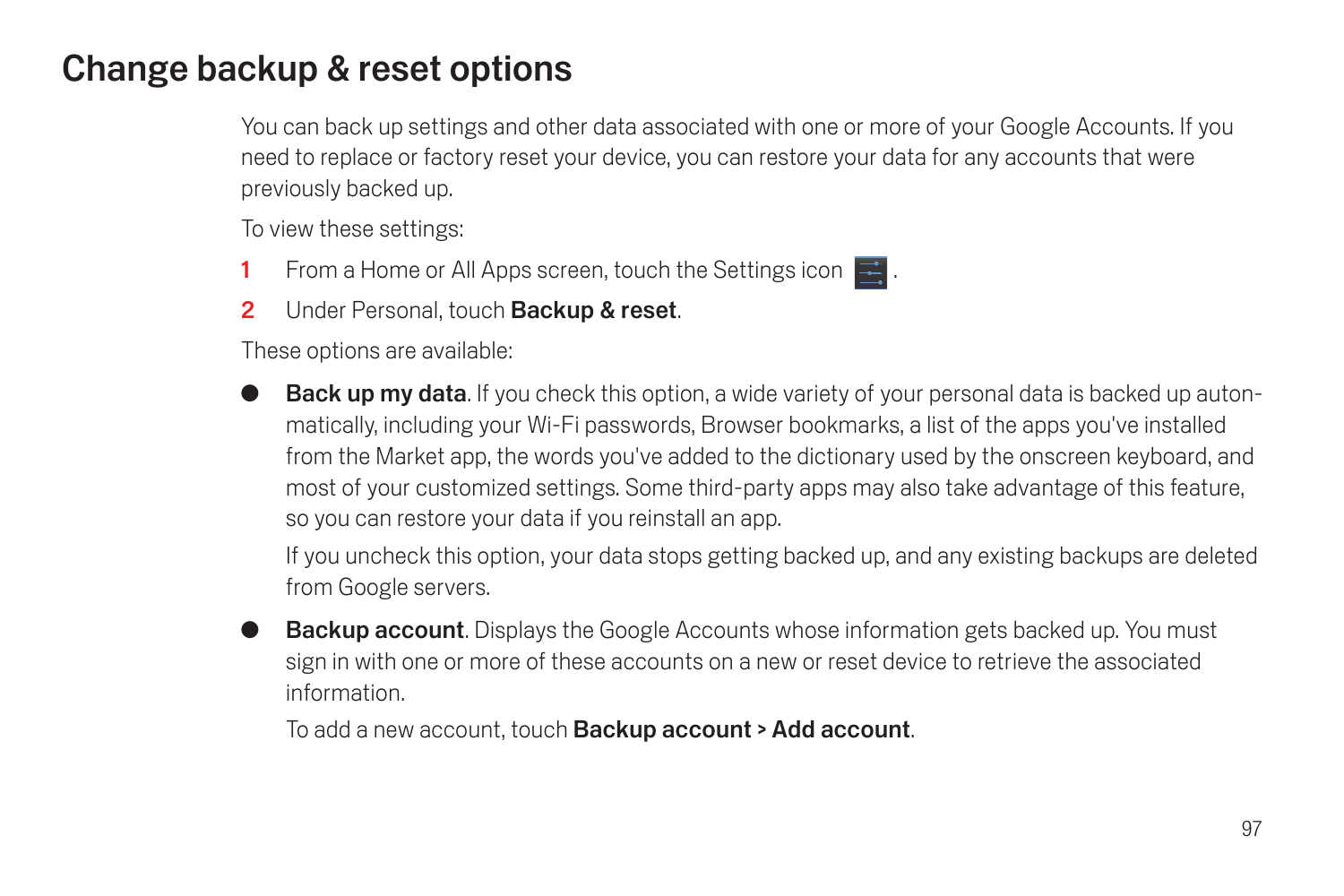# Change backup & reset options

You can back up settings and other data associated with one or more of your Google Accounts. If you need to replace or factory reset your device, you can restore your data for any accounts that were previously backed up.

To view these settings:

1. From a Home or All Apps screen, touch the Settings icon .
2. Under Personal, touch **Backup & reset**.

These options are available:

- **Back up my data**. If you check this option, a wide variety of your personal data is backed up automatically, including your Wi-Fi passwords, Browser bookmarks, a list of the apps you've installed from the Market app, the words you've added to the dictionary used by the onscreen keyboard, and most of your customized settings. Some third-party apps may also take advantage of this feature, so you can restore your data if you reinstall an app.

  If you uncheck this option, your data stops getting backed up, and any existing backups are deleted from Google servers.

- **Backup account**. Displays the Google Accounts whose information gets backed up. You must sign in with one or more of these accounts on a new or reset device to retrieve the associated information.

  To add a new account, touch **Backup account > Add account**.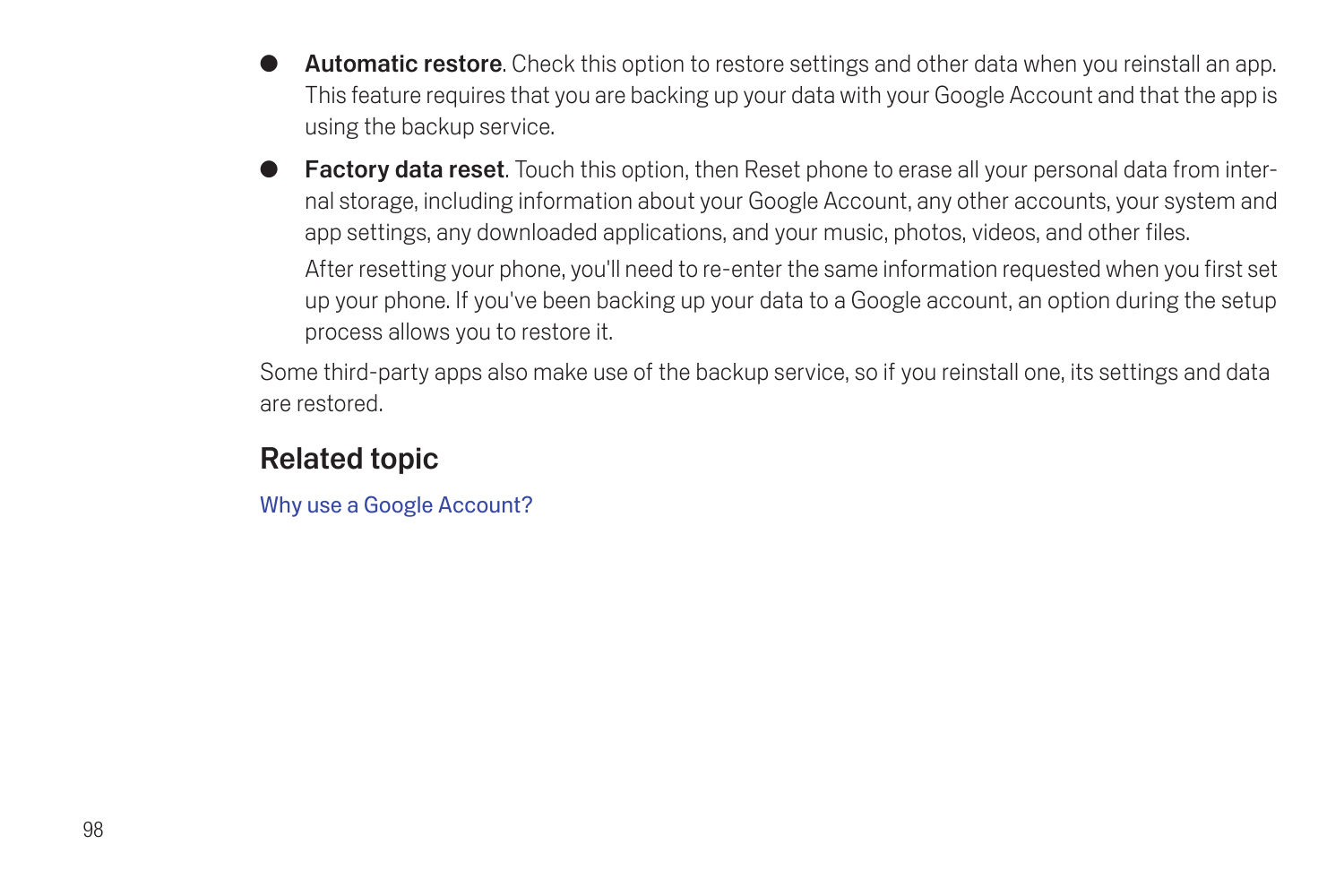- **Automatic restore**. Check this option to restore settings and other data when you reinstall an app. This feature requires that you are backing up your data with your Google Account and that the app is using the backup service.
- **Factory data reset**. Touch this option, then Reset phone to erase all your personal data from internal storage, including information about your Google Account, any other accounts, your system and app settings, any downloaded applications, and your music, photos, videos, and other files.

  After resetting your phone, you'll need to re-enter the same information requested when you first set up your phone. If you've been backing up your data to a Google account, an option during the setup process allows you to restore it.

Some third-party apps also make use of the backup service, so if you reinstall one, its settings and data are restored.

## Related topic

Why use a Google Account?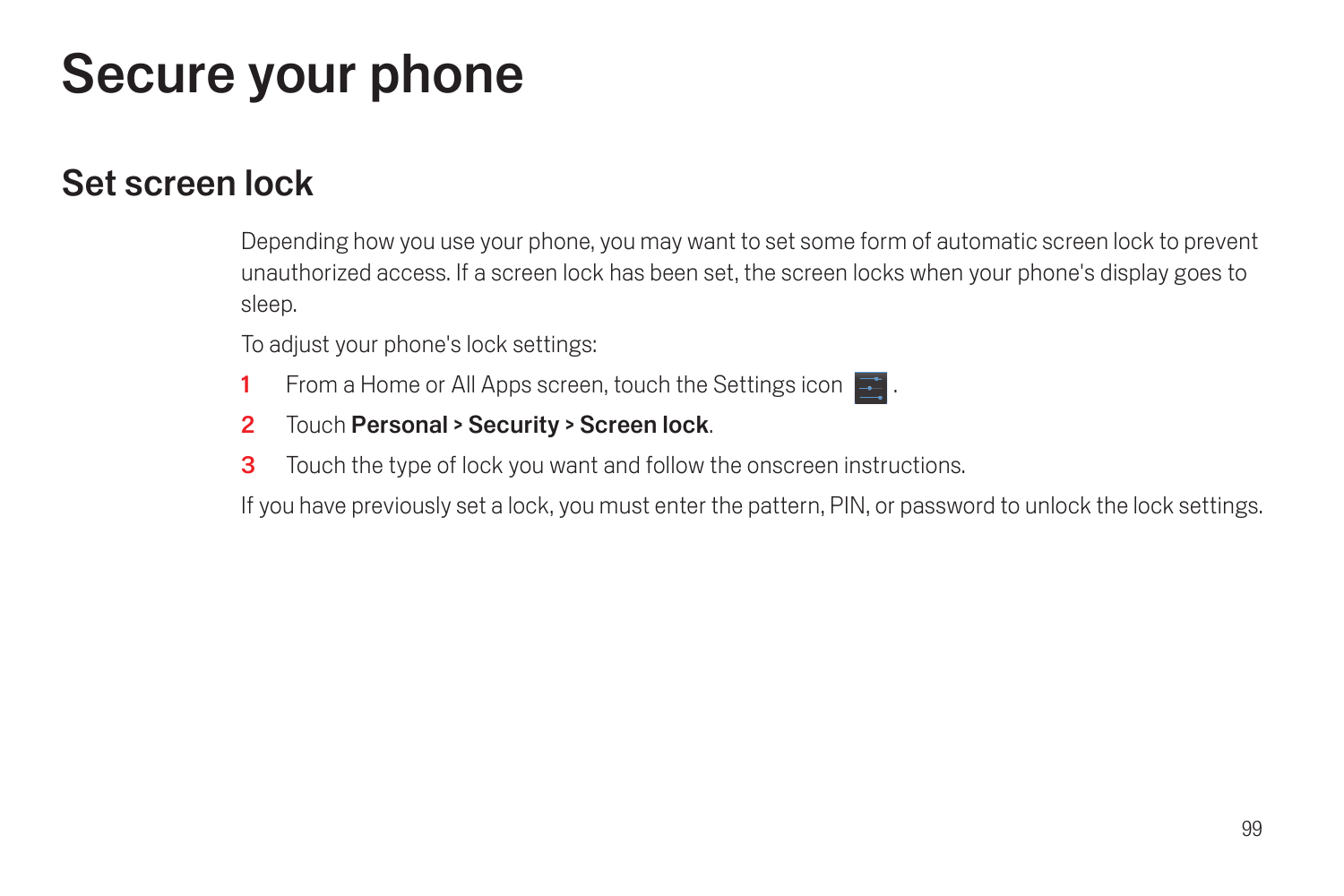# Secure your phone

## Set screen lock

Depending how you use your phone, you may want to set some form of automatic screen lock to prevent unauthorized access. If a screen lock has been set, the screen locks when your phone's display goes to sleep.

To adjust your phone's lock settings:

1. From a Home or All Apps screen, touch the Settings icon.
2. Touch **Personal > Security > Screen lock**.
3. Touch the type of lock you want and follow the onscreen instructions.

If you have previously set a lock, you must enter the pattern, PIN, or password to unlock the lock settings.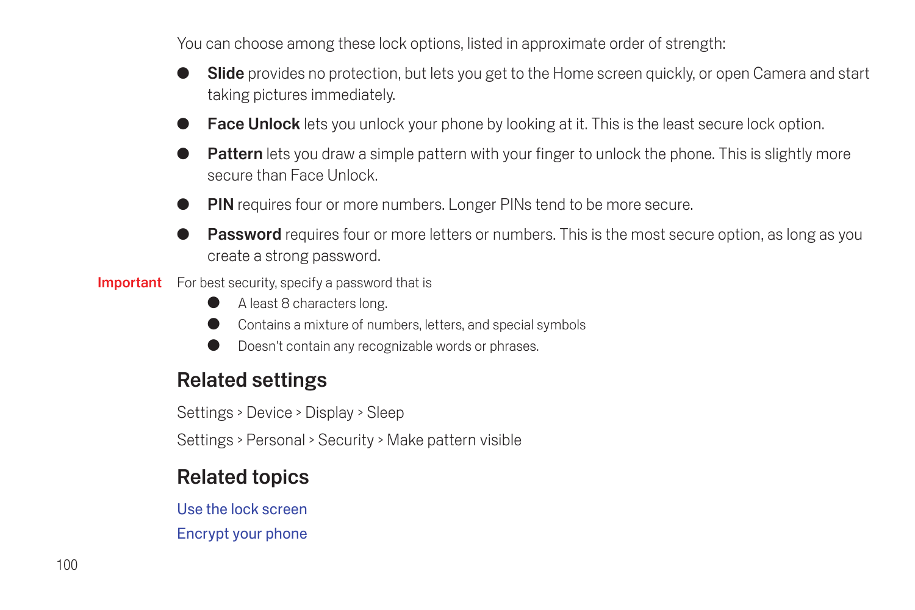You can choose among these lock options, listed in approximate order of strength:

- **Slide** provides no protection, but lets you get to the Home screen quickly, or open Camera and start taking pictures immediately.
- **Face Unlock** lets you unlock your phone by looking at it. This is the least secure lock option.
- **Pattern** lets you draw a simple pattern with your finger to unlock the phone. This is slightly more secure than Face Unlock.
- **PIN** requires four or more numbers. Longer PINs tend to be more secure.
- **Password** requires four or more letters or numbers. This is the most secure option, as long as you create a strong password.

**Important** For best security, specify a password that is

- A least 8 characters long.
- Contains a mixture of numbers, letters, and special symbols
- Doesn't contain any recognizable words or phrases.

## Related settings

Settings > Device > Display > Sleep

Settings > Personal > Security > Make pattern visible

## Related topics

Use the lock screen

Encrypt your phone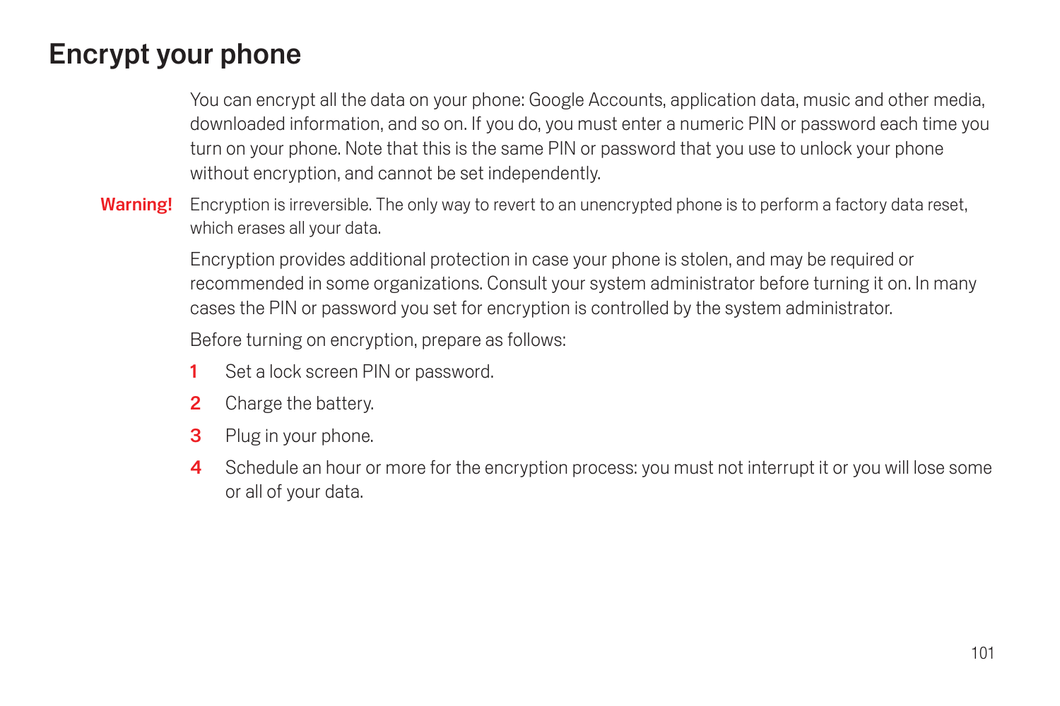# Encrypt your phone

You can encrypt all the data on your phone: Google Accounts, application data, music and other media, downloaded information, and so on. If you do, you must enter a numeric PIN or password each time you turn on your phone. Note that this is the same PIN or password that you use to unlock your phone without encryption, and cannot be set independently.

**Warning!** Encryption is irreversible. The only way to revert to an unencrypted phone is to perform a factory data reset, which erases all your data.

Encryption provides additional protection in case your phone is stolen, and may be required or recommended in some organizations. Consult your system administrator before turning it on. In many cases the PIN or password you set for encryption is controlled by the system administrator.

Before turning on encryption, prepare as follows:

1. Set a lock screen PIN or password.
2. Charge the battery.
3. Plug in your phone.
4. Schedule an hour or more for the encryption process: you must not interrupt it or you will lose some or all of your data.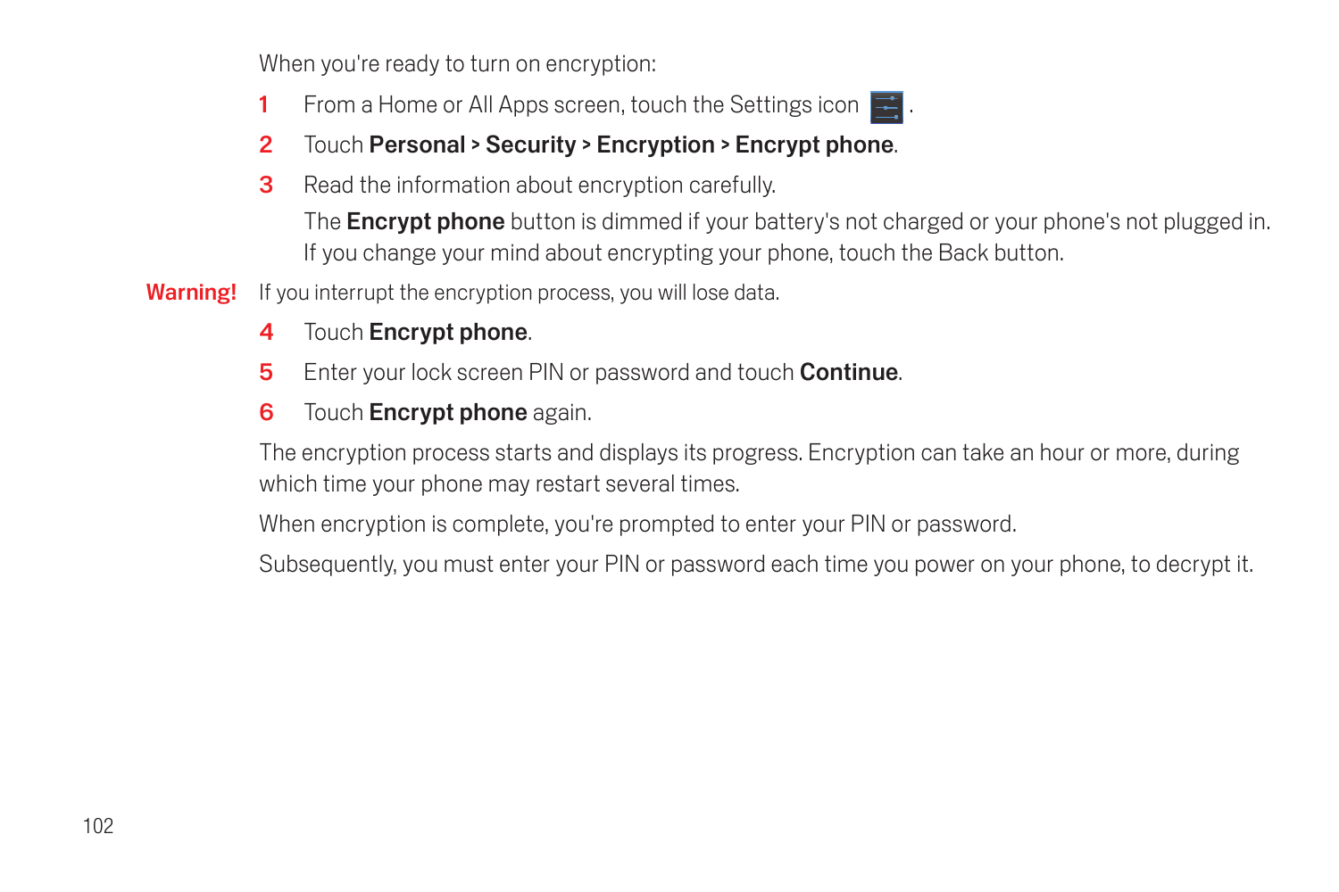When you're ready to turn on encryption:

1. From a Home or All Apps screen, touch the Settings icon .
2. Touch **Personal** > **Security** > **Encryption** > **Encrypt phone**.
3. Read the information about encryption carefully.

   The **Encrypt phone** button is dimmed if your battery's not charged or your phone's not plugged in. If you change your mind about encrypting your phone, touch the Back button.

**Warning!** If you interrupt the encryption process, you will lose data.

4. Touch **Encrypt phone**.
5. Enter your lock screen PIN or password and touch **Continue**.
6. Touch **Encrypt phone** again.

The encryption process starts and displays its progress. Encryption can take an hour or more, during which time your phone may restart several times.

When encryption is complete, you're prompted to enter your PIN or password.

Subsequently, you must enter your PIN or password each time you power on your phone, to decrypt it.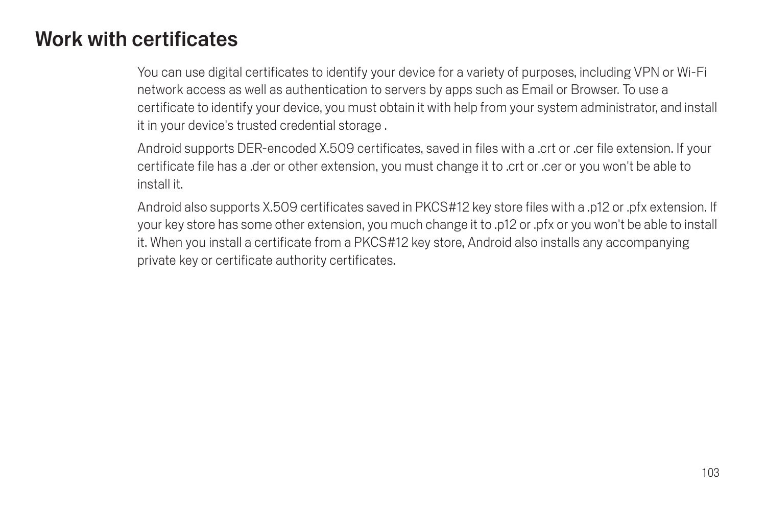# Work with certificates

You can use digital certificates to identify your device for a variety of purposes, including VPN or Wi-Fi network access as well as authentication to servers by apps such as Email or Browser. To use a certificate to identify your device, you must obtain it with help from your system administrator, and install it in your device's trusted credential storage .

Android supports DER-encoded X.509 certificates, saved in files with a .crt or .cer file extension. If your certificate file has a .der or other extension, you must change it to .crt or .cer or you won't be able to install it.

Android also supports X.509 certificates saved in PKCS#12 key store files with a .p12 or .pfx extension. If your key store has some other extension, you much change it to .p12 or .pfx or you won't be able to install it. When you install a certificate from a PKCS#12 key store, Android also installs any accompanying private key or certificate authority certificates.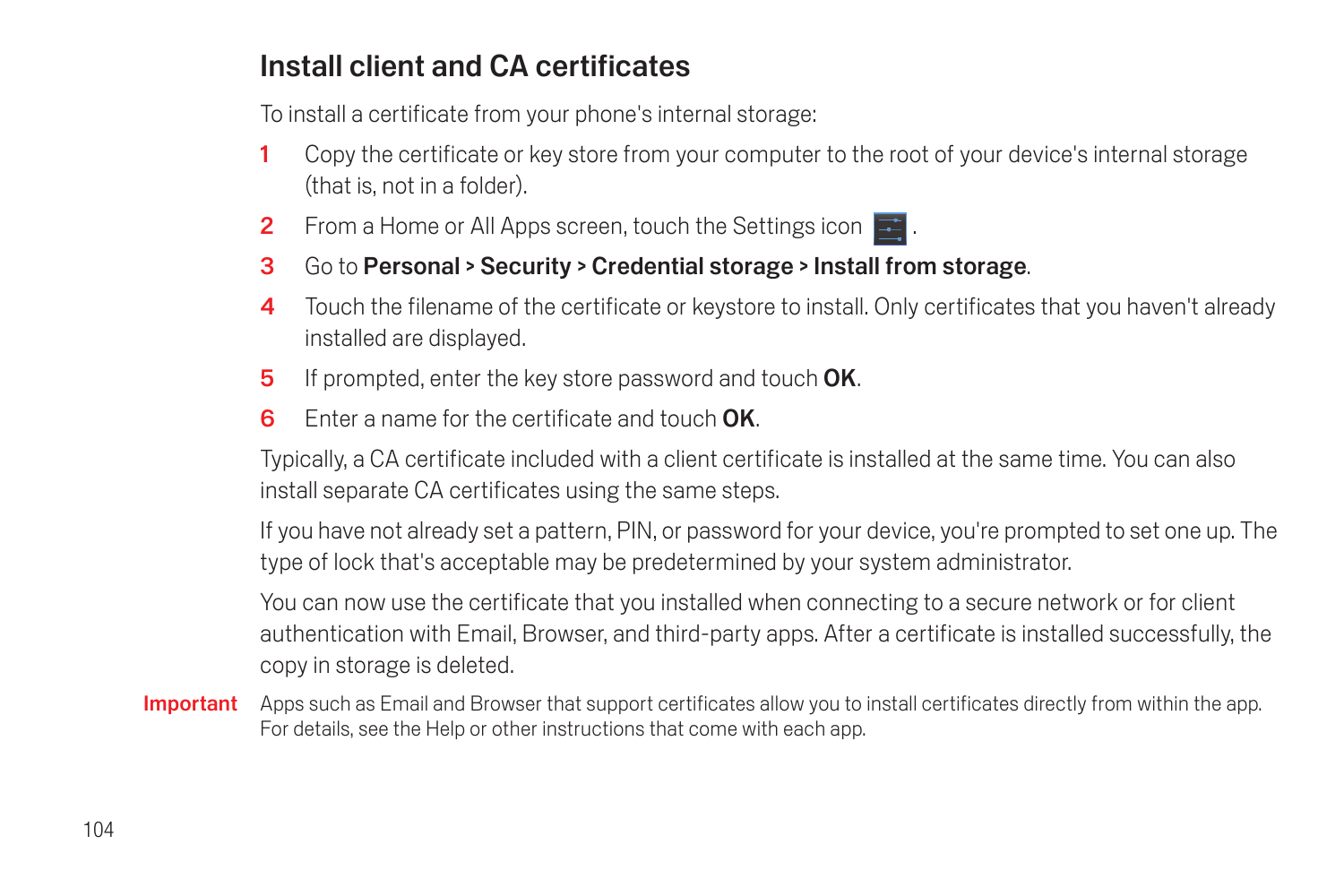## Install client and CA certificates

To install a certificate from your phone's internal storage:

1. Copy the certificate or key store from your computer to the root of your device's internal storage (that is, not in a folder).
2. From a Home or All Apps screen, touch the Settings icon .
3. Go to **Personal** > **Security** > **Credential storage** > **Install from storage**.
4. Touch the filename of the certificate or keystore to install. Only certificates that you haven't already installed are displayed.
5. If prompted, enter the key store password and touch **OK**.
6. Enter a name for the certificate and touch **OK**.

Typically, a CA certificate included with a client certificate is installed at the same time. You can also install separate CA certificates using the same steps.

If you have not already set a pattern, PIN, or password for your device, you're prompted to set one up. The type of lock that's acceptable may be predetermined by your system administrator.

You can now use the certificate that you installed when connecting to a secure network or for client authentication with Email, Browser, and third-party apps. After a certificate is installed successfully, the copy in storage is deleted.

**Important** Apps such as Email and Browser that support certificates allow you to install certificates directly from within the app. For details, see the Help or other instructions that come with each app.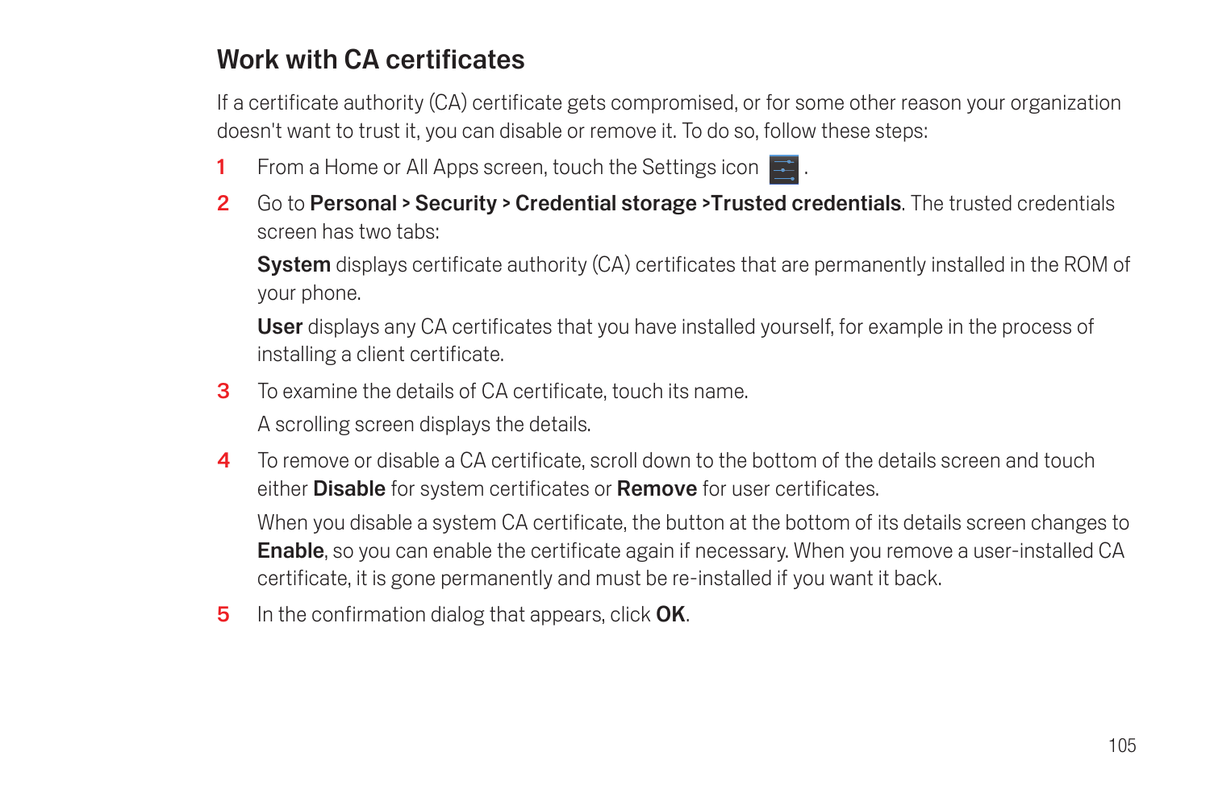## Work with CA certificates

If a certificate authority (CA) certificate gets compromised, or for some other reason your organization doesn't want to trust it, you can disable or remove it. To do so, follow these steps:

1. From a Home or All Apps screen, touch the Settings icon .
2. Go to **Personal > Security > Credential storage >Trusted credentials**. The trusted credentials screen has two tabs:

   **System** displays certificate authority (CA) certificates that are permanently installed in the ROM of your phone.

   **User** displays any CA certificates that you have installed yourself, for example in the process of installing a client certificate.
3. To examine the details of CA certificate, touch its name.

   A scrolling screen displays the details.
4. To remove or disable a CA certificate, scroll down to the bottom of the details screen and touch either **Disable** for system certificates or **Remove** for user certificates.

   When you disable a system CA certificate, the button at the bottom of its details screen changes to **Enable**, so you can enable the certificate again if necessary. When you remove a user-installed CA certificate, it is gone permanently and must be re-installed if you want it back.
5. In the confirmation dialog that appears, click **OK**.